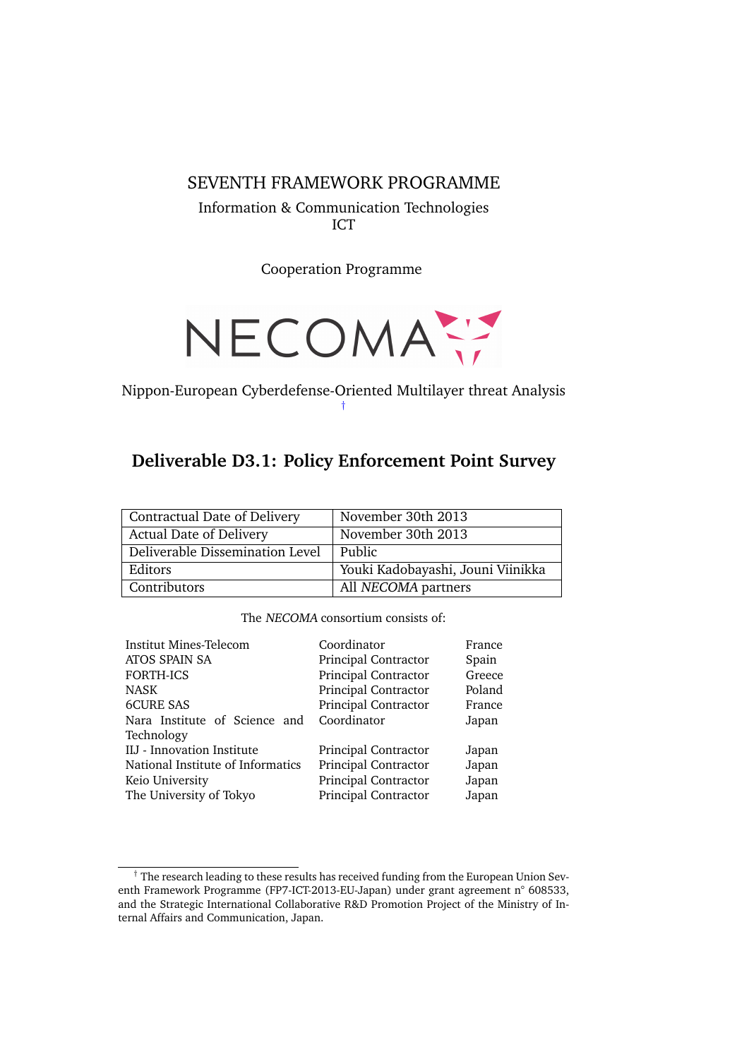SEVENTH FRAMEWORK PROGRAMME

Information & Communication Technologies
ICT

Cooperation Programme

NECOMA

Nippon-European Cyberdefense-Oriented Multilayer threat Analysis †

# Deliverable D3.1: Policy Enforcement Point Survey

| | |
|---|---|
| Contractual Date of Delivery | November 30th 2013 |
| Actual Date of Delivery | November 30th 2013 |
| Deliverable Dissemination Level | Public |
| Editors | Youki Kadobayashi, Jouni Viinikka |
| Contributors | All *NECOMA* partners |

The *NECOMA* consortium consists of:

| | | |
|---|---|---|
| Institut Mines-Telecom | Coordinator | France |
| ATOS SPAIN SA | Principal Contractor | Spain |
| FORTH-ICS | Principal Contractor | Greece |
| NASK | Principal Contractor | Poland |
| 6CURE SAS | Principal Contractor | France |
| Nara Institute of Science and Technology | Coordinator | Japan |
| IIJ - Innovation Institute | Principal Contractor | Japan |
| National Institute of Informatics | Principal Contractor | Japan |
| Keio University | Principal Contractor | Japan |
| The University of Tokyo | Principal Contractor | Japan |

† The research leading to these results has received funding from the European Union Seventh Framework Programme (FP7-ICT-2013-EU-Japan) under grant agreement n° 608533, and the Strategic International Collaborative R&D Promotion Project of the Ministry of Internal Affairs and Communication, Japan.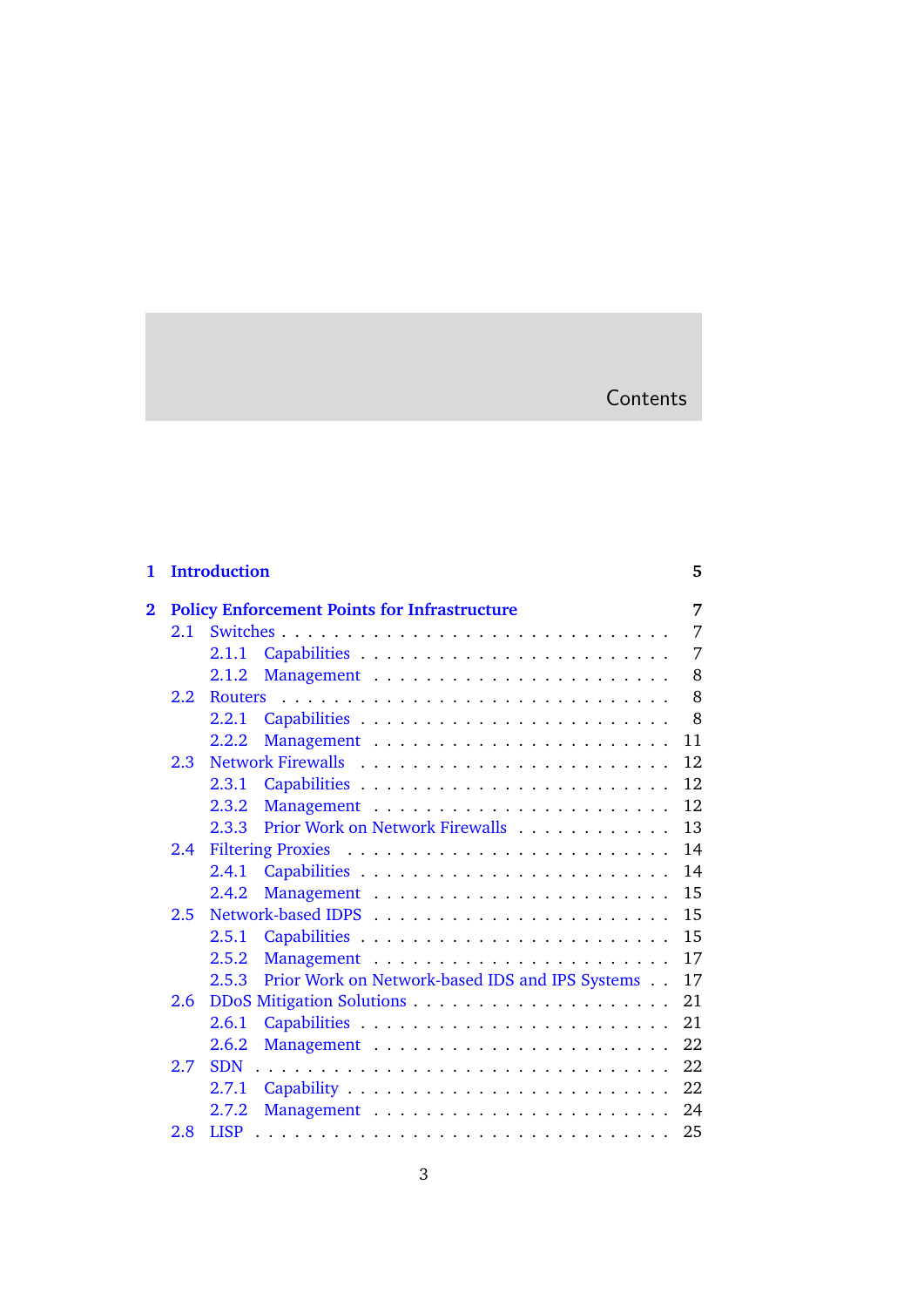# Contents

- **1 Introduction** — 5
- **2 Policy Enforcement Points for Infrastructure** — 7
  - 2.1 Switches — 7
    - 2.1.1 Capabilities — 7
    - 2.1.2 Management — 8
  - 2.2 Routers — 8
    - 2.2.1 Capabilities — 8
    - 2.2.2 Management — 11
  - 2.3 Network Firewalls — 12
    - 2.3.1 Capabilities — 12
    - 2.3.2 Management — 12
    - 2.3.3 Prior Work on Network Firewalls — 13
  - 2.4 Filtering Proxies — 14
    - 2.4.1 Capabilities — 14
    - 2.4.2 Management — 15
  - 2.5 Network-based IDPS — 15
    - 2.5.1 Capabilities — 15
    - 2.5.2 Management — 17
    - 2.5.3 Prior Work on Network-based IDS and IPS Systems — 17
  - 2.6 DDoS Mitigation Solutions — 21
    - 2.6.1 Capabilities — 21
    - 2.6.2 Management — 22
  - 2.7 SDN — 22
    - 2.7.1 Capability — 22
    - 2.7.2 Management — 24
  - 2.8 LISP — 25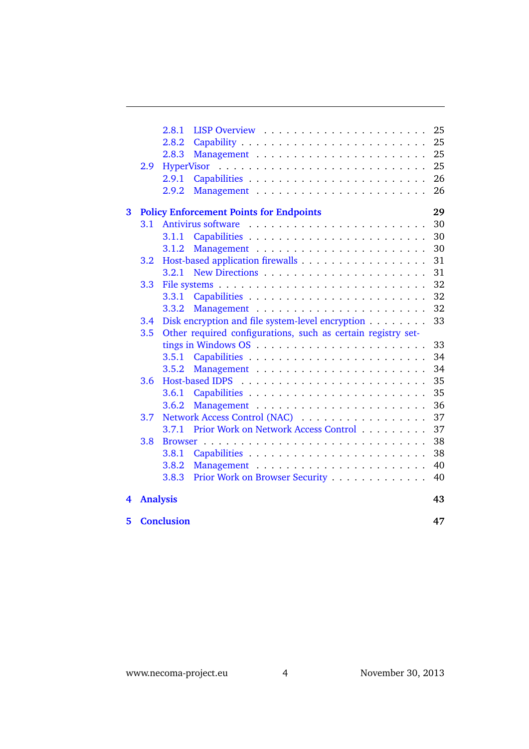- 2.8.1 LISP Overview . . . . . . . . . . . . . . . . . . . . . 25
- 2.8.2 Capability . . . . . . . . . . . . . . . . . . . . . . . 25
- 2.8.3 Management . . . . . . . . . . . . . . . . . . . . . . 25
- 2.9 HyperVisor . . . . . . . . . . . . . . . . . . . . . . . . . 25
  - 2.9.1 Capabilities . . . . . . . . . . . . . . . . . . . . . . 26
  - 2.9.2 Management . . . . . . . . . . . . . . . . . . . . . . 26

**3 Policy Enforcement Points for Endpoints** **29**

- 3.1 Antivirus software . . . . . . . . . . . . . . . . . . . . . 30
  - 3.1.1 Capabilities . . . . . . . . . . . . . . . . . . . . . . 30
  - 3.1.2 Management . . . . . . . . . . . . . . . . . . . . . . 30
- 3.2 Host-based application firewalls . . . . . . . . . . . . . . . 31
  - 3.2.1 New Directions . . . . . . . . . . . . . . . . . . . . 31
- 3.3 File systems . . . . . . . . . . . . . . . . . . . . . . . . 32
  - 3.3.1 Capabilities . . . . . . . . . . . . . . . . . . . . . . 32
  - 3.3.2 Management . . . . . . . . . . . . . . . . . . . . . . 32
- 3.4 Disk encryption and file system-level encryption . . . . . . . . 33
- 3.5 Other required configurations, such as certain registry settings in Windows OS . . . . . . . . . . . . . . . . . . . . . . 33
  - 3.5.1 Capabilities . . . . . . . . . . . . . . . . . . . . . . 34
  - 3.5.2 Management . . . . . . . . . . . . . . . . . . . . . . 34
- 3.6 Host-based IDPS . . . . . . . . . . . . . . . . . . . . . . 35
  - 3.6.1 Capabilities . . . . . . . . . . . . . . . . . . . . . . 35
  - 3.6.2 Management . . . . . . . . . . . . . . . . . . . . . . 36
- 3.7 Network Access Control (NAC) . . . . . . . . . . . . . . . . 37
  - 3.7.1 Prior Work on Network Access Control . . . . . . . . . 37
- 3.8 Browser . . . . . . . . . . . . . . . . . . . . . . . . . . 38
  - 3.8.1 Capabilities . . . . . . . . . . . . . . . . . . . . . . 38
  - 3.8.2 Management . . . . . . . . . . . . . . . . . . . . . . 40
  - 3.8.3 Prior Work on Browser Security . . . . . . . . . . . . 40

**4 Analysis** **43**

**5 Conclusion** **47**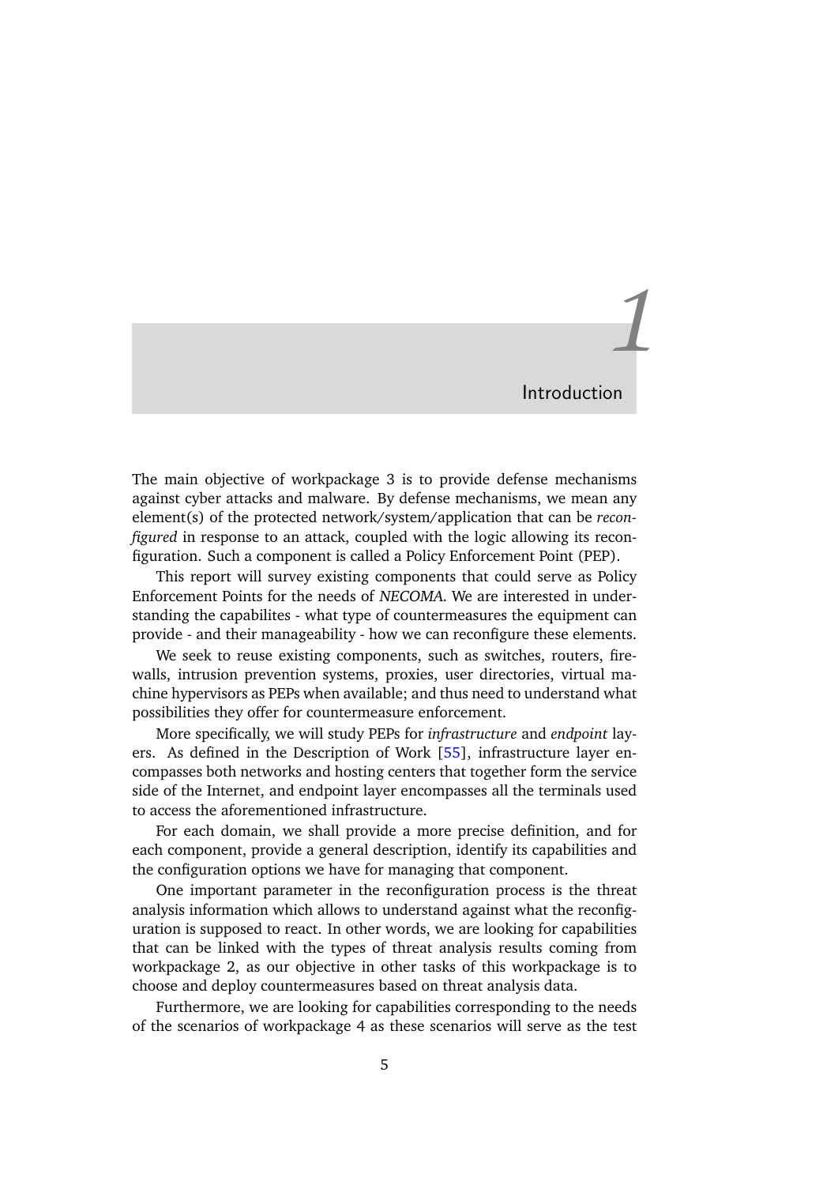# 1 Introduction

The main objective of workpackage 3 is to provide defense mechanisms against cyber attacks and malware. By defense mechanisms, we mean any element(s) of the protected network/system/application that can be *reconfigured* in response to an attack, coupled with the logic allowing its reconfiguration. Such a component is called a Policy Enforcement Point (PEP).

This report will survey existing components that could serve as Policy Enforcement Points for the needs of *NECOMA*. We are interested in understanding the capabilites - what type of countermeasures the equipment can provide - and their manageability - how we can reconfigure these elements.

We seek to reuse existing components, such as switches, routers, firewalls, intrusion prevention systems, proxies, user directories, virtual machine hypervisors as PEPs when available; and thus need to understand what possibilities they offer for countermeasure enforcement.

More specifically, we will study PEPs for *infrastructure* and *endpoint* layers. As defined in the Description of Work [55], infrastructure layer encompasses both networks and hosting centers that together form the service side of the Internet, and endpoint layer encompasses all the terminals used to access the aforementioned infrastructure.

For each domain, we shall provide a more precise definition, and for each component, provide a general description, identify its capabilities and the configuration options we have for managing that component.

One important parameter in the reconfiguration process is the threat analysis information which allows to understand against what the reconfiguration is supposed to react. In other words, we are looking for capabilities that can be linked with the types of threat analysis results coming from workpackage 2, as our objective in other tasks of this workpackage is to choose and deploy countermeasures based on threat analysis data.

Furthermore, we are looking for capabilities corresponding to the needs of the scenarios of workpackage 4 as these scenarios will serve as the test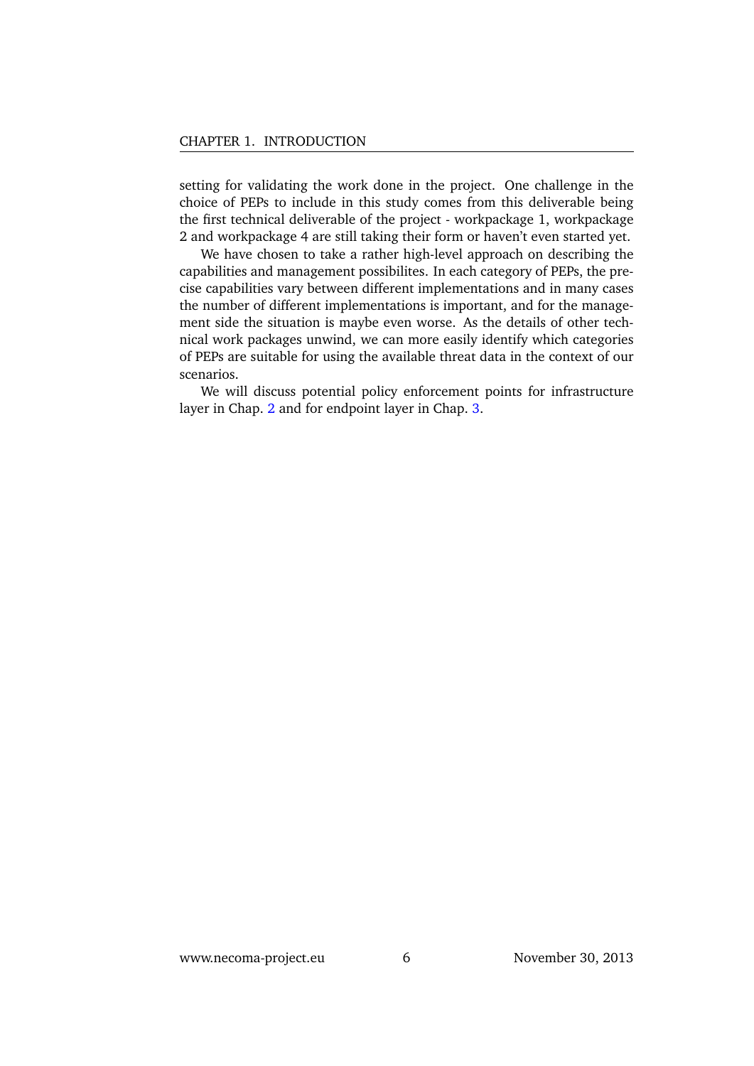setting for validating the work done in the project. One challenge in the choice of PEPs to include in this study comes from this deliverable being the first technical deliverable of the project - workpackage 1, workpackage 2 and workpackage 4 are still taking their form or haven't even started yet.

We have chosen to take a rather high-level approach on describing the capabilities and management possibilites. In each category of PEPs, the precise capabilities vary between different implementations and in many cases the number of different implementations is important, and for the management side the situation is maybe even worse. As the details of other technical work packages unwind, we can more easily identify which categories of PEPs are suitable for using the available threat data in the context of our scenarios.

We will discuss potential policy enforcement points for infrastructure layer in Chap. 2 and for endpoint layer in Chap. 3.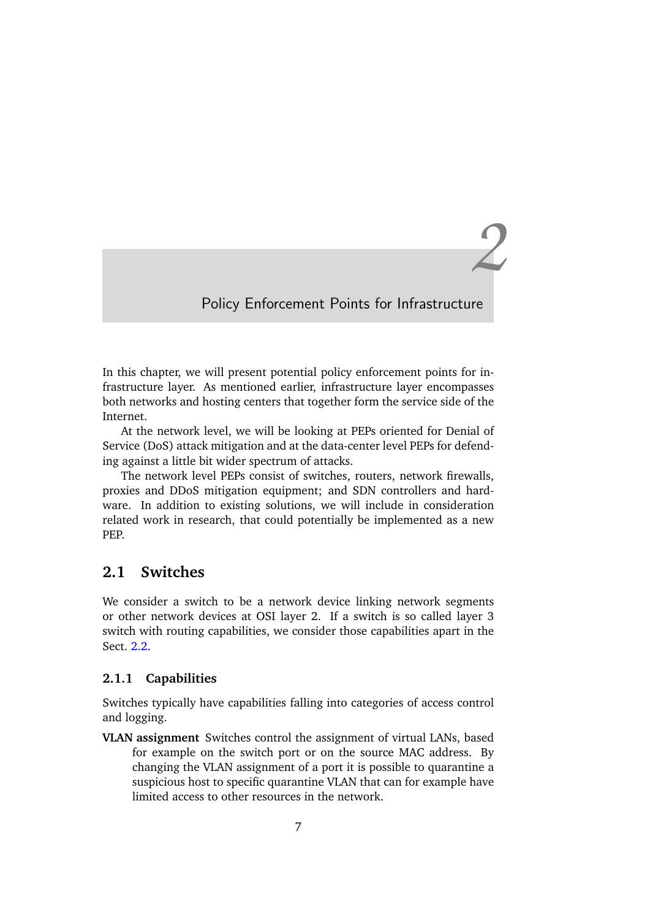# 2 Policy Enforcement Points for Infrastructure

In this chapter, we will present potential policy enforcement points for infrastructure layer. As mentioned earlier, infrastructure layer encompasses both networks and hosting centers that together form the service side of the Internet.

At the network level, we will be looking at PEPs oriented for Denial of Service (DoS) attack mitigation and at the data-center level PEPs for defending against a little bit wider spectrum of attacks.

The network level PEPs consist of switches, routers, network firewalls, proxies and DDoS mitigation equipment; and SDN controllers and hardware. In addition to existing solutions, we will include in consideration related work in research, that could potentially be implemented as a new PEP.

## 2.1 Switches

We consider a switch to be a network device linking network segments or other network devices at OSI layer 2. If a switch is so called layer 3 switch with routing capabilities, we consider those capabilities apart in the Sect. 2.2.

### 2.1.1 Capabilities

Switches typically have capabilities falling into categories of access control and logging.

**VLAN assignment** Switches control the assignment of virtual LANs, based for example on the switch port or on the source MAC address. By changing the VLAN assignment of a port it is possible to quarantine a suspicious host to specific quarantine VLAN that can for example have limited access to other resources in the network.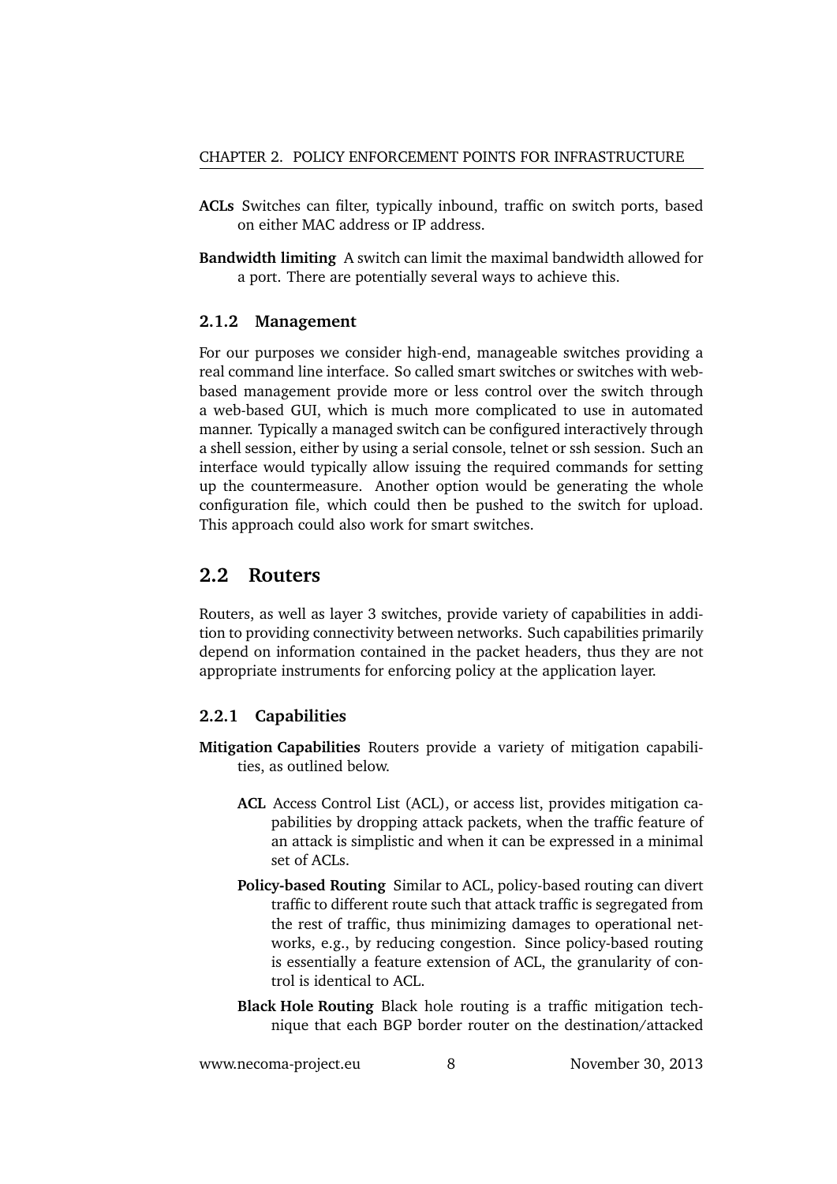**ACLs** Switches can filter, typically inbound, traffic on switch ports, based on either MAC address or IP address.

**Bandwidth limiting** A switch can limit the maximal bandwidth allowed for a port. There are potentially several ways to achieve this.

### 2.1.2 Management

For our purposes we consider high-end, manageable switches providing a real command line interface. So called smart switches or switches with web-based management provide more or less control over the switch through a web-based GUI, which is much more complicated to use in automated manner. Typically a managed switch can be configured interactively through a shell session, either by using a serial console, telnet or ssh session. Such an interface would typically allow issuing the required commands for setting up the countermeasure. Another option would be generating the whole configuration file, which could then be pushed to the switch for upload. This approach could also work for smart switches.

## 2.2 Routers

Routers, as well as layer 3 switches, provide variety of capabilities in addition to providing connectivity between networks. Such capabilities primarily depend on information contained in the packet headers, thus they are not appropriate instruments for enforcing policy at the application layer.

### 2.2.1 Capabilities

**Mitigation Capabilities** Routers provide a variety of mitigation capabilities, as outlined below.

**ACL** Access Control List (ACL), or access list, provides mitigation capabilities by dropping attack packets, when the traffic feature of an attack is simplistic and when it can be expressed in a minimal set of ACLs.

**Policy-based Routing** Similar to ACL, policy-based routing can divert traffic to different route such that attack traffic is segregated from the rest of traffic, thus minimizing damages to operational networks, e.g., by reducing congestion. Since policy-based routing is essentially a feature extension of ACL, the granularity of control is identical to ACL.

**Black Hole Routing** Black hole routing is a traffic mitigation technique that each BGP border router on the destination/attacked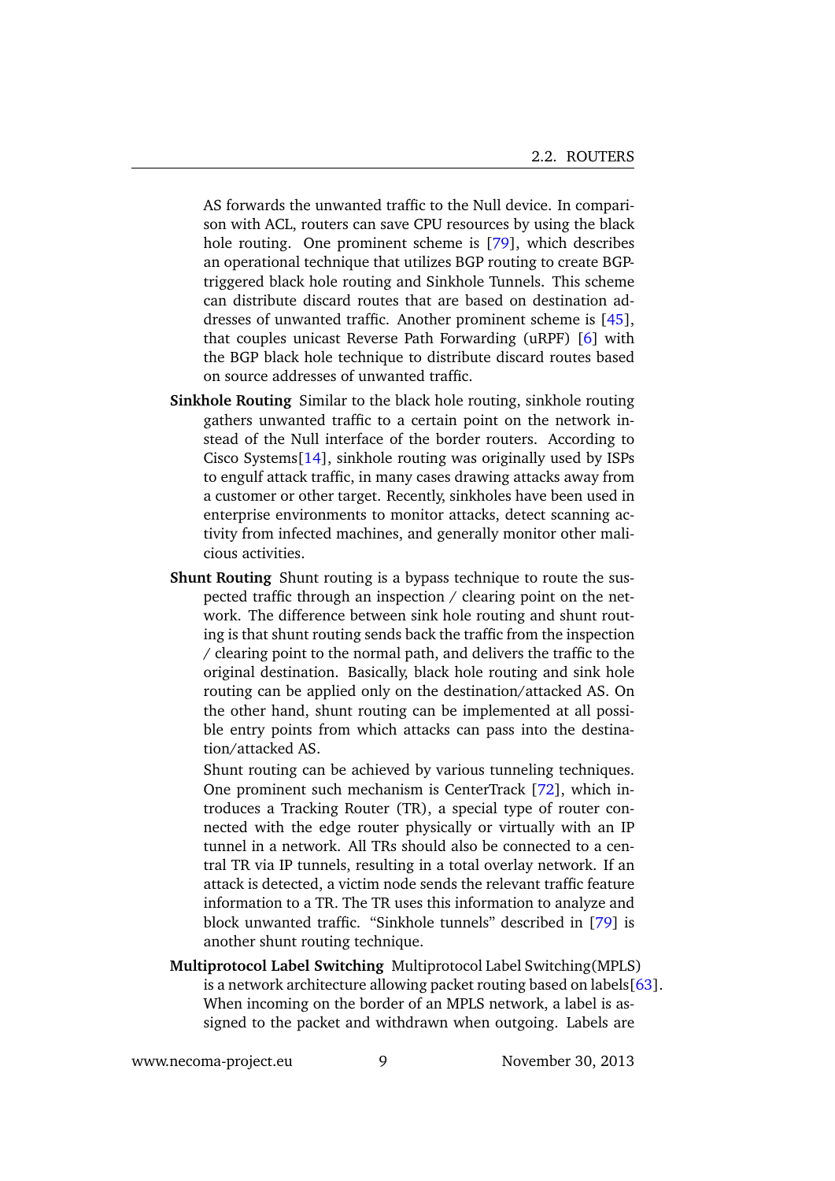AS forwards the unwanted traffic to the Null device. In comparison with ACL, routers can save CPU resources by using the black hole routing. One prominent scheme is [79], which describes an operational technique that utilizes BGP routing to create BGP-triggered black hole routing and Sinkhole Tunnels. This scheme can distribute discard routes that are based on destination addresses of unwanted traffic. Another prominent scheme is [45], that couples unicast Reverse Path Forwarding (uRPF) [6] with the BGP black hole technique to distribute discard routes based on source addresses of unwanted traffic.

**Sinkhole Routing** Similar to the black hole routing, sinkhole routing gathers unwanted traffic to a certain point on the network instead of the Null interface of the border routers. According to Cisco Systems[14], sinkhole routing was originally used by ISPs to engulf attack traffic, in many cases drawing attacks away from a customer or other target. Recently, sinkholes have been used in enterprise environments to monitor attacks, detect scanning activity from infected machines, and generally monitor other malicious activities.

**Shunt Routing** Shunt routing is a bypass technique to route the suspected traffic through an inspection / clearing point on the network. The difference between sink hole routing and shunt routing is that shunt routing sends back the traffic from the inspection / clearing point to the normal path, and delivers the traffic to the original destination. Basically, black hole routing and sink hole routing can be applied only on the destination/attacked AS. On the other hand, shunt routing can be implemented at all possible entry points from which attacks can pass into the destination/attacked AS.

Shunt routing can be achieved by various tunneling techniques. One prominent such mechanism is CenterTrack [72], which introduces a Tracking Router (TR), a special type of router connected with the edge router physically or virtually with an IP tunnel in a network. All TRs should also be connected to a central TR via IP tunnels, resulting in a total overlay network. If an attack is detected, a victim node sends the relevant traffic feature information to a TR. The TR uses this information to analyze and block unwanted traffic. "Sinkhole tunnels" described in [79] is another shunt routing technique.

**Multiprotocol Label Switching** Multiprotocol Label Switching(MPLS) is a network architecture allowing packet routing based on labels[63]. When incoming on the border of an MPLS network, a label is assigned to the packet and withdrawn when outgoing. Labels are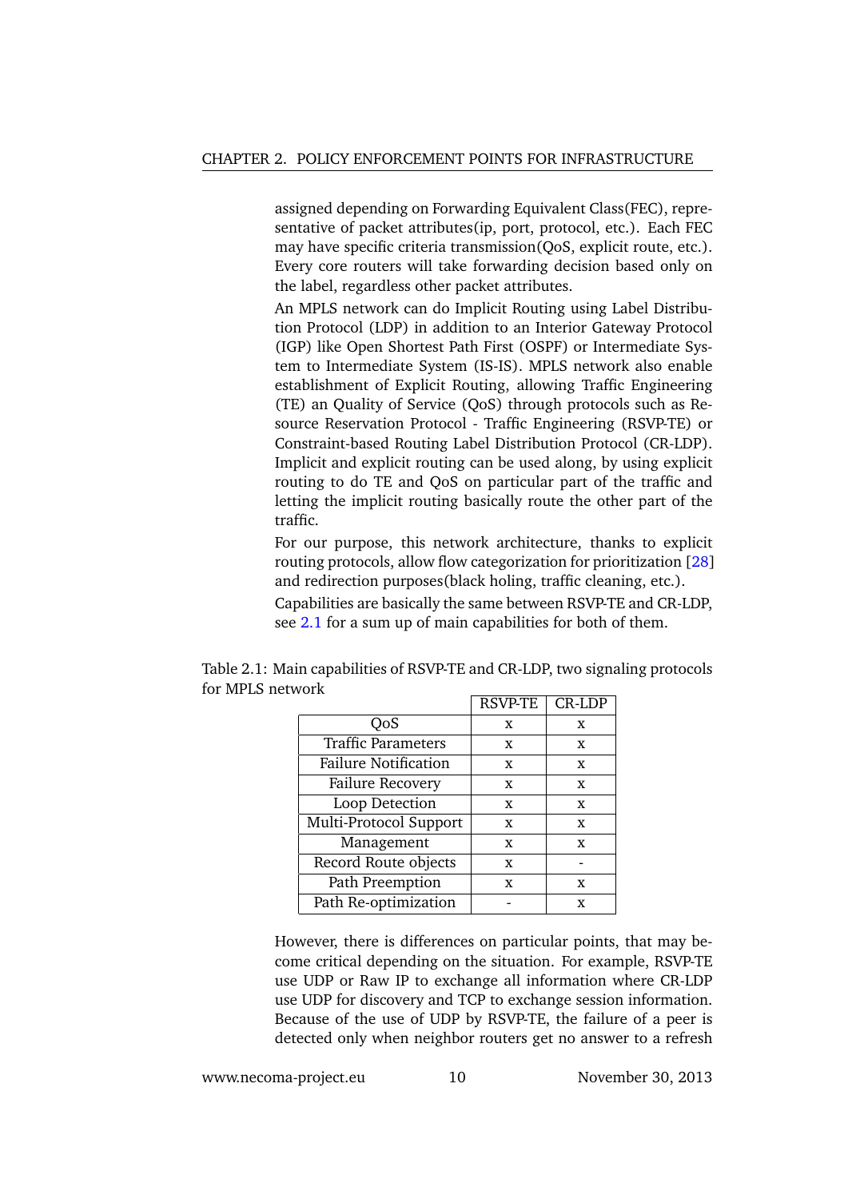assigned depending on Forwarding Equivalent Class(FEC), representative of packet attributes(ip, port, protocol, etc.). Each FEC may have specific criteria transmission(QoS, explicit route, etc.). Every core routers will take forwarding decision based only on the label, regardless other packet attributes.

An MPLS network can do Implicit Routing using Label Distribution Protocol (LDP) in addition to an Interior Gateway Protocol (IGP) like Open Shortest Path First (OSPF) or Intermediate System to Intermediate System (IS-IS). MPLS network also enable establishment of Explicit Routing, allowing Traffic Engineering (TE) an Quality of Service (QoS) through protocols such as Resource Reservation Protocol - Traffic Engineering (RSVP-TE) or Constraint-based Routing Label Distribution Protocol (CR-LDP). Implicit and explicit routing can be used along, by using explicit routing to do TE and QoS on particular part of the traffic and letting the implicit routing basically route the other part of the traffic.

For our purpose, this network architecture, thanks to explicit routing protocols, allow flow categorization for prioritization [28] and redirection purposes(black holing, traffic cleaning, etc.).

Capabilities are basically the same between RSVP-TE and CR-LDP, see 2.1 for a sum up of main capabilities for both of them.

Table 2.1: Main capabilities of RSVP-TE and CR-LDP, two signaling protocols for MPLS network

| | RSVP-TE | CR-LDP |
|---|---|---|
| QoS | x | x |
| Traffic Parameters | x | x |
| Failure Notification | x | x |
| Failure Recovery | x | x |
| Loop Detection | x | x |
| Multi-Protocol Support | x | x |
| Management | x | x |
| Record Route objects | x | - |
| Path Preemption | x | x |
| Path Re-optimization | - | x |

However, there is differences on particular points, that may become critical depending on the situation. For example, RSVP-TE use UDP or Raw IP to exchange all information where CR-LDP use UDP for discovery and TCP to exchange session information. Because of the use of UDP by RSVP-TE, the failure of a peer is detected only when neighbor routers get no answer to a refresh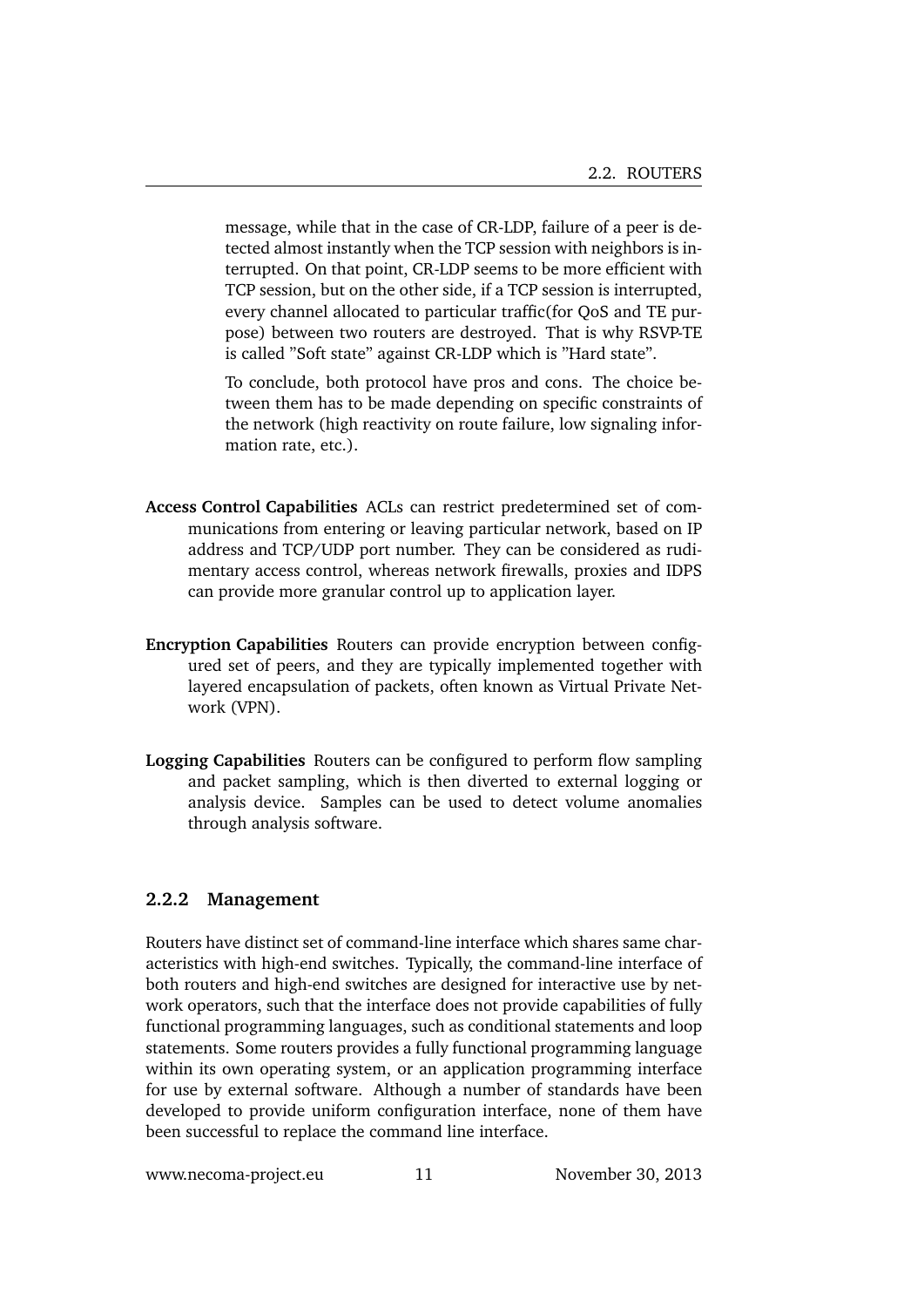message, while that in the case of CR-LDP, failure of a peer is detected almost instantly when the TCP session with neighbors is interrupted. On that point, CR-LDP seems to be more efficient with TCP session, but on the other side, if a TCP session is interrupted, every channel allocated to particular traffic(for QoS and TE purpose) between two routers are destroyed. That is why RSVP-TE is called ”Soft state” against CR-LDP which is ”Hard state”.

To conclude, both protocol have pros and cons. The choice between them has to be made depending on specific constraints of the network (high reactivity on route failure, low signaling information rate, etc.).

**Access Control Capabilities** ACLs can restrict predetermined set of communications from entering or leaving particular network, based on IP address and TCP/UDP port number. They can be considered as rudimentary access control, whereas network firewalls, proxies and IDPS can provide more granular control up to application layer.

**Encryption Capabilities** Routers can provide encryption between configured set of peers, and they are typically implemented together with layered encapsulation of packets, often known as Virtual Private Network (VPN).

**Logging Capabilities** Routers can be configured to perform flow sampling and packet sampling, which is then diverted to external logging or analysis device. Samples can be used to detect volume anomalies through analysis software.

### 2.2.2 Management

Routers have distinct set of command-line interface which shares same characteristics with high-end switches. Typically, the command-line interface of both routers and high-end switches are designed for interactive use by network operators, such that the interface does not provide capabilities of fully functional programming languages, such as conditional statements and loop statements. Some routers provides a fully functional programming language within its own operating system, or an application programming interface for use by external software. Although a number of standards have been developed to provide uniform configuration interface, none of them have been successful to replace the command line interface.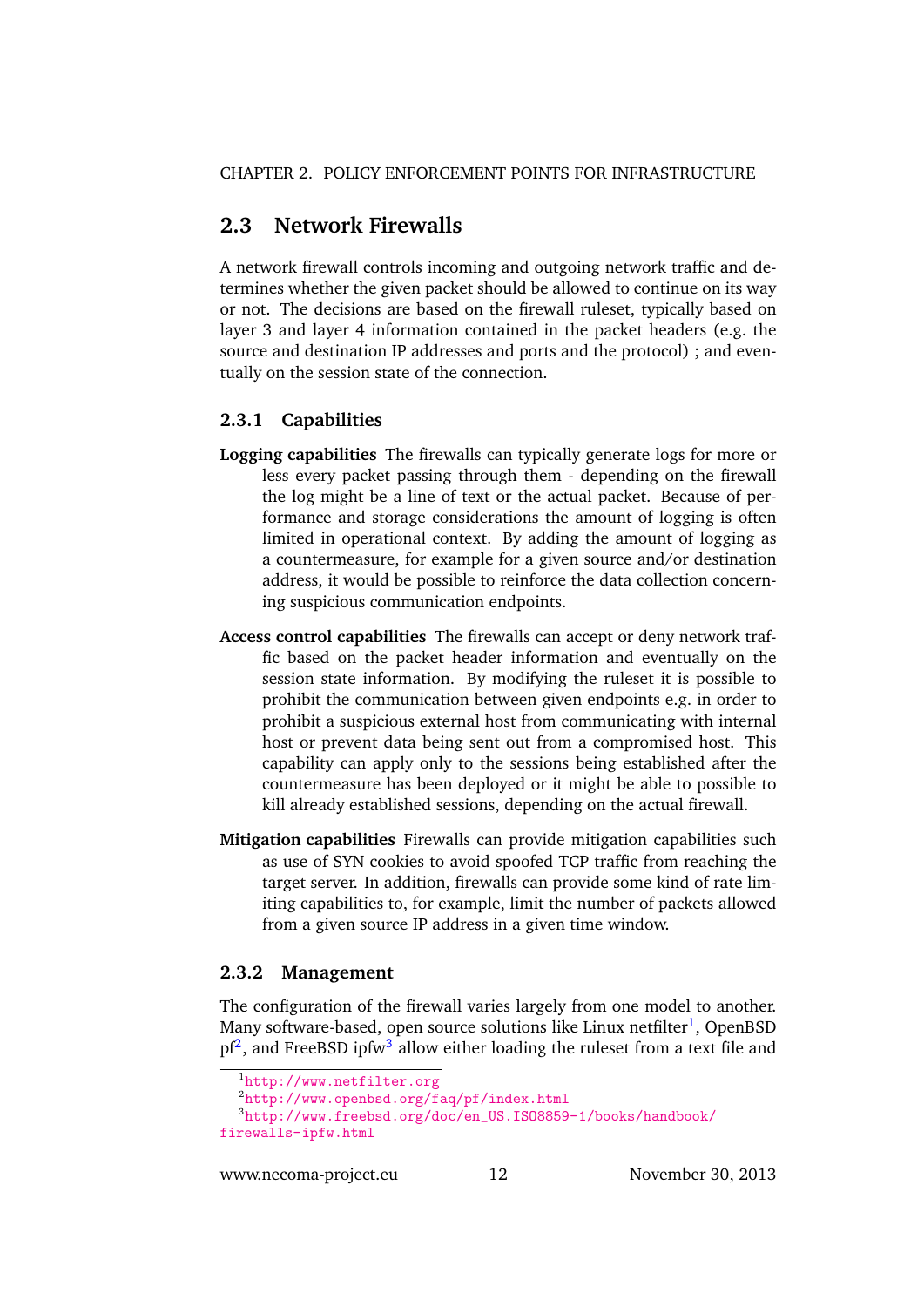## 2.3 Network Firewalls

A network firewall controls incoming and outgoing network traffic and determines whether the given packet should be allowed to continue on its way or not. The decisions are based on the firewall ruleset, typically based on layer 3 and layer 4 information contained in the packet headers (e.g. the source and destination IP addresses and ports and the protocol) ; and eventually on the session state of the connection.

### 2.3.1 Capabilities

**Logging capabilities** The firewalls can typically generate logs for more or less every packet passing through them - depending on the firewall the log might be a line of text or the actual packet. Because of performance and storage considerations the amount of logging is often limited in operational context. By adding the amount of logging as a countermeasure, for example for a given source and/or destination address, it would be possible to reinforce the data collection concerning suspicious communication endpoints.

**Access control capabilities** The firewalls can accept or deny network traffic based on the packet header information and eventually on the session state information. By modifying the ruleset it is possible to prohibit the communication between given endpoints e.g. in order to prohibit a suspicious external host from communicating with internal host or prevent data being sent out from a compromised host. This capability can apply only to the sessions being established after the countermeasure has been deployed or it might be able to possible to kill already established sessions, depending on the actual firewall.

**Mitigation capabilities** Firewalls can provide mitigation capabilities such as use of SYN cookies to avoid spoofed TCP traffic from reaching the target server. In addition, firewalls can provide some kind of rate limiting capabilities to, for example, limit the number of packets allowed from a given source IP address in a given time window.

### 2.3.2 Management

The configuration of the firewall varies largely from one model to another. Many software-based, open source solutions like Linux netfilter[1], OpenBSD pf[2], and FreeBSD ipfw[3] allow either loading the ruleset from a text file and

[1] http://www.netfilter.org

[2] http://www.openbsd.org/faq/pf/index.html

[3] http://www.freebsd.org/doc/en_US.ISO8859-1/books/handbook/firewalls-ipfw.html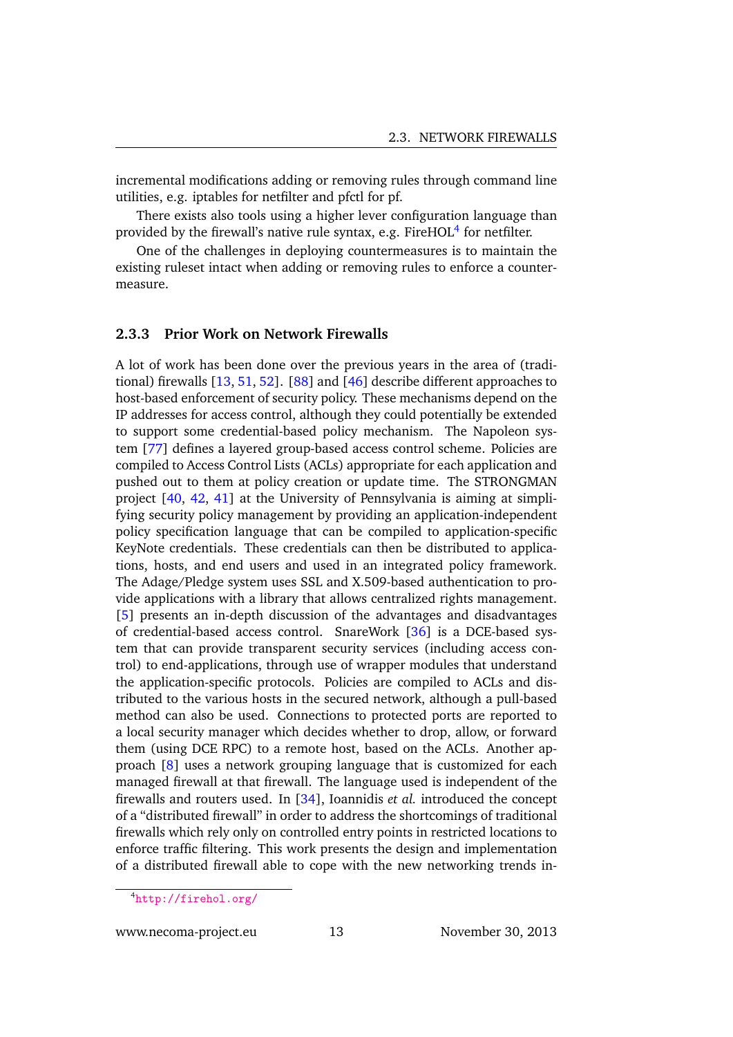incremental modifications adding or removing rules through command line utilities, e.g. iptables for netfilter and pfctl for pf.

There exists also tools using a higher lever configuration language than provided by the firewall's native rule syntax, e.g. FireHOL[4] for netfilter.

One of the challenges in deploying countermeasures is to maintain the existing ruleset intact when adding or removing rules to enforce a countermeasure.

### 2.3.3 Prior Work on Network Firewalls

A lot of work has been done over the previous years in the area of (traditional) firewalls [13, 51, 52]. [88] and [46] describe different approaches to host-based enforcement of security policy. These mechanisms depend on the IP addresses for access control, although they could potentially be extended to support some credential-based policy mechanism. The Napoleon system [77] defines a layered group-based access control scheme. Policies are compiled to Access Control Lists (ACLs) appropriate for each application and pushed out to them at policy creation or update time. The STRONGMAN project [40, 42, 41] at the University of Pennsylvania is aiming at simplifying security policy management by providing an application-independent policy specification language that can be compiled to application-specific KeyNote credentials. These credentials can then be distributed to applications, hosts, and end users and used in an integrated policy framework. The Adage/Pledge system uses SSL and X.509-based authentication to provide applications with a library that allows centralized rights management. [5] presents an in-depth discussion of the advantages and disadvantages of credential-based access control. SnareWork [36] is a DCE-based system that can provide transparent security services (including access control) to end-applications, through use of wrapper modules that understand the application-specific protocols. Policies are compiled to ACLs and distributed to the various hosts in the secured network, although a pull-based method can also be used. Connections to protected ports are reported to a local security manager which decides whether to drop, allow, or forward them (using DCE RPC) to a remote host, based on the ACLs. Another approach [8] uses a network grouping language that is customized for each managed firewall at that firewall. The language used is independent of the firewalls and routers used. In [34], Ioannidis *et al.* introduced the concept of a "distributed firewall" in order to address the shortcomings of traditional firewalls which rely only on controlled entry points in restricted locations to enforce traffic filtering. This work presents the design and implementation of a distributed firewall able to cope with the new networking trends in-

[4] http://firehol.org/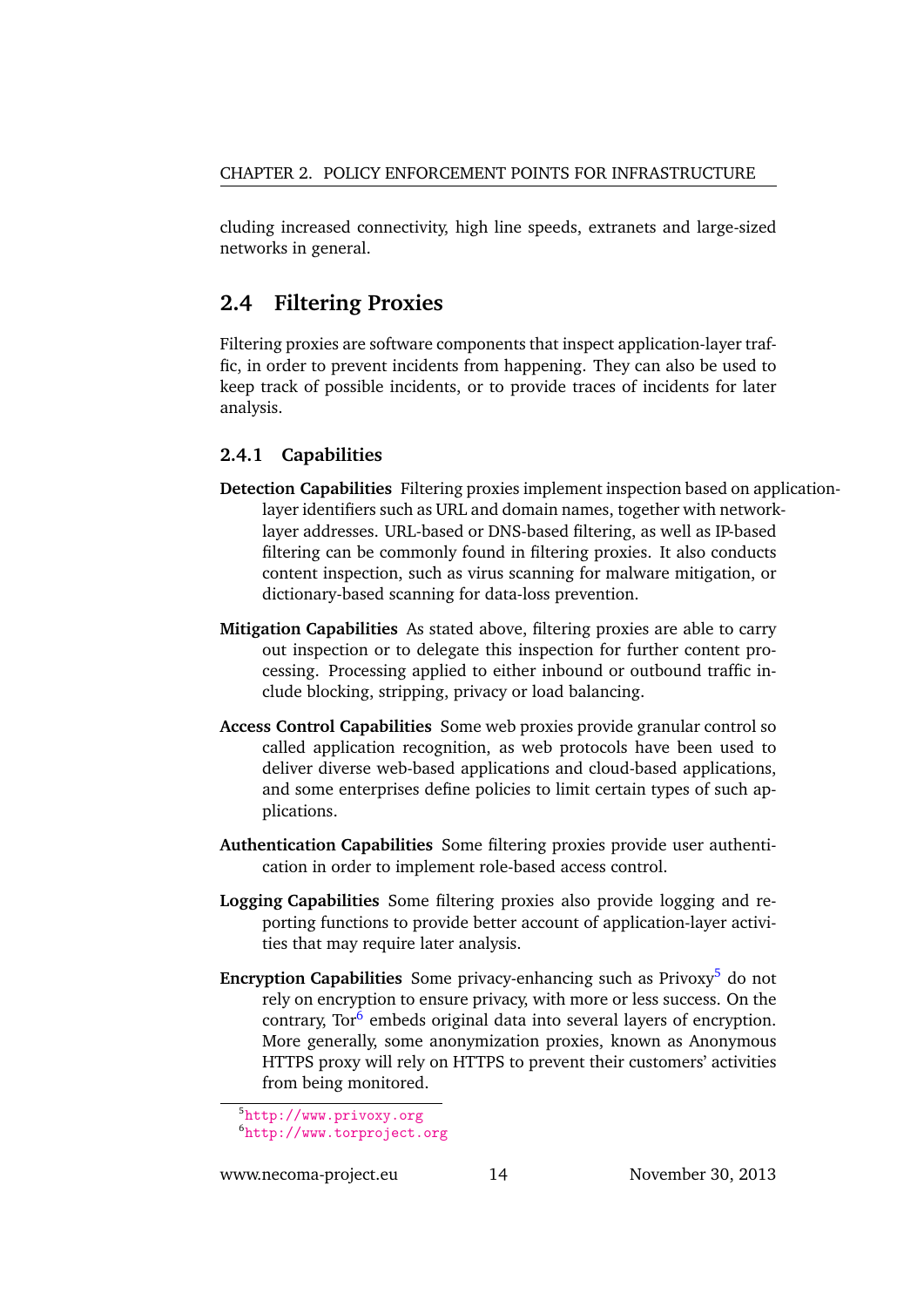cluding increased connectivity, high line speeds, extranets and large-sized networks in general.

## 2.4 Filtering Proxies

Filtering proxies are software components that inspect application-layer traffic, in order to prevent incidents from happening. They can also be used to keep track of possible incidents, or to provide traces of incidents for later analysis.

### 2.4.1 Capabilities

**Detection Capabilities** Filtering proxies implement inspection based on application-layer identifiers such as URL and domain names, together with network-layer addresses. URL-based or DNS-based filtering, as well as IP-based filtering can be commonly found in filtering proxies. It also conducts content inspection, such as virus scanning for malware mitigation, or dictionary-based scanning for data-loss prevention.

**Mitigation Capabilities** As stated above, filtering proxies are able to carry out inspection or to delegate this inspection for further content processing. Processing applied to either inbound or outbound traffic include blocking, stripping, privacy or load balancing.

**Access Control Capabilities** Some web proxies provide granular control so called application recognition, as web protocols have been used to deliver diverse web-based applications and cloud-based applications, and some enterprises define policies to limit certain types of such applications.

**Authentication Capabilities** Some filtering proxies provide user authentication in order to implement role-based access control.

**Logging Capabilities** Some filtering proxies also provide logging and reporting functions to provide better account of application-layer activities that may require later analysis.

**Encryption Capabilities** Some privacy-enhancing such as Privoxy[5] do not rely on encryption to ensure privacy, with more or less success. On the contrary, Tor[6] embeds original data into several layers of encryption. More generally, some anonymization proxies, known as Anonymous HTTPS proxy will rely on HTTPS to prevent their customers' activities from being monitored.

[5] http://www.privoxy.org

[6] http://www.torproject.org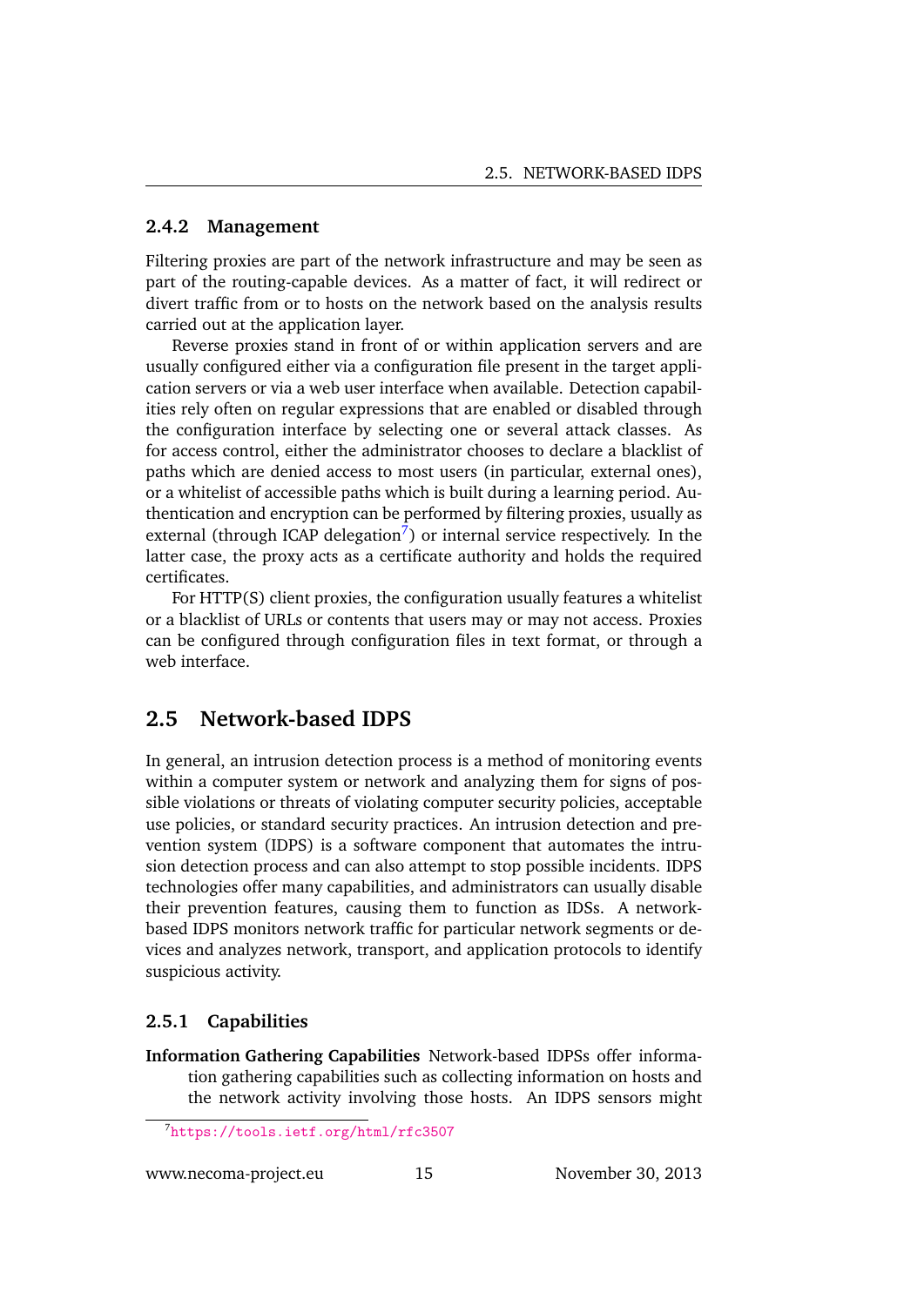### 2.4.2 Management

Filtering proxies are part of the network infrastructure and may be seen as part of the routing-capable devices. As a matter of fact, it will redirect or divert traffic from or to hosts on the network based on the analysis results carried out at the application layer.

Reverse proxies stand in front of or within application servers and are usually configured either via a configuration file present in the target application servers or via a web user interface when available. Detection capabilities rely often on regular expressions that are enabled or disabled through the configuration interface by selecting one or several attack classes. As for access control, either the administrator chooses to declare a blacklist of paths which are denied access to most users (in particular, external ones), or a whitelist of accessible paths which is built during a learning period. Authentication and encryption can be performed by filtering proxies, usually as external (through ICAP delegation[7]) or internal service respectively. In the latter case, the proxy acts as a certificate authority and holds the required certificates.

For HTTP(S) client proxies, the configuration usually features a whitelist or a blacklist of URLs or contents that users may or may not access. Proxies can be configured through configuration files in text format, or through a web interface.

## 2.5 Network-based IDPS

In general, an intrusion detection process is a method of monitoring events within a computer system or network and analyzing them for signs of possible violations or threats of violating computer security policies, acceptable use policies, or standard security practices. An intrusion detection and prevention system (IDPS) is a software component that automates the intrusion detection process and can also attempt to stop possible incidents. IDPS technologies offer many capabilities, and administrators can usually disable their prevention features, causing them to function as IDSs. A network-based IDPS monitors network traffic for particular network segments or devices and analyzes network, transport, and application protocols to identify suspicious activity.

### 2.5.1 Capabilities

**Information Gathering Capabilities** Network-based IDPSs offer information gathering capabilities such as collecting information on hosts and the network activity involving those hosts. An IDPS sensors might

[7] https://tools.ietf.org/html/rfc3507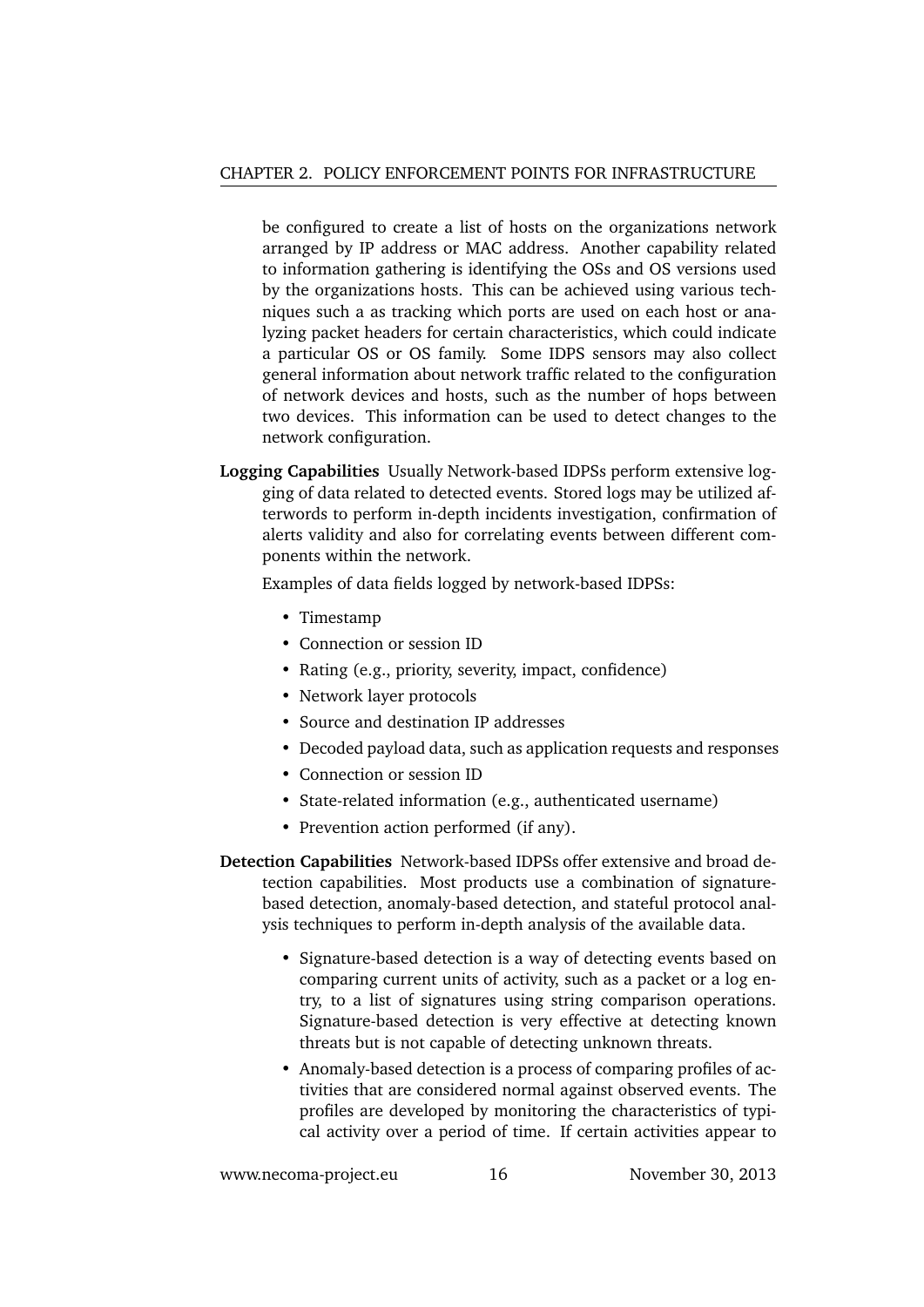be configured to create a list of hosts on the organizations network arranged by IP address or MAC address. Another capability related to information gathering is identifying the OSs and OS versions used by the organizations hosts. This can be achieved using various techniques such a as tracking which ports are used on each host or analyzing packet headers for certain characteristics, which could indicate a particular OS or OS family. Some IDPS sensors may also collect general information about network traffic related to the configuration of network devices and hosts, such as the number of hops between two devices. This information can be used to detect changes to the network configuration.

**Logging Capabilities** Usually Network-based IDPSs perform extensive logging of data related to detected events. Stored logs may be utilized afterwords to perform in-depth incidents investigation, confirmation of alerts validity and also for correlating events between different components within the network.

Examples of data fields logged by network-based IDPSs:

- Timestamp
- Connection or session ID
- Rating (e.g., priority, severity, impact, confidence)
- Network layer protocols
- Source and destination IP addresses
- Decoded payload data, such as application requests and responses
- Connection or session ID
- State-related information (e.g., authenticated username)
- Prevention action performed (if any).

**Detection Capabilities** Network-based IDPSs offer extensive and broad detection capabilities. Most products use a combination of signature-based detection, anomaly-based detection, and stateful protocol analysis techniques to perform in-depth analysis of the available data.

- Signature-based detection is a way of detecting events based on comparing current units of activity, such as a packet or a log entry, to a list of signatures using string comparison operations. Signature-based detection is very effective at detecting known threats but is not capable of detecting unknown threats.
- Anomaly-based detection is a process of comparing profiles of activities that are considered normal against observed events. The profiles are developed by monitoring the characteristics of typical activity over a period of time. If certain activities appear to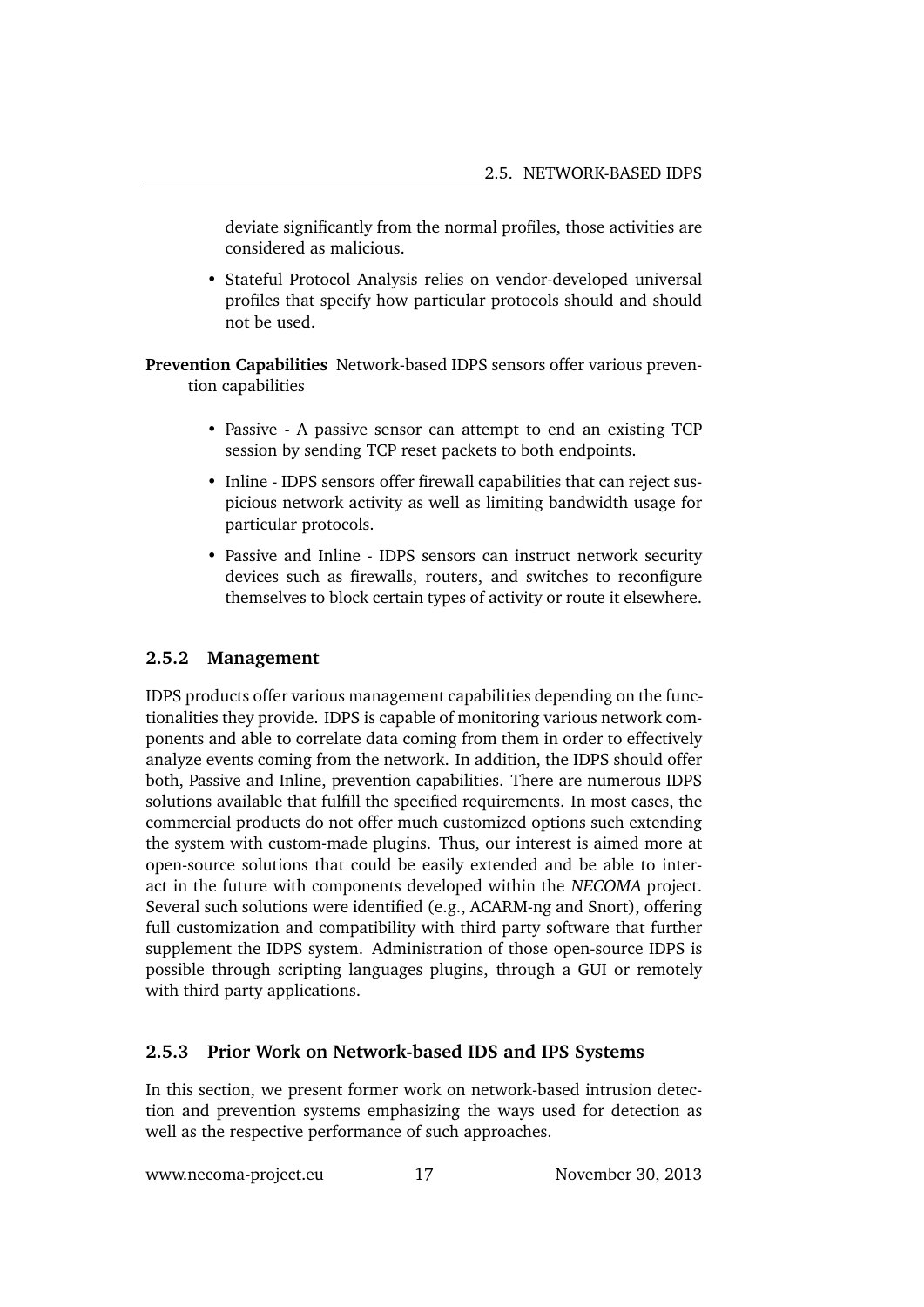deviate significantly from the normal profiles, those activities are considered as malicious.

- Stateful Protocol Analysis relies on vendor-developed universal profiles that specify how particular protocols should and should not be used.

**Prevention Capabilities** Network-based IDPS sensors offer various prevention capabilities

- Passive - A passive sensor can attempt to end an existing TCP session by sending TCP reset packets to both endpoints.
- Inline - IDPS sensors offer firewall capabilities that can reject suspicious network activity as well as limiting bandwidth usage for particular protocols.
- Passive and Inline - IDPS sensors can instruct network security devices such as firewalls, routers, and switches to reconfigure themselves to block certain types of activity or route it elsewhere.

### 2.5.2 Management

IDPS products offer various management capabilities depending on the functionalities they provide. IDPS is capable of monitoring various network components and able to correlate data coming from them in order to effectively analyze events coming from the network. In addition, the IDPS should offer both, Passive and Inline, prevention capabilities. There are numerous IDPS solutions available that fulfill the specified requirements. In most cases, the commercial products do not offer much customized options such extending the system with custom-made plugins. Thus, our interest is aimed more at open-source solutions that could be easily extended and be able to interact in the future with components developed within the *NECOMA* project. Several such solutions were identified (e.g., ACARM-ng and Snort), offering full customization and compatibility with third party software that further supplement the IDPS system. Administration of those open-source IDPS is possible through scripting languages plugins, through a GUI or remotely with third party applications.

### 2.5.3 Prior Work on Network-based IDS and IPS Systems

In this section, we present former work on network-based intrusion detection and prevention systems emphasizing the ways used for detection as well as the respective performance of such approaches.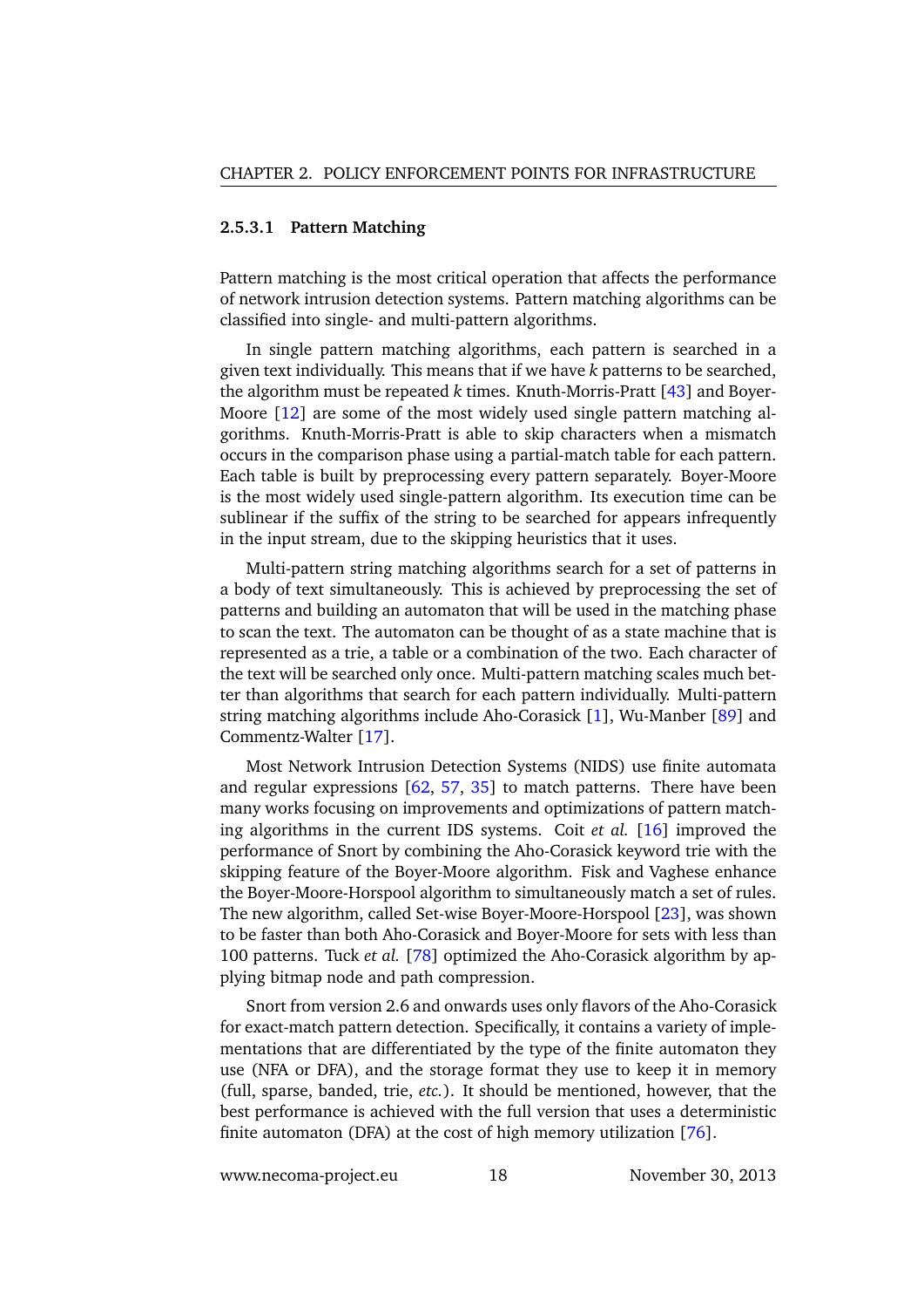#### 2.5.3.1 Pattern Matching

Pattern matching is the most critical operation that affects the performance of network intrusion detection systems. Pattern matching algorithms can be classified into single- and multi-pattern algorithms.

In single pattern matching algorithms, each pattern is searched in a given text individually. This means that if we have $k$ patterns to be searched, the algorithm must be repeated $k$ times. Knuth-Morris-Pratt [43] and Boyer-Moore [12] are some of the most widely used single pattern matching algorithms. Knuth-Morris-Pratt is able to skip characters when a mismatch occurs in the comparison phase using a partial-match table for each pattern. Each table is built by preprocessing every pattern separately. Boyer-Moore is the most widely used single-pattern algorithm. Its execution time can be sublinear if the suffix of the string to be searched for appears infrequently in the input stream, due to the skipping heuristics that it uses.

Multi-pattern string matching algorithms search for a set of patterns in a body of text simultaneously. This is achieved by preprocessing the set of patterns and building an automaton that will be used in the matching phase to scan the text. The automaton can be thought of as a state machine that is represented as a trie, a table or a combination of the two. Each character of the text will be searched only once. Multi-pattern matching scales much better than algorithms that search for each pattern individually. Multi-pattern string matching algorithms include Aho-Corasick [1], Wu-Manber [89] and Commentz-Walter [17].

Most Network Intrusion Detection Systems (NIDS) use finite automata and regular expressions [62, 57, 35] to match patterns. There have been many works focusing on improvements and optimizations of pattern matching algorithms in the current IDS systems. Coit *et al.* [16] improved the performance of Snort by combining the Aho-Corasick keyword trie with the skipping feature of the Boyer-Moore algorithm. Fisk and Vaghese enhance the Boyer-Moore-Horspool algorithm to simultaneously match a set of rules. The new algorithm, called Set-wise Boyer-Moore-Horspool [23], was shown to be faster than both Aho-Corasick and Boyer-Moore for sets with less than 100 patterns. Tuck *et al.* [78] optimized the Aho-Corasick algorithm by applying bitmap node and path compression.

Snort from version 2.6 and onwards uses only flavors of the Aho-Corasick for exact-match pattern detection. Specifically, it contains a variety of implementations that are differentiated by the type of the finite automaton they use (NFA or DFA), and the storage format they use to keep it in memory (full, sparse, banded, trie, *etc.*). It should be mentioned, however, that the best performance is achieved with the full version that uses a deterministic finite automaton (DFA) at the cost of high memory utilization [76].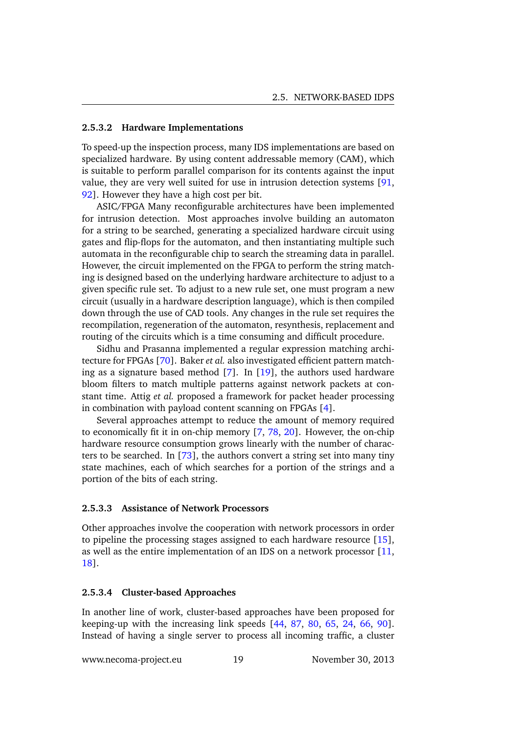#### 2.5.3.2 Hardware Implementations

To speed-up the inspection process, many IDS implementations are based on specialized hardware. By using content addressable memory (CAM), which is suitable to perform parallel comparison for its contents against the input value, they are very well suited for use in intrusion detection systems [91, 92]. However they have a high cost per bit.

ASIC/FPGA Many reconfigurable architectures have been implemented for intrusion detection. Most approaches involve building an automaton for a string to be searched, generating a specialized hardware circuit using gates and flip-flops for the automaton, and then instantiating multiple such automata in the reconfigurable chip to search the streaming data in parallel. However, the circuit implemented on the FPGA to perform the string matching is designed based on the underlying hardware architecture to adjust to a given specific rule set. To adjust to a new rule set, one must program a new circuit (usually in a hardware description language), which is then compiled down through the use of CAD tools. Any changes in the rule set requires the recompilation, regeneration of the automaton, resynthesis, replacement and routing of the circuits which is a time consuming and difficult procedure.

Sidhu and Prasanna implemented a regular expression matching architecture for FPGAs [70]. Baker *et al.* also investigated efficient pattern matching as a signature based method [7]. In [19], the authors used hardware bloom filters to match multiple patterns against network packets at constant time. Attig *et al.* proposed a framework for packet header processing in combination with payload content scanning on FPGAs [4].

Several approaches attempt to reduce the amount of memory required to economically fit it in on-chip memory [7, 78, 20]. However, the on-chip hardware resource consumption grows linearly with the number of characters to be searched. In [73], the authors convert a string set into many tiny state machines, each of which searches for a portion of the strings and a portion of the bits of each string.

#### 2.5.3.3 Assistance of Network Processors

Other approaches involve the cooperation with network processors in order to pipeline the processing stages assigned to each hardware resource [15], as well as the entire implementation of an IDS on a network processor [11, 18].

#### 2.5.3.4 Cluster-based Approaches

In another line of work, cluster-based approaches have been proposed for keeping-up with the increasing link speeds [44, 87, 80, 65, 24, 66, 90]. Instead of having a single server to process all incoming traffic, a cluster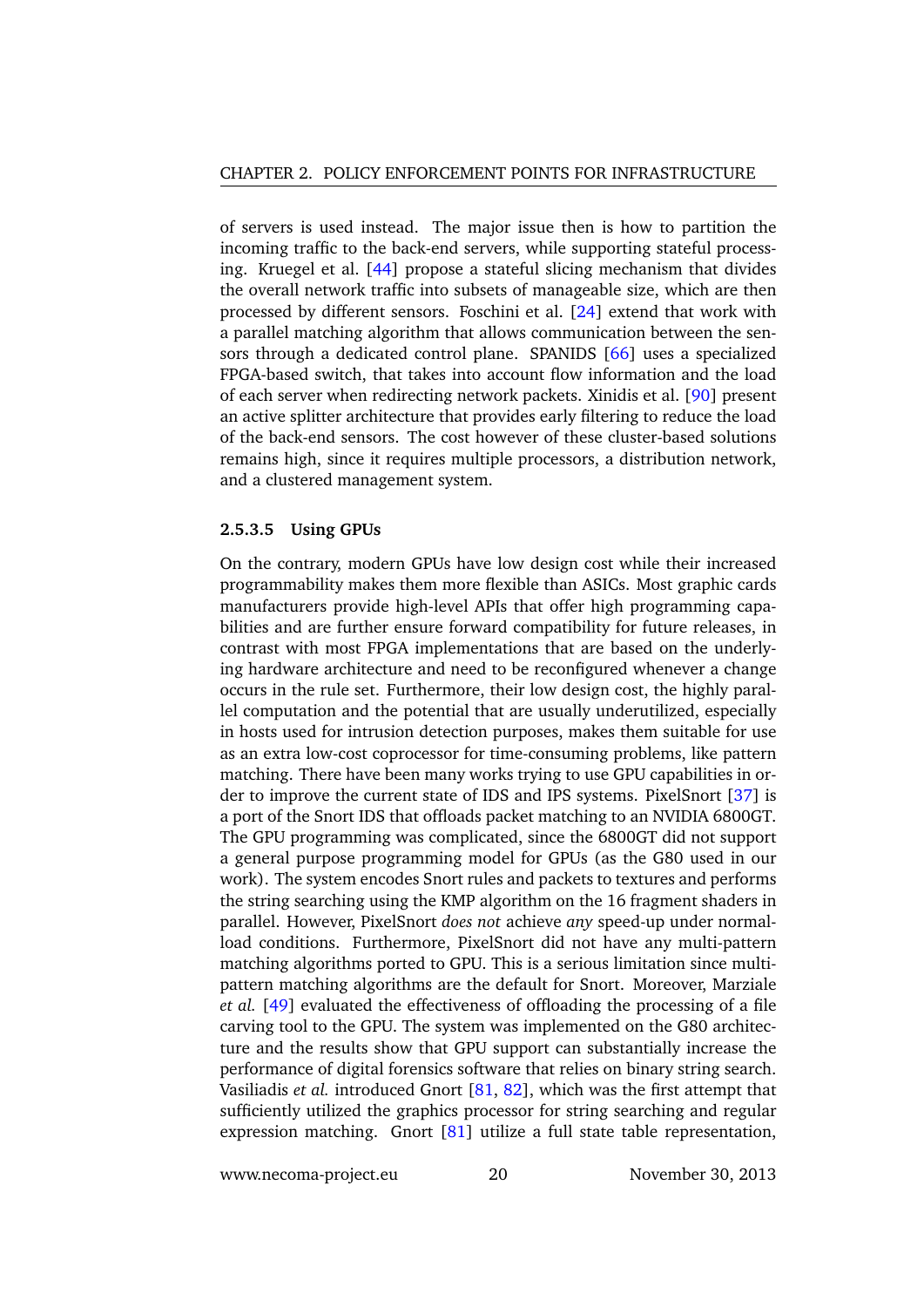of servers is used instead. The major issue then is how to partition the incoming traffic to the back-end servers, while supporting stateful processing. Kruegel et al. [44] propose a stateful slicing mechanism that divides the overall network traffic into subsets of manageable size, which are then processed by different sensors. Foschini et al. [24] extend that work with a parallel matching algorithm that allows communication between the sensors through a dedicated control plane. SPANIDS [66] uses a specialized FPGA-based switch, that takes into account flow information and the load of each server when redirecting network packets. Xinidis et al. [90] present an active splitter architecture that provides early filtering to reduce the load of the back-end sensors. The cost however of these cluster-based solutions remains high, since it requires multiple processors, a distribution network, and a clustered management system.

#### 2.5.3.5 Using GPUs

On the contrary, modern GPUs have low design cost while their increased programmability makes them more flexible than ASICs. Most graphic cards manufacturers provide high-level APIs that offer high programming capabilities and are further ensure forward compatibility for future releases, in contrast with most FPGA implementations that are based on the underlying hardware architecture and need to be reconfigured whenever a change occurs in the rule set. Furthermore, their low design cost, the highly parallel computation and the potential that are usually underutilized, especially in hosts used for intrusion detection purposes, makes them suitable for use as an extra low-cost coprocessor for time-consuming problems, like pattern matching. There have been many works trying to use GPU capabilities in order to improve the current state of IDS and IPS systems. PixelSnort [37] is a port of the Snort IDS that offloads packet matching to an NVIDIA 6800GT. The GPU programming was complicated, since the 6800GT did not support a general purpose programming model for GPUs (as the G80 used in our work). The system encodes Snort rules and packets to textures and performs the string searching using the KMP algorithm on the 16 fragment shaders in parallel. However, PixelSnort *does not* achieve *any* speed-up under normal-load conditions. Furthermore, PixelSnort did not have any multi-pattern matching algorithms ported to GPU. This is a serious limitation since multi-pattern matching algorithms are the default for Snort. Moreover, Marziale *et al.* [49] evaluated the effectiveness of offloading the processing of a file carving tool to the GPU. The system was implemented on the G80 architecture and the results show that GPU support can substantially increase the performance of digital forensics software that relies on binary string search. Vasiliadis *et al.* introduced Gnort [81, 82], which was the first attempt that sufficiently utilized the graphics processor for string searching and regular expression matching. Gnort [81] utilize a full state table representation,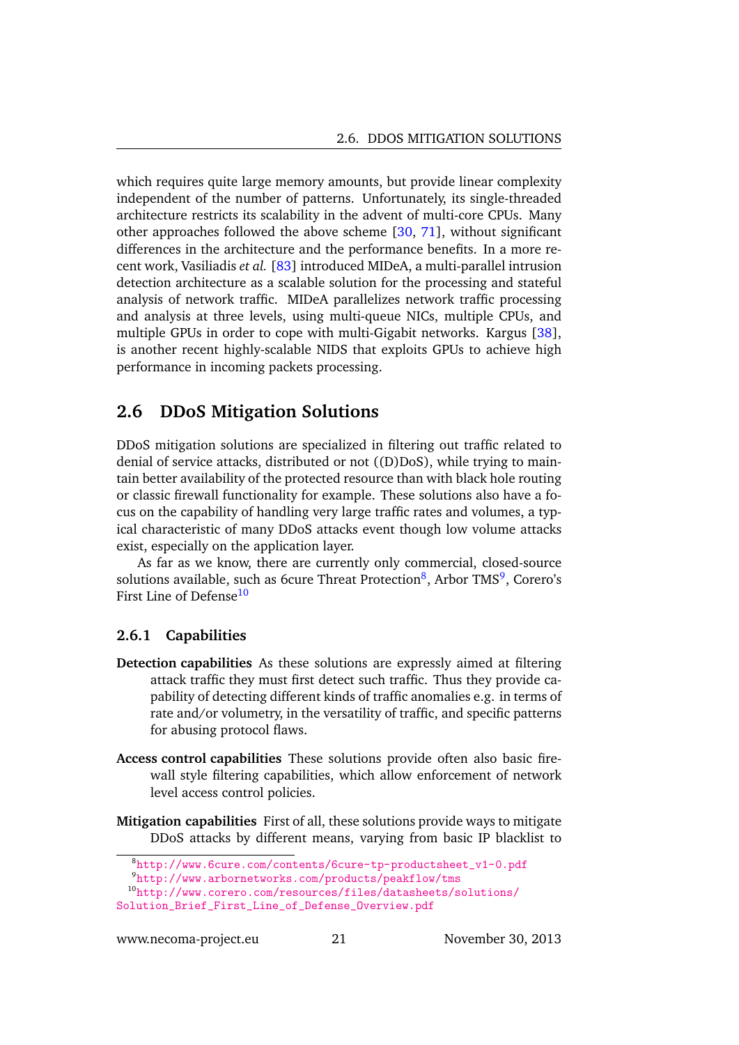which requires quite large memory amounts, but provide linear complexity independent of the number of patterns. Unfortunately, its single-threaded architecture restricts its scalability in the advent of multi-core CPUs. Many other approaches followed the above scheme [30, 71], without significant differences in the architecture and the performance benefits. In a more recent work, Vasiliadis *et al.* [83] introduced MIDeA, a multi-parallel intrusion detection architecture as a scalable solution for the processing and stateful analysis of network traffic. MIDeA parallelizes network traffic processing and analysis at three levels, using multi-queue NICs, multiple CPUs, and multiple GPUs in order to cope with multi-Gigabit networks. Kargus [38], is another recent highly-scalable NIDS that exploits GPUs to achieve high performance in incoming packets processing.

## 2.6 DDoS Mitigation Solutions

DDoS mitigation solutions are specialized in filtering out traffic related to denial of service attacks, distributed or not ((D)DoS), while trying to maintain better availability of the protected resource than with black hole routing or classic firewall functionality for example. These solutions also have a focus on the capability of handling very large traffic rates and volumes, a typical characteristic of many DDoS attacks event though low volume attacks exist, especially on the application layer.

As far as we know, there are currently only commercial, closed-source solutions available, such as 6cure Threat Protection[8], Arbor TMS[9], Corero's First Line of Defense[10]

### 2.6.1 Capabilities

**Detection capabilities** As these solutions are expressly aimed at filtering attack traffic they must first detect such traffic. Thus they provide capability of detecting different kinds of traffic anomalies e.g. in terms of rate and/or volumetry, in the versatility of traffic, and specific patterns for abusing protocol flaws.

**Access control capabilities** These solutions provide often also basic firewall style filtering capabilities, which allow enforcement of network level access control policies.

**Mitigation capabilities** First of all, these solutions provide ways to mitigate DDoS attacks by different means, varying from basic IP blacklist to

---

[8] http://www.6cure.com/contents/6cure-tp-productsheet_v1-0.pdf

[9] http://www.arbornetworks.com/products/peakflow/tms

[10] http://www.corero.com/resources/files/datasheets/solutions/Solution_Brief_First_Line_of_Defense_Overview.pdf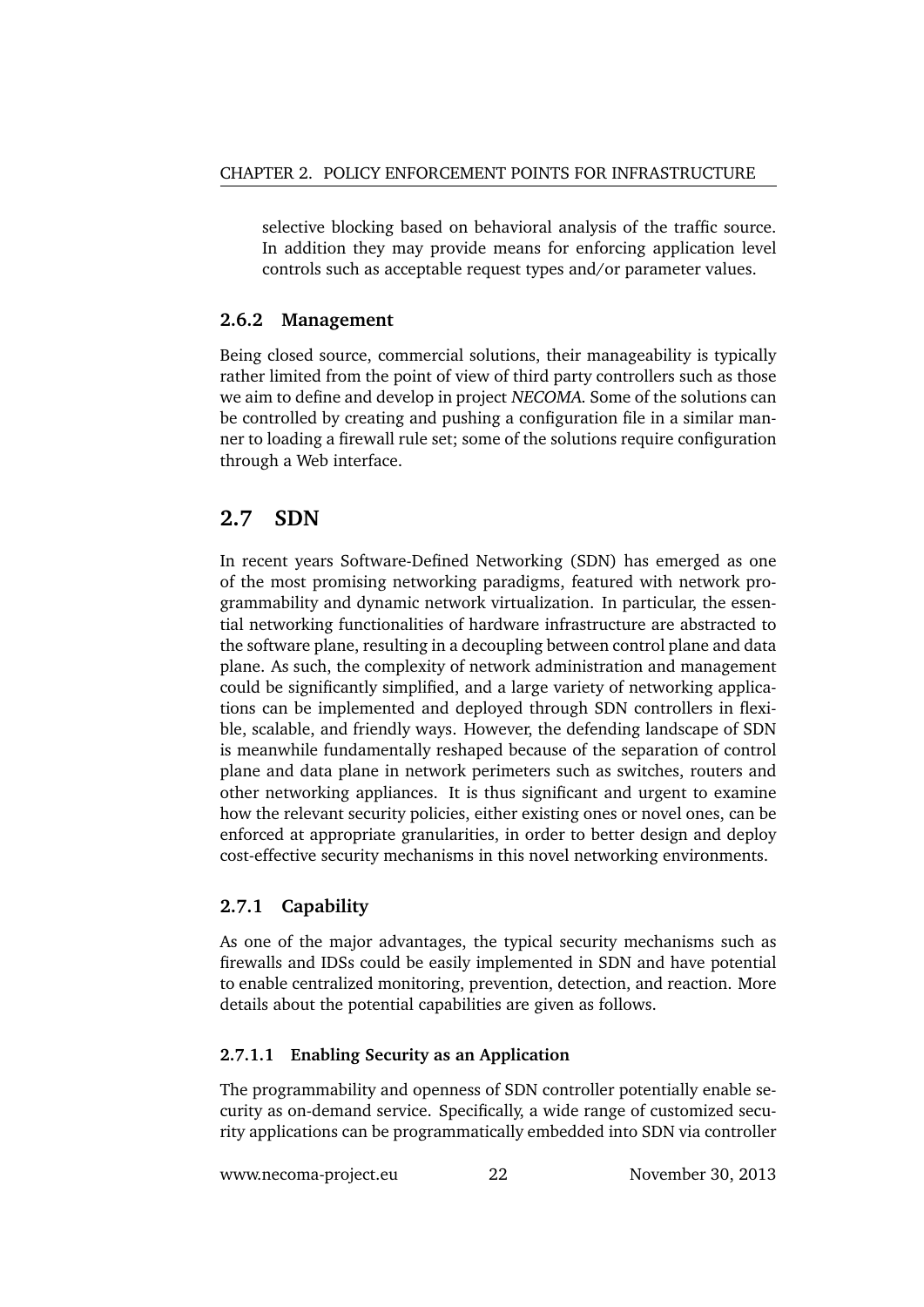selective blocking based on behavioral analysis of the traffic source. In addition they may provide means for enforcing application level controls such as acceptable request types and/or parameter values.

### 2.6.2 Management

Being closed source, commercial solutions, their manageability is typically rather limited from the point of view of third party controllers such as those we aim to define and develop in project *NECOMA*. Some of the solutions can be controlled by creating and pushing a configuration file in a similar manner to loading a firewall rule set; some of the solutions require configuration through a Web interface.

## 2.7 SDN

In recent years Software-Defined Networking (SDN) has emerged as one of the most promising networking paradigms, featured with network programmability and dynamic network virtualization. In particular, the essential networking functionalities of hardware infrastructure are abstracted to the software plane, resulting in a decoupling between control plane and data plane. As such, the complexity of network administration and management could be significantly simplified, and a large variety of networking applications can be implemented and deployed through SDN controllers in flexible, scalable, and friendly ways. However, the defending landscape of SDN is meanwhile fundamentally reshaped because of the separation of control plane and data plane in network perimeters such as switches, routers and other networking appliances. It is thus significant and urgent to examine how the relevant security policies, either existing ones or novel ones, can be enforced at appropriate granularities, in order to better design and deploy cost-effective security mechanisms in this novel networking environments.

### 2.7.1 Capability

As one of the major advantages, the typical security mechanisms such as firewalls and IDSs could be easily implemented in SDN and have potential to enable centralized monitoring, prevention, detection, and reaction. More details about the potential capabilities are given as follows.

#### 2.7.1.1 Enabling Security as an Application

The programmability and openness of SDN controller potentially enable security as on-demand service. Specifically, a wide range of customized security applications can be programmatically embedded into SDN via controller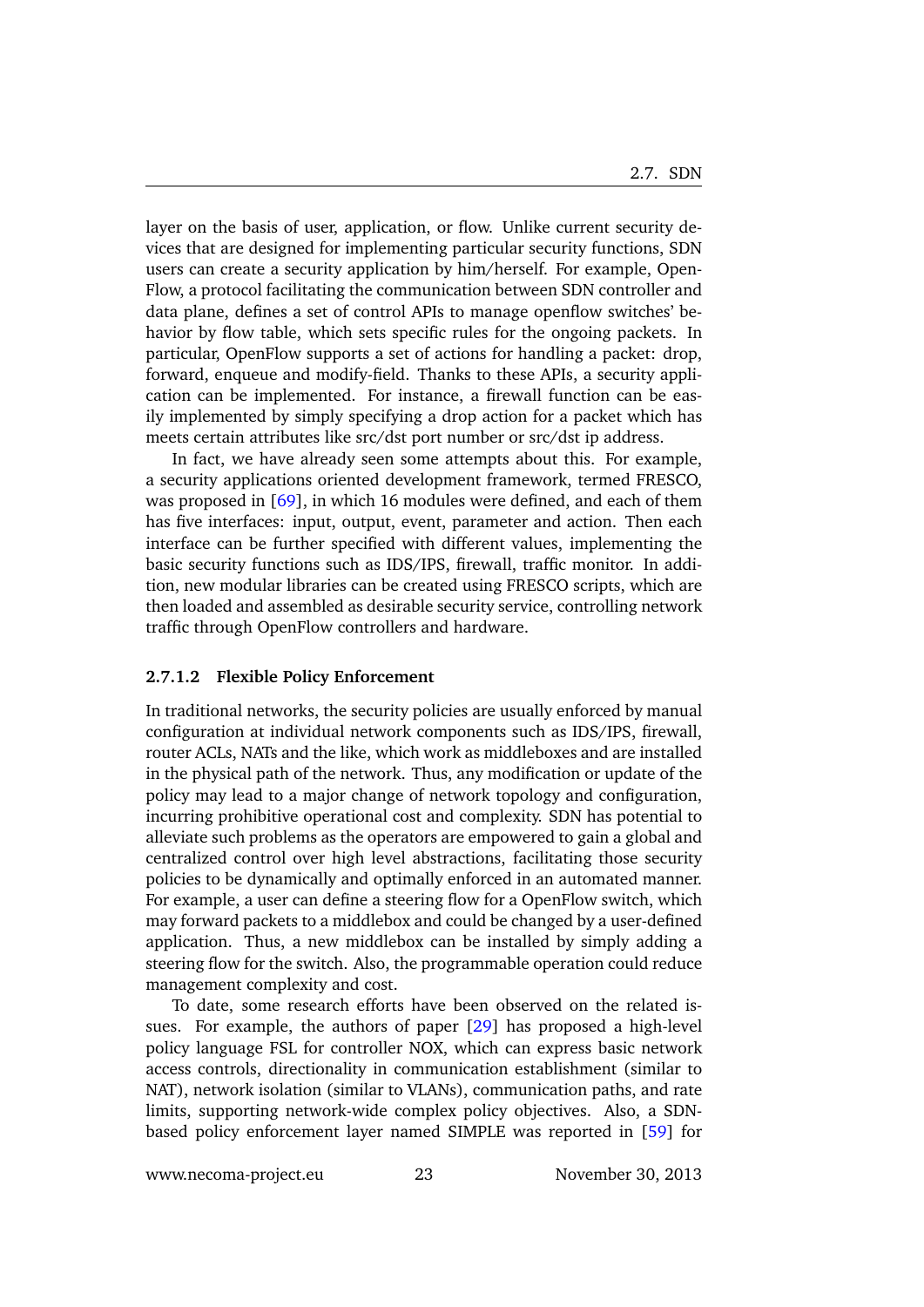layer on the basis of user, application, or flow. Unlike current security devices that are designed for implementing particular security functions, SDN users can create a security application by him/herself. For example, OpenFlow, a protocol facilitating the communication between SDN controller and data plane, defines a set of control APIs to manage openflow switches' behavior by flow table, which sets specific rules for the ongoing packets. In particular, OpenFlow supports a set of actions for handling a packet: drop, forward, enqueue and modify-field. Thanks to these APIs, a security application can be implemented. For instance, a firewall function can be easily implemented by simply specifying a drop action for a packet which has meets certain attributes like src/dst port number or src/dst ip address.

In fact, we have already seen some attempts about this. For example, a security applications oriented development framework, termed FRESCO, was proposed in [69], in which 16 modules were defined, and each of them has five interfaces: input, output, event, parameter and action. Then each interface can be further specified with different values, implementing the basic security functions such as IDS/IPS, firewall, traffic monitor. In addition, new modular libraries can be created using FRESCO scripts, which are then loaded and assembled as desirable security service, controlling network traffic through OpenFlow controllers and hardware.

#### 2.7.1.2 Flexible Policy Enforcement

In traditional networks, the security policies are usually enforced by manual configuration at individual network components such as IDS/IPS, firewall, router ACLs, NATs and the like, which work as middleboxes and are installed in the physical path of the network. Thus, any modification or update of the policy may lead to a major change of network topology and configuration, incurring prohibitive operational cost and complexity. SDN has potential to alleviate such problems as the operators are empowered to gain a global and centralized control over high level abstractions, facilitating those security policies to be dynamically and optimally enforced in an automated manner. For example, a user can define a steering flow for a OpenFlow switch, which may forward packets to a middlebox and could be changed by a user-defined application. Thus, a new middlebox can be installed by simply adding a steering flow for the switch. Also, the programmable operation could reduce management complexity and cost.

To date, some research efforts have been observed on the related issues. For example, the authors of paper [29] has proposed a high-level policy language FSL for controller NOX, which can express basic network access controls, directionality in communication establishment (similar to NAT), network isolation (similar to VLANs), communication paths, and rate limits, supporting network-wide complex policy objectives. Also, a SDN-based policy enforcement layer named SIMPLE was reported in [59] for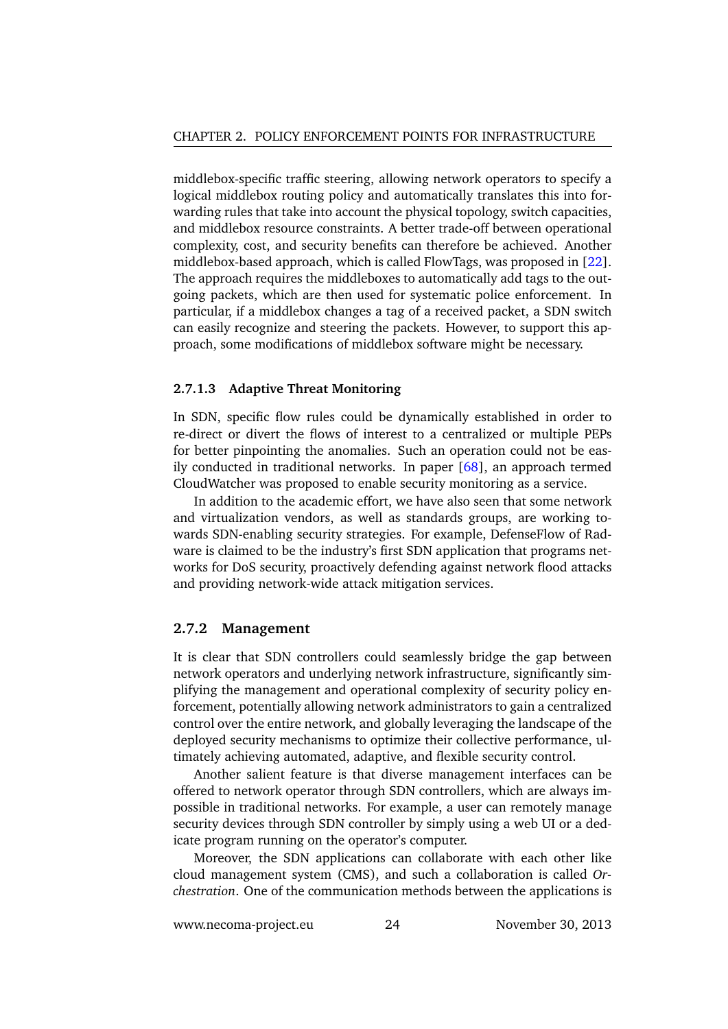middlebox-specific traffic steering, allowing network operators to specify a logical middlebox routing policy and automatically translates this into forwarding rules that take into account the physical topology, switch capacities, and middlebox resource constraints. A better trade-off between operational complexity, cost, and security benefits can therefore be achieved. Another middlebox-based approach, which is called FlowTags, was proposed in [22]. The approach requires the middleboxes to automatically add tags to the outgoing packets, which are then used for systematic police enforcement. In particular, if a middlebox changes a tag of a received packet, a SDN switch can easily recognize and steering the packets. However, to support this approach, some modifications of middlebox software might be necessary.

#### 2.7.1.3 Adaptive Threat Monitoring

In SDN, specific flow rules could be dynamically established in order to re-direct or divert the flows of interest to a centralized or multiple PEPs for better pinpointing the anomalies. Such an operation could not be easily conducted in traditional networks. In paper [68], an approach termed CloudWatcher was proposed to enable security monitoring as a service.

In addition to the academic effort, we have also seen that some network and virtualization vendors, as well as standards groups, are working towards SDN-enabling security strategies. For example, DefenseFlow of Radware is claimed to be the industry's first SDN application that programs networks for DoS security, proactively defending against network flood attacks and providing network-wide attack mitigation services.

### 2.7.2 Management

It is clear that SDN controllers could seamlessly bridge the gap between network operators and underlying network infrastructure, significantly simplifying the management and operational complexity of security policy enforcement, potentially allowing network administrators to gain a centralized control over the entire network, and globally leveraging the landscape of the deployed security mechanisms to optimize their collective performance, ultimately achieving automated, adaptive, and flexible security control.

Another salient feature is that diverse management interfaces can be offered to network operator through SDN controllers, which are always impossible in traditional networks. For example, a user can remotely manage security devices through SDN controller by simply using a web UI or a dedicate program running on the operator's computer.

Moreover, the SDN applications can collaborate with each other like cloud management system (CMS), and such a collaboration is called *Orchestration*. One of the communication methods between the applications is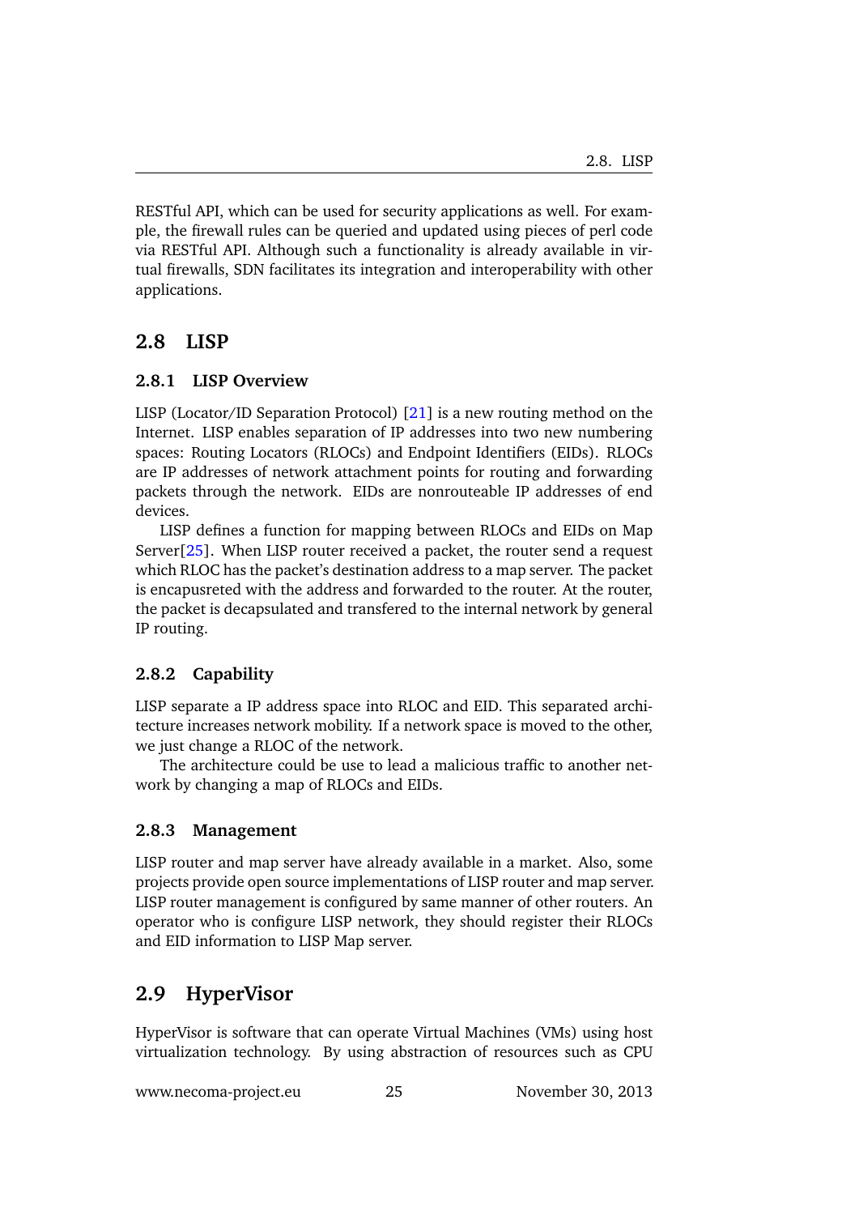RESTful API, which can be used for security applications as well. For example, the firewall rules can be queried and updated using pieces of perl code via RESTful API. Although such a functionality is already available in virtual firewalls, SDN facilitates its integration and interoperability with other applications.

## 2.8 LISP

### 2.8.1 LISP Overview

LISP (Locator/ID Separation Protocol) [21] is a new routing method on the Internet. LISP enables separation of IP addresses into two new numbering spaces: Routing Locators (RLOCs) and Endpoint Identifiers (EIDs). RLOCs are IP addresses of network attachment points for routing and forwarding packets through the network. EIDs are nonrouteable IP addresses of end devices.

LISP defines a function for mapping between RLOCs and EIDs on Map Server[25]. When LISP router received a packet, the router send a request which RLOC has the packet's destination address to a map server. The packet is encapusreted with the address and forwarded to the router. At the router, the packet is decapsulated and transfered to the internal network by general IP routing.

### 2.8.2 Capability

LISP separate a IP address space into RLOC and EID. This separated architecture increases network mobility. If a network space is moved to the other, we just change a RLOC of the network.

The architecture could be use to lead a malicious traffic to another network by changing a map of RLOCs and EIDs.

### 2.8.3 Management

LISP router and map server have already available in a market. Also, some projects provide open source implementations of LISP router and map server. LISP router management is configured by same manner of other routers. An operator who is configure LISP network, they should register their RLOCs and EID information to LISP Map server.

## 2.9 HyperVisor

HyperVisor is software that can operate Virtual Machines (VMs) using host virtualization technology. By using abstraction of resources such as CPU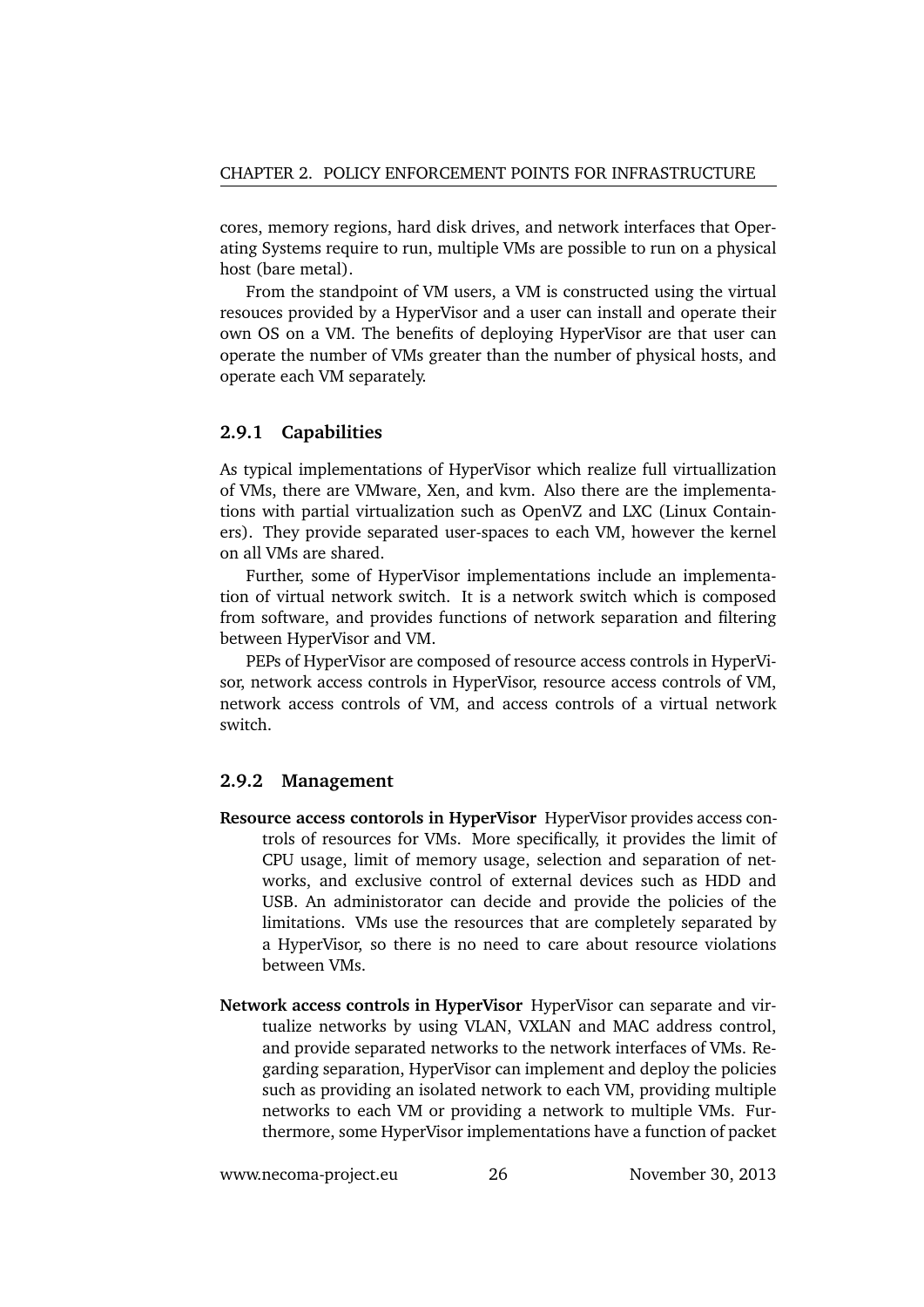cores, memory regions, hard disk drives, and network interfaces that Operating Systems require to run, multiple VMs are possible to run on a physical host (bare metal).

From the standpoint of VM users, a VM is constructed using the virtual resouces provided by a HyperVisor and a user can install and operate their own OS on a VM. The benefits of deploying HyperVisor are that user can operate the number of VMs greater than the number of physical hosts, and operate each VM separately.

### 2.9.1 Capabilities

As typical implementations of HyperVisor which realize full virtuallization of VMs, there are VMware, Xen, and kvm. Also there are the implementations with partial virtualization such as OpenVZ and LXC (Linux Containers). They provide separated user-spaces to each VM, however the kernel on all VMs are shared.

Further, some of HyperVisor implementations include an implementation of virtual network switch. It is a network switch which is composed from software, and provides functions of network separation and filtering between HyperVisor and VM.

PEPs of HyperVisor are composed of resource access controls in HyperVisor, network access controls in HyperVisor, resource access controls of VM, network access controls of VM, and access controls of a virtual network switch.

### 2.9.2 Management

**Resource access contorols in HyperVisor** HyperVisor provides access controls of resources for VMs. More specifically, it provides the limit of CPU usage, limit of memory usage, selection and separation of networks, and exclusive control of external devices such as HDD and USB. An administorator can decide and provide the policies of the limitations. VMs use the resources that are completely separated by a HyperVisor, so there is no need to care about resource violations between VMs.

**Network access controls in HyperVisor** HyperVisor can separate and virtualize networks by using VLAN, VXLAN and MAC address control, and provide separated networks to the network interfaces of VMs. Regarding separation, HyperVisor can implement and deploy the policies such as providing an isolated network to each VM, providing multiple networks to each VM or providing a network to multiple VMs. Furthermore, some HyperVisor implementations have a function of packet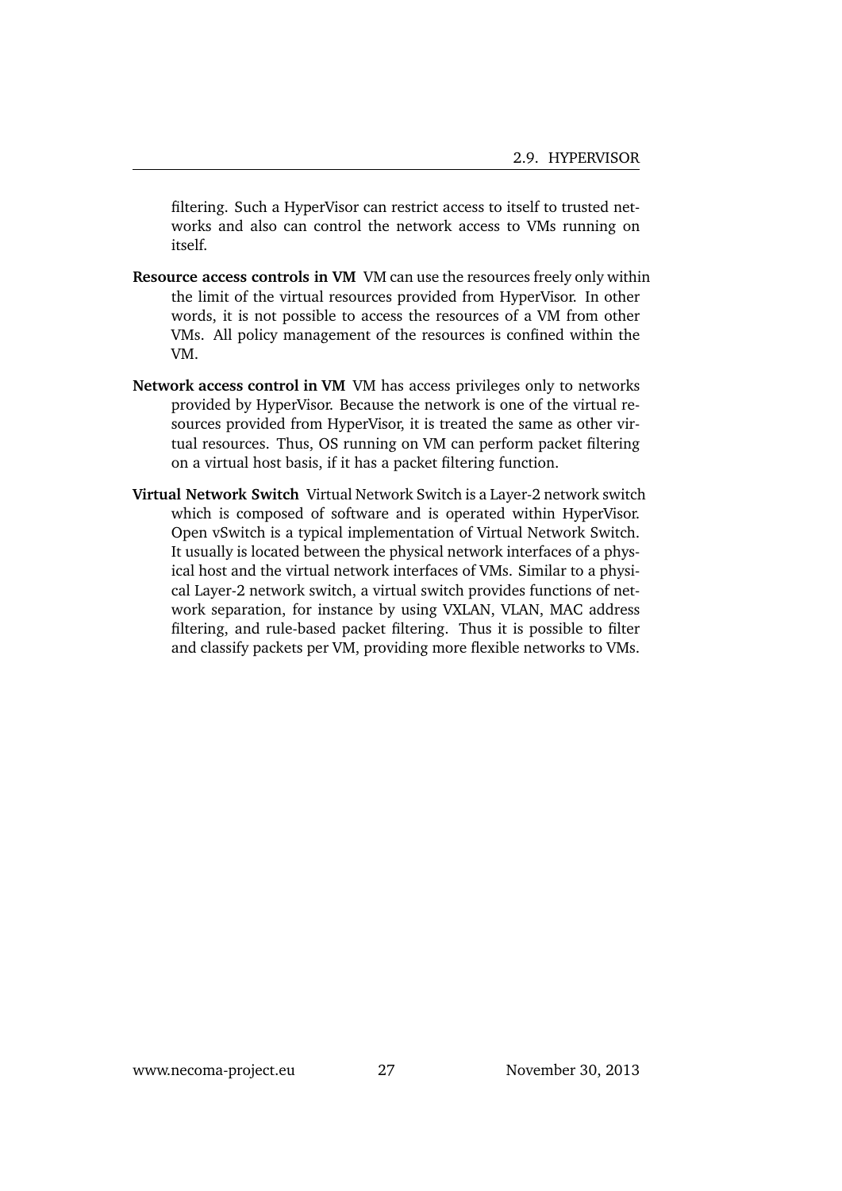filtering. Such a HyperVisor can restrict access to itself to trusted networks and also can control the network access to VMs running on itself.

**Resource access controls in VM** VM can use the resources freely only within the limit of the virtual resources provided from HyperVisor. In other words, it is not possible to access the resources of a VM from other VMs. All policy management of the resources is confined within the VM.

**Network access control in VM** VM has access privileges only to networks provided by HyperVisor. Because the network is one of the virtual resources provided from HyperVisor, it is treated the same as other virtual resources. Thus, OS running on VM can perform packet filtering on a virtual host basis, if it has a packet filtering function.

**Virtual Network Switch** Virtual Network Switch is a Layer-2 network switch which is composed of software and is operated within HyperVisor. Open vSwitch is a typical implementation of Virtual Network Switch. It usually is located between the physical network interfaces of a physical host and the virtual network interfaces of VMs. Similar to a physical Layer-2 network switch, a virtual switch provides functions of network separation, for instance by using VXLAN, VLAN, MAC address filtering, and rule-based packet filtering. Thus it is possible to filter and classify packets per VM, providing more flexible networks to VMs.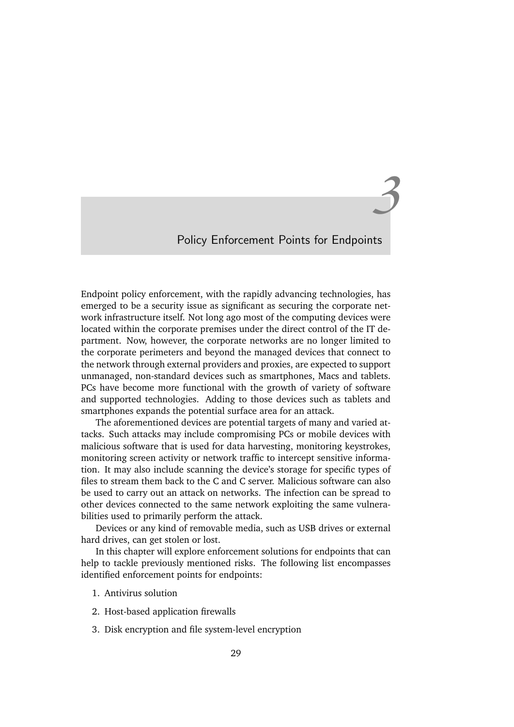# 3 Policy Enforcement Points for Endpoints

Endpoint policy enforcement, with the rapidly advancing technologies, has emerged to be a security issue as significant as securing the corporate network infrastructure itself. Not long ago most of the computing devices were located within the corporate premises under the direct control of the IT department. Now, however, the corporate networks are no longer limited to the corporate perimeters and beyond the managed devices that connect to the network through external providers and proxies, are expected to support unmanaged, non-standard devices such as smartphones, Macs and tablets. PCs have become more functional with the growth of variety of software and supported technologies. Adding to those devices such as tablets and smartphones expands the potential surface area for an attack.

The aforementioned devices are potential targets of many and varied attacks. Such attacks may include compromising PCs or mobile devices with malicious software that is used for data harvesting, monitoring keystrokes, monitoring screen activity or network traffic to intercept sensitive information. It may also include scanning the device's storage for specific types of files to stream them back to the C and C server. Malicious software can also be used to carry out an attack on networks. The infection can be spread to other devices connected to the same network exploiting the same vulnerabilities used to primarily perform the attack.

Devices or any kind of removable media, such as USB drives or external hard drives, can get stolen or lost.

In this chapter will explore enforcement solutions for endpoints that can help to tackle previously mentioned risks. The following list encompasses identified enforcement points for endpoints:

1. Antivirus solution
2. Host-based application firewalls
3. Disk encryption and file system-level encryption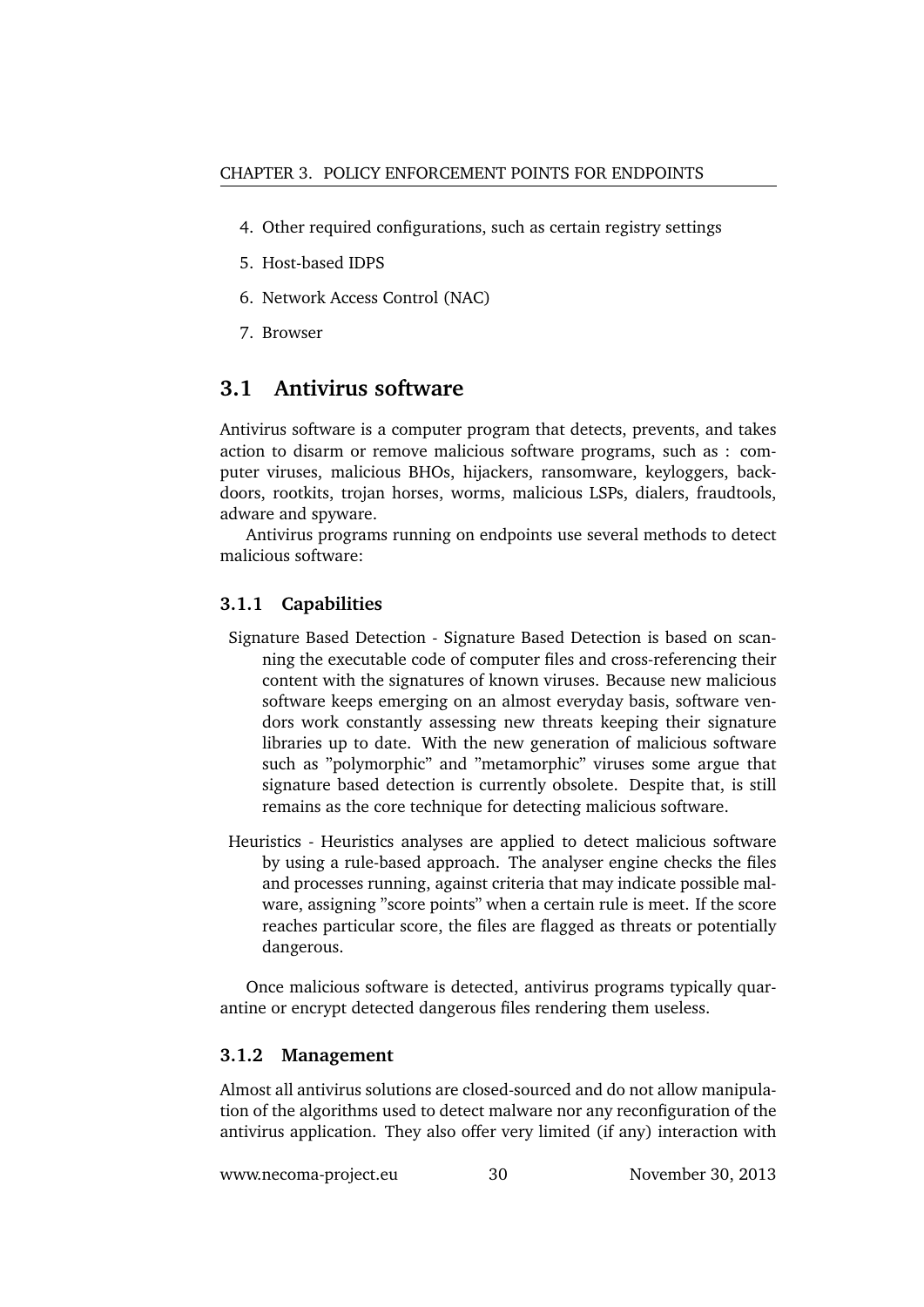4. Other required configurations, such as certain registry settings
5. Host-based IDPS
6. Network Access Control (NAC)
7. Browser

## 3.1 Antivirus software

Antivirus software is a computer program that detects, prevents, and takes action to disarm or remove malicious software programs, such as : computer viruses, malicious BHOs, hijackers, ransomware, keyloggers, backdoors, rootkits, trojan horses, worms, malicious LSPs, dialers, fraudtools, adware and spyware.

Antivirus programs running on endpoints use several methods to detect malicious software:

### 3.1.1 Capabilities

Signature Based Detection - Signature Based Detection is based on scanning the executable code of computer files and cross-referencing their content with the signatures of known viruses. Because new malicious software keeps emerging on an almost everyday basis, software vendors work constantly assessing new threats keeping their signature libraries up to date. With the new generation of malicious software such as "polymorphic" and "metamorphic" viruses some argue that signature based detection is currently obsolete. Despite that, is still remains as the core technique for detecting malicious software.

Heuristics - Heuristics analyses are applied to detect malicious software by using a rule-based approach. The analyser engine checks the files and processes running, against criteria that may indicate possible malware, assigning "score points" when a certain rule is meet. If the score reaches particular score, the files are flagged as threats or potentially dangerous.

Once malicious software is detected, antivirus programs typically quarantine or encrypt detected dangerous files rendering them useless.

### 3.1.2 Management

Almost all antivirus solutions are closed-sourced and do not allow manipulation of the algorithms used to detect malware nor any reconfiguration of the antivirus application. They also offer very limited (if any) interaction with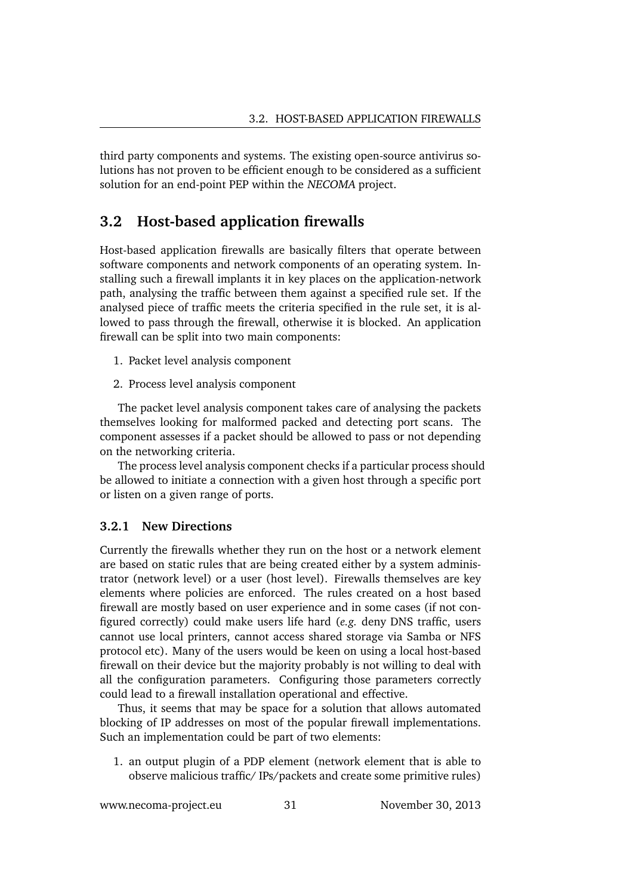third party components and systems. The existing open-source antivirus solutions has not proven to be efficient enough to be considered as a sufficient solution for an end-point PEP within the *NECOMA* project.

## 3.2 Host-based application firewalls

Host-based application firewalls are basically filters that operate between software components and network components of an operating system. Installing such a firewall implants it in key places on the application-network path, analysing the traffic between them against a specified rule set. If the analysed piece of traffic meets the criteria specified in the rule set, it is allowed to pass through the firewall, otherwise it is blocked. An application firewall can be split into two main components:

1. Packet level analysis component
2. Process level analysis component

The packet level analysis component takes care of analysing the packets themselves looking for malformed packed and detecting port scans. The component assesses if a packet should be allowed to pass or not depending on the networking criteria.

The process level analysis component checks if a particular process should be allowed to initiate a connection with a given host through a specific port or listen on a given range of ports.

### 3.2.1 New Directions

Currently the firewalls whether they run on the host or a network element are based on static rules that are being created either by a system administrator (network level) or a user (host level). Firewalls themselves are key elements where policies are enforced. The rules created on a host based firewall are mostly based on user experience and in some cases (if not configured correctly) could make users life hard (*e.g.* deny DNS traffic, users cannot use local printers, cannot access shared storage via Samba or NFS protocol etc). Many of the users would be keen on using a local host-based firewall on their device but the majority probably is not willing to deal with all the configuration parameters. Configuring those parameters correctly could lead to a firewall installation operational and effective.

Thus, it seems that may be space for a solution that allows automated blocking of IP addresses on most of the popular firewall implementations. Such an implementation could be part of two elements:

1. an output plugin of a PDP element (network element that is able to observe malicious traffic/ IPs/packets and create some primitive rules)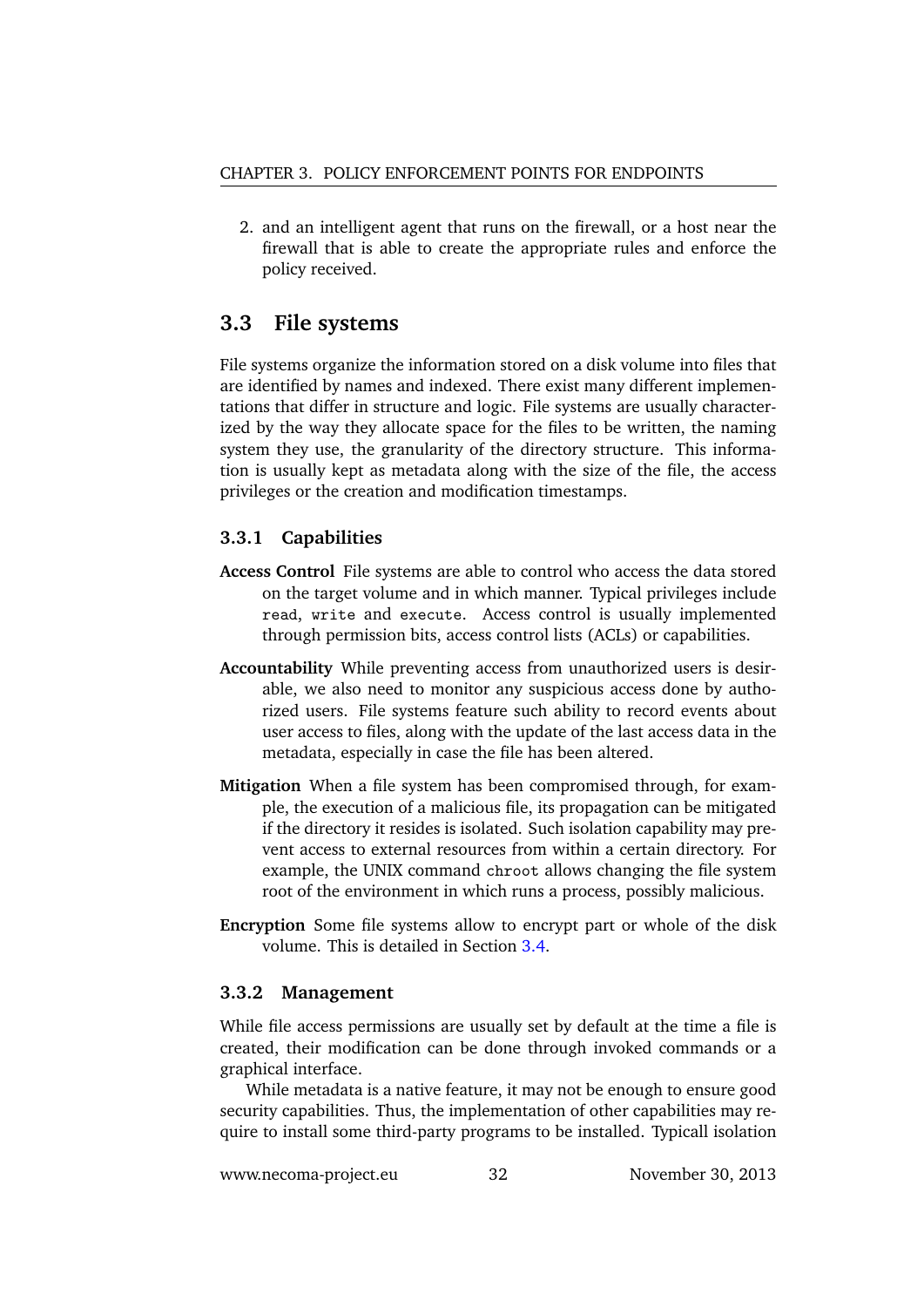2. and an intelligent agent that runs on the firewall, or a host near the firewall that is able to create the appropriate rules and enforce the policy received.

## 3.3 File systems

File systems organize the information stored on a disk volume into files that are identified by names and indexed. There exist many different implementations that differ in structure and logic. File systems are usually characterized by the way they allocate space for the files to be written, the naming system they use, the granularity of the directory structure. This information is usually kept as metadata along with the size of the file, the access privileges or the creation and modification timestamps.

### 3.3.1 Capabilities

**Access Control** File systems are able to control who access the data stored on the target volume and in which manner. Typical privileges include `read`, `write` and `execute`. Access control is usually implemented through permission bits, access control lists (ACLs) or capabilities.

**Accountability** While preventing access from unauthorized users is desirable, we also need to monitor any suspicious access done by authorized users. File systems feature such ability to record events about user access to files, along with the update of the last access data in the metadata, especially in case the file has been altered.

**Mitigation** When a file system has been compromised through, for example, the execution of a malicious file, its propagation can be mitigated if the directory it resides is isolated. Such isolation capability may prevent access to external resources from within a certain directory. For example, the UNIX command `chroot` allows changing the file system root of the environment in which runs a process, possibly malicious.

**Encryption** Some file systems allow to encrypt part or whole of the disk volume. This is detailed in Section 3.4.

### 3.3.2 Management

While file access permissions are usually set by default at the time a file is created, their modification can be done through invoked commands or a graphical interface.

While metadata is a native feature, it may not be enough to ensure good security capabilities. Thus, the implementation of other capabilities may require to install some third-party programs to be installed. Typicall isolation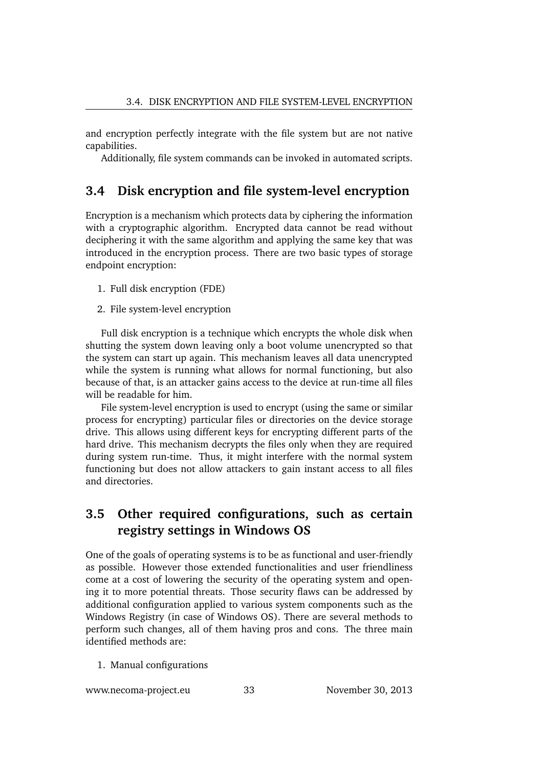and encryption perfectly integrate with the file system but are not native capabilities.

Additionally, file system commands can be invoked in automated scripts.

## 3.4 Disk encryption and file system-level encryption

Encryption is a mechanism which protects data by ciphering the information with a cryptographic algorithm. Encrypted data cannot be read without deciphering it with the same algorithm and applying the same key that was introduced in the encryption process. There are two basic types of storage endpoint encryption:

1. Full disk encryption (FDE)
2. File system-level encryption

Full disk encryption is a technique which encrypts the whole disk when shutting the system down leaving only a boot volume unencrypted so that the system can start up again. This mechanism leaves all data unencrypted while the system is running what allows for normal functioning, but also because of that, is an attacker gains access to the device at run-time all files will be readable for him.

File system-level encryption is used to encrypt (using the same or similar process for encrypting) particular files or directories on the device storage drive. This allows using different keys for encrypting different parts of the hard drive. This mechanism decrypts the files only when they are required during system run-time. Thus, it might interfere with the normal system functioning but does not allow attackers to gain instant access to all files and directories.

## 3.5 Other required configurations, such as certain registry settings in Windows OS

One of the goals of operating systems is to be as functional and user-friendly as possible. However those extended functionalities and user friendliness come at a cost of lowering the security of the operating system and opening it to more potential threats. Those security flaws can be addressed by additional configuration applied to various system components such as the Windows Registry (in case of Windows OS). There are several methods to perform such changes, all of them having pros and cons. The three main identified methods are:

1. Manual configurations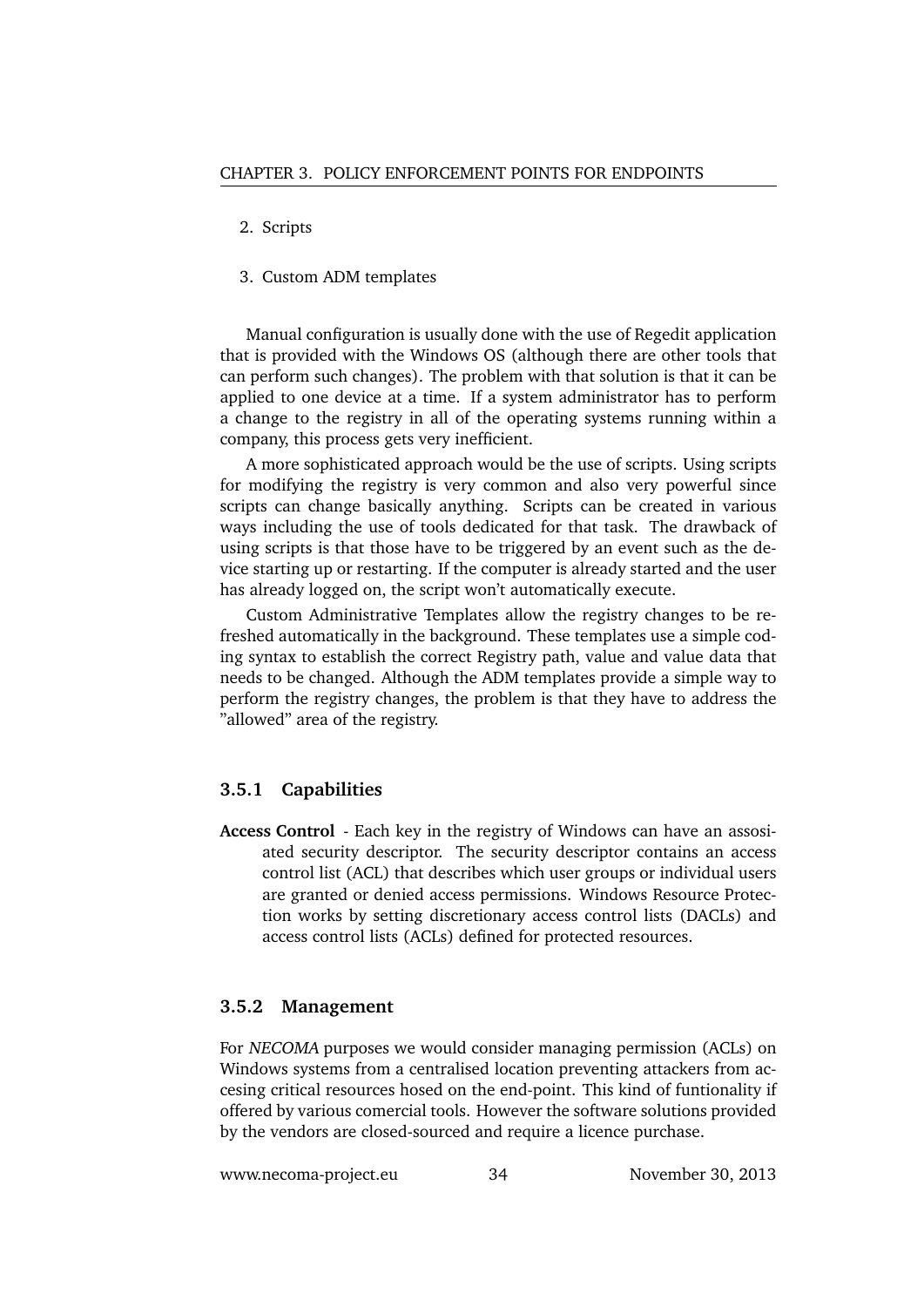2. Scripts
3. Custom ADM templates

Manual configuration is usually done with the use of Regedit application that is provided with the Windows OS (although there are other tools that can perform such changes). The problem with that solution is that it can be applied to one device at a time. If a system administrator has to perform a change to the registry in all of the operating systems running within a company, this process gets very inefficient.

A more sophisticated approach would be the use of scripts. Using scripts for modifying the registry is very common and also very powerful since scripts can change basically anything. Scripts can be created in various ways including the use of tools dedicated for that task. The drawback of using scripts is that those have to be triggered by an event such as the device starting up or restarting. If the computer is already started and the user has already logged on, the script won't automatically execute.

Custom Administrative Templates allow the registry changes to be refreshed automatically in the background. These templates use a simple coding syntax to establish the correct Registry path, value and value data that needs to be changed. Although the ADM templates provide a simple way to perform the registry changes, the problem is that they have to address the "allowed" area of the registry.

### 3.5.1 Capabilities

**Access Control** - Each key in the registry of Windows can have an assosiated security descriptor. The security descriptor contains an access control list (ACL) that describes which user groups or individual users are granted or denied access permissions. Windows Resource Protection works by setting discretionary access control lists (DACLs) and access control lists (ACLs) defined for protected resources.

### 3.5.2 Management

For *NECOMA* purposes we would consider managing permission (ACLs) on Windows systems from a centralised location preventing attackers from accesing critical resources hosed on the end-point. This kind of funtionality if offered by various comercial tools. However the software solutions provided by the vendors are closed-sourced and require a licence purchase.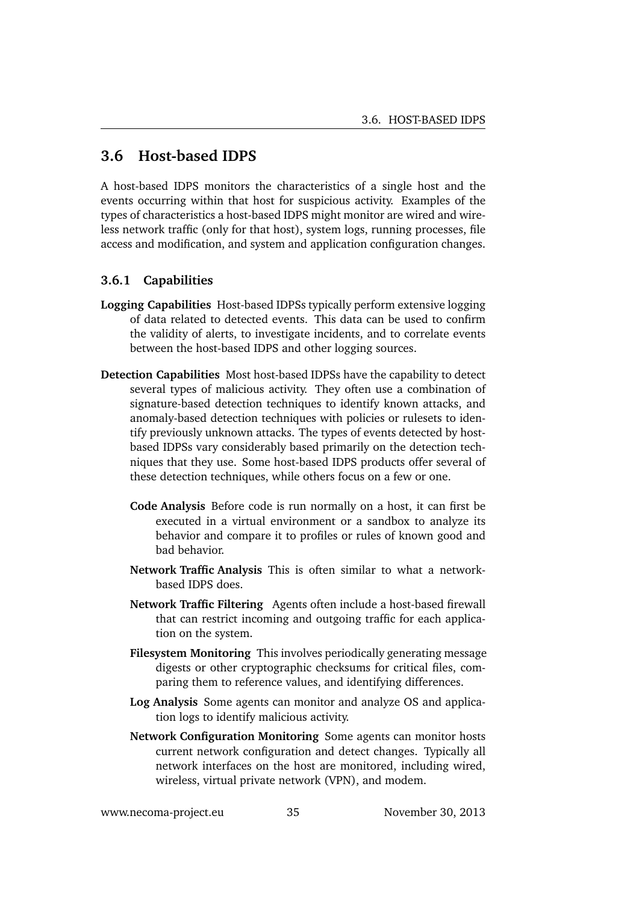## 3.6 Host-based IDPS

A host-based IDPS monitors the characteristics of a single host and the events occurring within that host for suspicious activity. Examples of the types of characteristics a host-based IDPS might monitor are wired and wireless network traffic (only for that host), system logs, running processes, file access and modification, and system and application configuration changes.

### 3.6.1 Capabilities

**Logging Capabilities** Host-based IDPSs typically perform extensive logging of data related to detected events. This data can be used to confirm the validity of alerts, to investigate incidents, and to correlate events between the host-based IDPS and other logging sources.

**Detection Capabilities** Most host-based IDPSs have the capability to detect several types of malicious activity. They often use a combination of signature-based detection techniques to identify known attacks, and anomaly-based detection techniques with policies or rulesets to identify previously unknown attacks. The types of events detected by host-based IDPSs vary considerably based primarily on the detection techniques that they use. Some host-based IDPS products offer several of these detection techniques, while others focus on a few or one.

- **Code Analysis** Before code is run normally on a host, it can first be executed in a virtual environment or a sandbox to analyze its behavior and compare it to profiles or rules of known good and bad behavior.
- **Network Traffic Analysis** This is often similar to what a network-based IDPS does.
- **Network Traffic Filtering** Agents often include a host-based firewall that can restrict incoming and outgoing traffic for each application on the system.
- **Filesystem Monitoring** This involves periodically generating message digests or other cryptographic checksums for critical files, comparing them to reference values, and identifying differences.
- **Log Analysis** Some agents can monitor and analyze OS and application logs to identify malicious activity.
- **Network Configuration Monitoring** Some agents can monitor hosts current network configuration and detect changes. Typically all network interfaces on the host are monitored, including wired, wireless, virtual private network (VPN), and modem.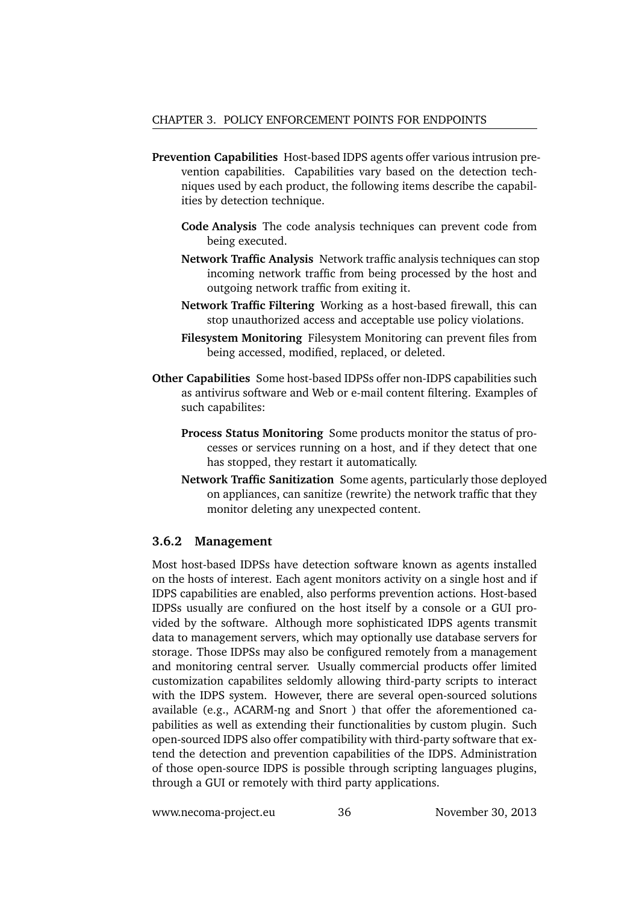**Prevention Capabilities** Host-based IDPS agents offer various intrusion prevention capabilities. Capabilities vary based on the detection techniques used by each product, the following items describe the capabilities by detection technique.

- **Code Analysis** The code analysis techniques can prevent code from being executed.
- **Network Traffic Analysis** Network traffic analysis techniques can stop incoming network traffic from being processed by the host and outgoing network traffic from exiting it.
- **Network Traffic Filtering** Working as a host-based firewall, this can stop unauthorized access and acceptable use policy violations.
- **Filesystem Monitoring** Filesystem Monitoring can prevent files from being accessed, modified, replaced, or deleted.

**Other Capabilities** Some host-based IDPSs offer non-IDPS capabilities such as antivirus software and Web or e-mail content filtering. Examples of such capabilites:

- **Process Status Monitoring** Some products monitor the status of processes or services running on a host, and if they detect that one has stopped, they restart it automatically.
- **Network Traffic Sanitization** Some agents, particularly those deployed on appliances, can sanitize (rewrite) the network traffic that they monitor deleting any unexpected content.

### 3.6.2 Management

Most host-based IDPSs have detection software known as agents installed on the hosts of interest. Each agent monitors activity on a single host and if IDPS capabilities are enabled, also performs prevention actions. Host-based IDPSs usually are confiured on the host itself by a console or a GUI provided by the software. Although more sophisticated IDPS agents transmit data to management servers, which may optionally use database servers for storage. Those IDPSs may also be configured remotely from a management and monitoring central server. Usually commercial products offer limited customization capabilites seldomly allowing third-party scripts to interact with the IDPS system. However, there are several open-sourced solutions available (e.g., ACARM-ng and Snort ) that offer the aforementioned capabilities as well as extending their functionalities by custom plugin. Such open-sourced IDPS also offer compatibility with third-party software that extend the detection and prevention capabilities of the IDPS. Administration of those open-source IDPS is possible through scripting languages plugins, through a GUI or remotely with third party applications.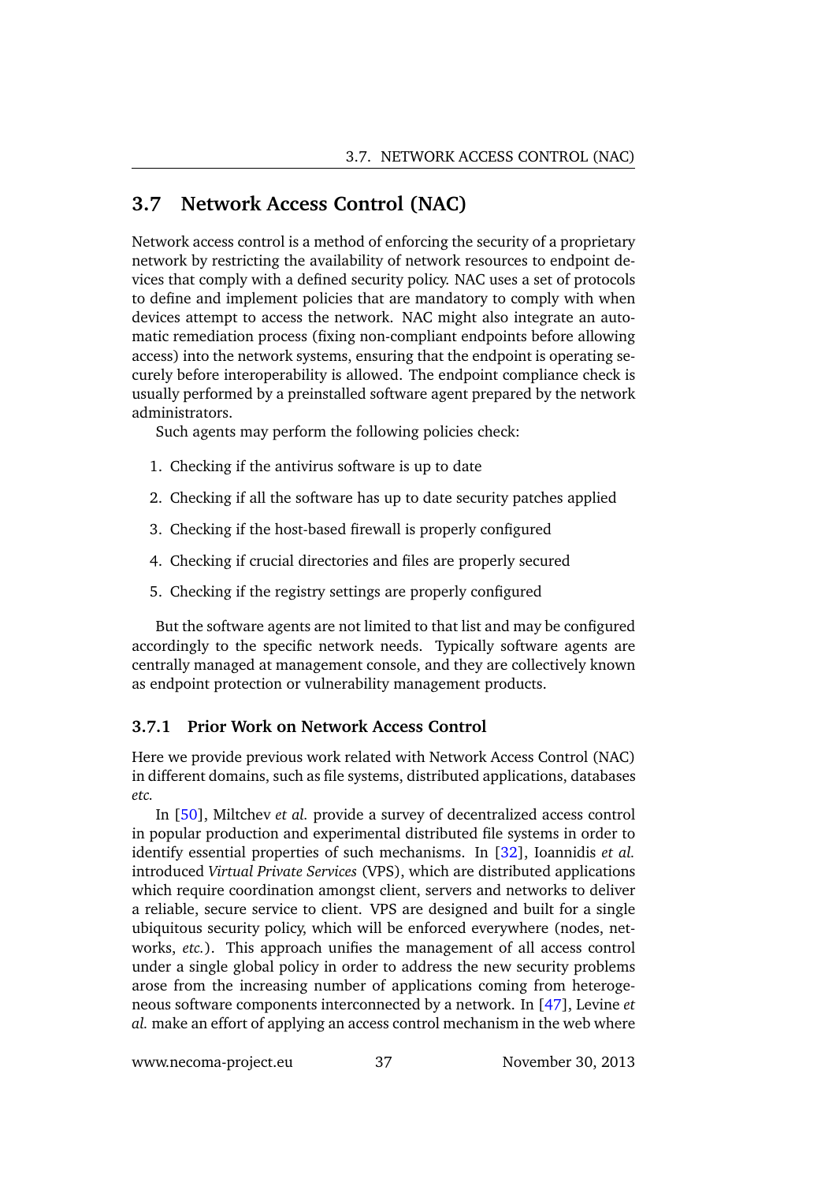## 3.7 Network Access Control (NAC)

Network access control is a method of enforcing the security of a proprietary network by restricting the availability of network resources to endpoint devices that comply with a defined security policy. NAC uses a set of protocols to define and implement policies that are mandatory to comply with when devices attempt to access the network. NAC might also integrate an automatic remediation process (fixing non-compliant endpoints before allowing access) into the network systems, ensuring that the endpoint is operating securely before interoperability is allowed. The endpoint compliance check is usually performed by a preinstalled software agent prepared by the network administrators.

Such agents may perform the following policies check:

1. Checking if the antivirus software is up to date
2. Checking if all the software has up to date security patches applied
3. Checking if the host-based firewall is properly configured
4. Checking if crucial directories and files are properly secured
5. Checking if the registry settings are properly configured

But the software agents are not limited to that list and may be configured accordingly to the specific network needs. Typically software agents are centrally managed at management console, and they are collectively known as endpoint protection or vulnerability management products.

### 3.7.1 Prior Work on Network Access Control

Here we provide previous work related with Network Access Control (NAC) in different domains, such as file systems, distributed applications, databases *etc.*

In [50], Miltchev *et al.* provide a survey of decentralized access control in popular production and experimental distributed file systems in order to identify essential properties of such mechanisms. In [32], Ioannidis *et al.* introduced *Virtual Private Services* (VPS), which are distributed applications which require coordination amongst client, servers and networks to deliver a reliable, secure service to client. VPS are designed and built for a single ubiquitous security policy, which will be enforced everywhere (nodes, networks, *etc.*). This approach unifies the management of all access control under a single global policy in order to address the new security problems arose from the increasing number of applications coming from heterogeneous software components interconnected by a network. In [47], Levine *et al.* make an effort of applying an access control mechanism in the web where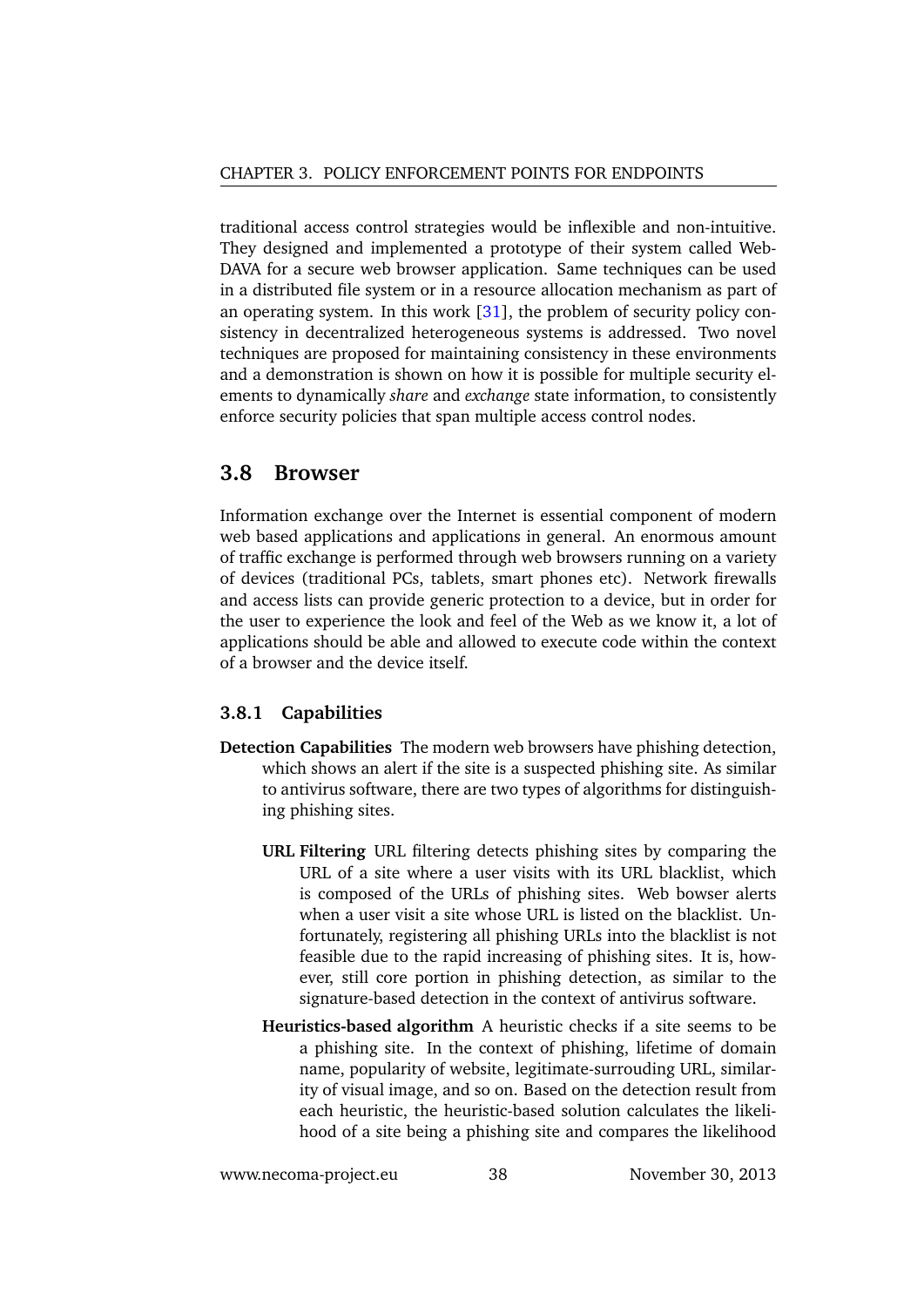traditional access control strategies would be inflexible and non-intuitive. They designed and implemented a prototype of their system called Web-DAVA for a secure web browser application. Same techniques can be used in a distributed file system or in a resource allocation mechanism as part of an operating system. In this work [31], the problem of security policy consistency in decentralized heterogeneous systems is addressed. Two novel techniques are proposed for maintaining consistency in these environments and a demonstration is shown on how it is possible for multiple security elements to dynamically *share* and *exchange* state information, to consistently enforce security policies that span multiple access control nodes.

## 3.8 Browser

Information exchange over the Internet is essential component of modern web based applications and applications in general. An enormous amount of traffic exchange is performed through web browsers running on a variety of devices (traditional PCs, tablets, smart phones etc). Network firewalls and access lists can provide generic protection to a device, but in order for the user to experience the look and feel of the Web as we know it, a lot of applications should be able and allowed to execute code within the context of a browser and the device itself.

### 3.8.1 Capabilities

**Detection Capabilities** The modern web browsers have phishing detection, which shows an alert if the site is a suspected phishing site. As similar to antivirus software, there are two types of algorithms for distinguishing phishing sites.

**URL Filtering** URL filtering detects phishing sites by comparing the URL of a site where a user visits with its URL blacklist, which is composed of the URLs of phishing sites. Web bowser alerts when a user visit a site whose URL is listed on the blacklist. Unfortunately, registering all phishing URLs into the blacklist is not feasible due to the rapid increasing of phishing sites. It is, however, still core portion in phishing detection, as similar to the signature-based detection in the context of antivirus software.

**Heuristics-based algorithm** A heuristic checks if a site seems to be a phishing site. In the context of phishing, lifetime of domain name, popularity of website, legitimate-surrouding URL, similarity of visual image, and so on. Based on the detection result from each heuristic, the heuristic-based solution calculates the likelihood of a site being a phishing site and compares the likelihood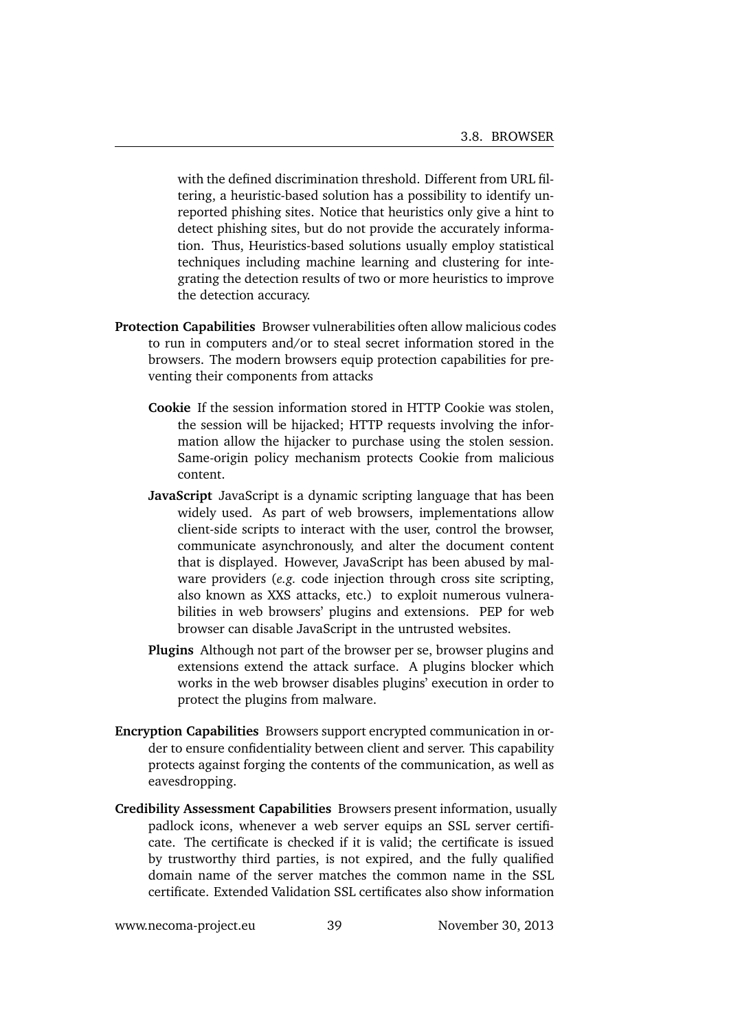with the defined discrimination threshold. Different from URL filtering, a heuristic-based solution has a possibility to identify unreported phishing sites. Notice that heuristics only give a hint to detect phishing sites, but do not provide the accurately information. Thus, Heuristics-based solutions usually employ statistical techniques including machine learning and clustering for integrating the detection results of two or more heuristics to improve the detection accuracy.

**Protection Capabilities** Browser vulnerabilities often allow malicious codes to run in computers and/or to steal secret information stored in the browsers. The modern browsers equip protection capabilities for preventing their components from attacks

**Cookie** If the session information stored in HTTP Cookie was stolen, the session will be hijacked; HTTP requests involving the information allow the hijacker to purchase using the stolen session. Same-origin policy mechanism protects Cookie from malicious content.

**JavaScript** JavaScript is a dynamic scripting language that has been widely used. As part of web browsers, implementations allow client-side scripts to interact with the user, control the browser, communicate asynchronously, and alter the document content that is displayed. However, JavaScript has been abused by malware providers (*e.g.* code injection through cross site scripting, also known as XXS attacks, etc.) to exploit numerous vulnerabilities in web browsers' plugins and extensions. PEP for web browser can disable JavaScript in the untrusted websites.

**Plugins** Although not part of the browser per se, browser plugins and extensions extend the attack surface. A plugins blocker which works in the web browser disables plugins' execution in order to protect the plugins from malware.

**Encryption Capabilities** Browsers support encrypted communication in order to ensure confidentiality between client and server. This capability protects against forging the contents of the communication, as well as eavesdropping.

**Credibility Assessment Capabilities** Browsers present information, usually padlock icons, whenever a web server equips an SSL server certificate. The certificate is checked if it is valid; the certificate is issued by trustworthy third parties, is not expired, and the fully qualified domain name of the server matches the common name in the SSL certificate. Extended Validation SSL certificates also show information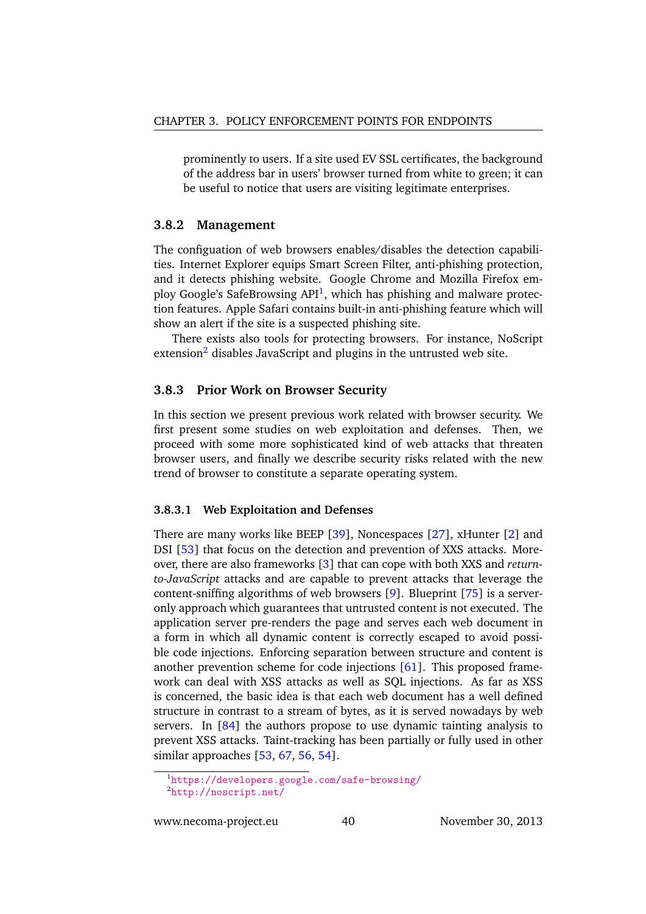prominently to users. If a site used EV SSL certificates, the background of the address bar in users' browser turned from white to green; it can be useful to notice that users are visiting legitimate enterprises.

### 3.8.2 Management

The configuation of web browsers enables/disables the detection capabilities. Internet Explorer equips Smart Screen Filter, anti-phishing protection, and it detects phishing website. Google Chrome and Mozilla Firefox employ Google's SafeBrowsing API[1], which has phishing and malware protection features. Apple Safari contains built-in anti-phishing feature which will show an alert if the site is a suspected phishing site.

There exists also tools for protecting browsers. For instance, NoScript extension[2] disables JavaScript and plugins in the untrusted web site.

### 3.8.3 Prior Work on Browser Security

In this section we present previous work related with browser security. We first present some studies on web exploitation and defenses. Then, we proceed with some more sophisticated kind of web attacks that threaten browser users, and finally we describe security risks related with the new trend of browser to constitute a separate operating system.

#### 3.8.3.1 Web Exploitation and Defenses

There are many works like BEEP [39], Noncespaces [27], xHunter [2] and DSI [53] that focus on the detection and prevention of XXS attacks. Moreover, there are also frameworks [3] that can cope with both XXS and *return-to-JavaScript* attacks and are capable to prevent attacks that leverage the content-sniffing algorithms of web browsers [9]. Blueprint [75] is a server-only approach which guarantees that untrusted content is not executed. The application server pre-renders the page and serves each web document in a form in which all dynamic content is correctly escaped to avoid possible code injections. Enforcing separation between structure and content is another prevention scheme for code injections [61]. This proposed framework can deal with XSS attacks as well as SQL injections. As far as XSS is concerned, the basic idea is that each web document has a well defined structure in contrast to a stream of bytes, as it is served nowadays by web servers. In [84] the authors propose to use dynamic tainting analysis to prevent XSS attacks. Taint-tracking has been partially or fully used in other similar approaches [53, 67, 56, 54].

[1] https://developers.google.com/safe-browsing/

[2] http://noscript.net/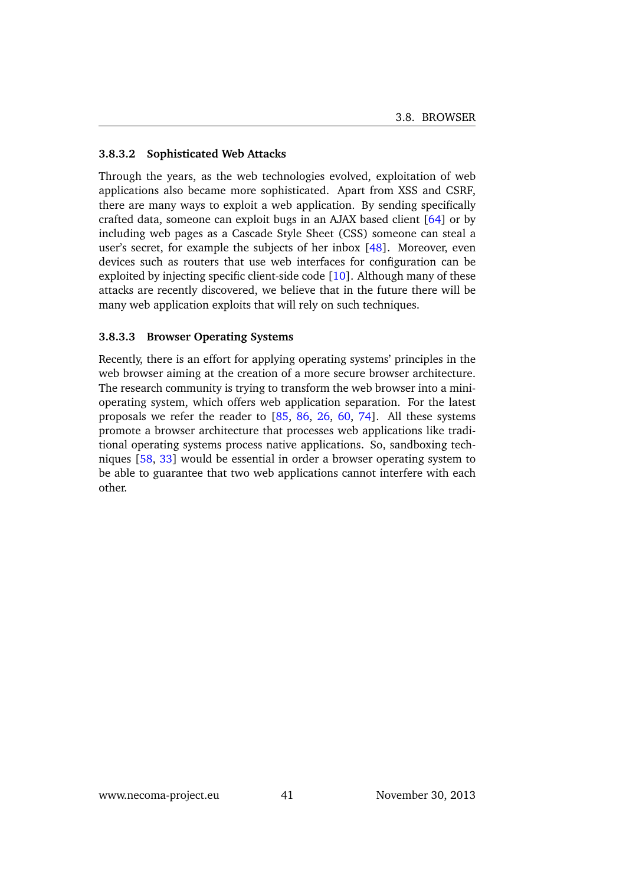#### 3.8.3.2 Sophisticated Web Attacks

Through the years, as the web technologies evolved, exploitation of web applications also became more sophisticated. Apart from XSS and CSRF, there are many ways to exploit a web application. By sending specifically crafted data, someone can exploit bugs in an AJAX based client [64] or by including web pages as a Cascade Style Sheet (CSS) someone can steal a user's secret, for example the subjects of her inbox [48]. Moreover, even devices such as routers that use web interfaces for configuration can be exploited by injecting specific client-side code [10]. Although many of these attacks are recently discovered, we believe that in the future there will be many web application exploits that will rely on such techniques.

#### 3.8.3.3 Browser Operating Systems

Recently, there is an effort for applying operating systems' principles in the web browser aiming at the creation of a more secure browser architecture. The research community is trying to transform the web browser into a mini-operating system, which offers web application separation. For the latest proposals we refer the reader to [85, 86, 26, 60, 74]. All these systems promote a browser architecture that processes web applications like traditional operating systems process native applications. So, sandboxing techniques [58, 33] would be essential in order a browser operating system to be able to guarantee that two web applications cannot interfere with each other.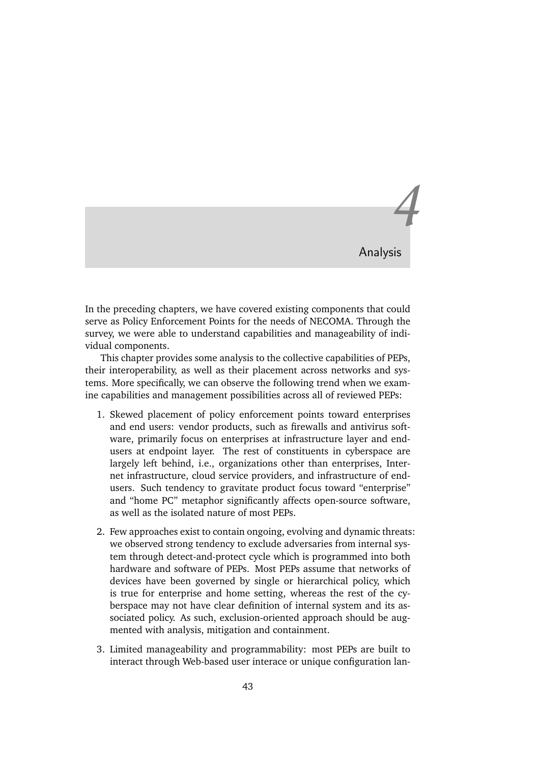# 4 Analysis

In the preceding chapters, we have covered existing components that could serve as Policy Enforcement Points for the needs of NECOMA. Through the survey, we were able to understand capabilities and manageability of individual components.

This chapter provides some analysis to the collective capabilities of PEPs, their interoperability, as well as their placement across networks and systems. More specifically, we can observe the following trend when we examine capabilities and management possibilities across all of reviewed PEPs:

1. Skewed placement of policy enforcement points toward enterprises and end users: vendor products, such as firewalls and antivirus software, primarily focus on enterprises at infrastructure layer and end-users at endpoint layer. The rest of constituents in cyberspace are largely left behind, i.e., organizations other than enterprises, Internet infrastructure, cloud service providers, and infrastructure of end-users. Such tendency to gravitate product focus toward "enterprise" and "home PC" metaphor significantly affects open-source software, as well as the isolated nature of most PEPs.

2. Few approaches exist to contain ongoing, evolving and dynamic threats: we observed strong tendency to exclude adversaries from internal system through detect-and-protect cycle which is programmed into both hardware and software of PEPs. Most PEPs assume that networks of devices have been governed by single or hierarchical policy, which is true for enterprise and home setting, whereas the rest of the cyberspace may not have clear definition of internal system and its associated policy. As such, exclusion-oriented approach should be augmented with analysis, mitigation and containment.

3. Limited manageability and programmability: most PEPs are built to interact through Web-based user interace or unique configuration lan-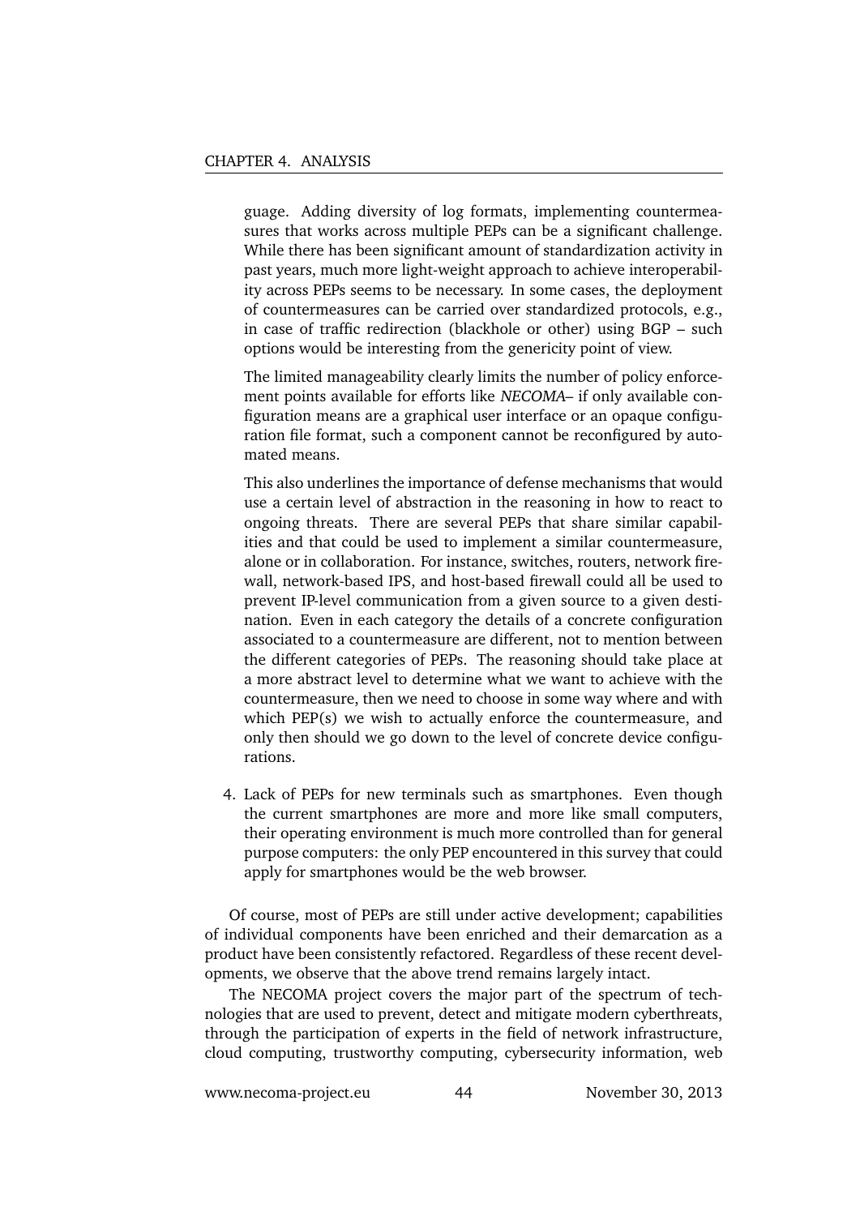guage. Adding diversity of log formats, implementing countermeasures that works across multiple PEPs can be a significant challenge. While there has been significant amount of standardization activity in past years, much more light-weight approach to achieve interoperability across PEPs seems to be necessary. In some cases, the deployment of countermeasures can be carried over standardized protocols, e.g., in case of traffic redirection (blackhole or other) using BGP – such options would be interesting from the genericity point of view.

   The limited manageability clearly limits the number of policy enforcement points available for efforts like *NECOMA*– if only available configuration means are a graphical user interface or an opaque configuration file format, such a component cannot be reconfigured by automated means.

   This also underlines the importance of defense mechanisms that would use a certain level of abstraction in the reasoning in how to react to ongoing threats. There are several PEPs that share similar capabilities and that could be used to implement a similar countermeasure, alone or in collaboration. For instance, switches, routers, network firewall, network-based IPS, and host-based firewall could all be used to prevent IP-level communication from a given source to a given destination. Even in each category the details of a concrete configuration associated to a countermeasure are different, not to mention between the different categories of PEPs. The reasoning should take place at a more abstract level to determine what we want to achieve with the countermeasure, then we need to choose in some way where and with which PEP(s) we wish to actually enforce the countermeasure, and only then should we go down to the level of concrete device configurations.

4. Lack of PEPs for new terminals such as smartphones. Even though the current smartphones are more and more like small computers, their operating environment is much more controlled than for general purpose computers: the only PEP encountered in this survey that could apply for smartphones would be the web browser.

Of course, most of PEPs are still under active development; capabilities of individual components have been enriched and their demarcation as a product have been consistently refactored. Regardless of these recent developments, we observe that the above trend remains largely intact.

The NECOMA project covers the major part of the spectrum of technologies that are used to prevent, detect and mitigate modern cyberthreats, through the participation of experts in the field of network infrastructure, cloud computing, trustworthy computing, cybersecurity information, web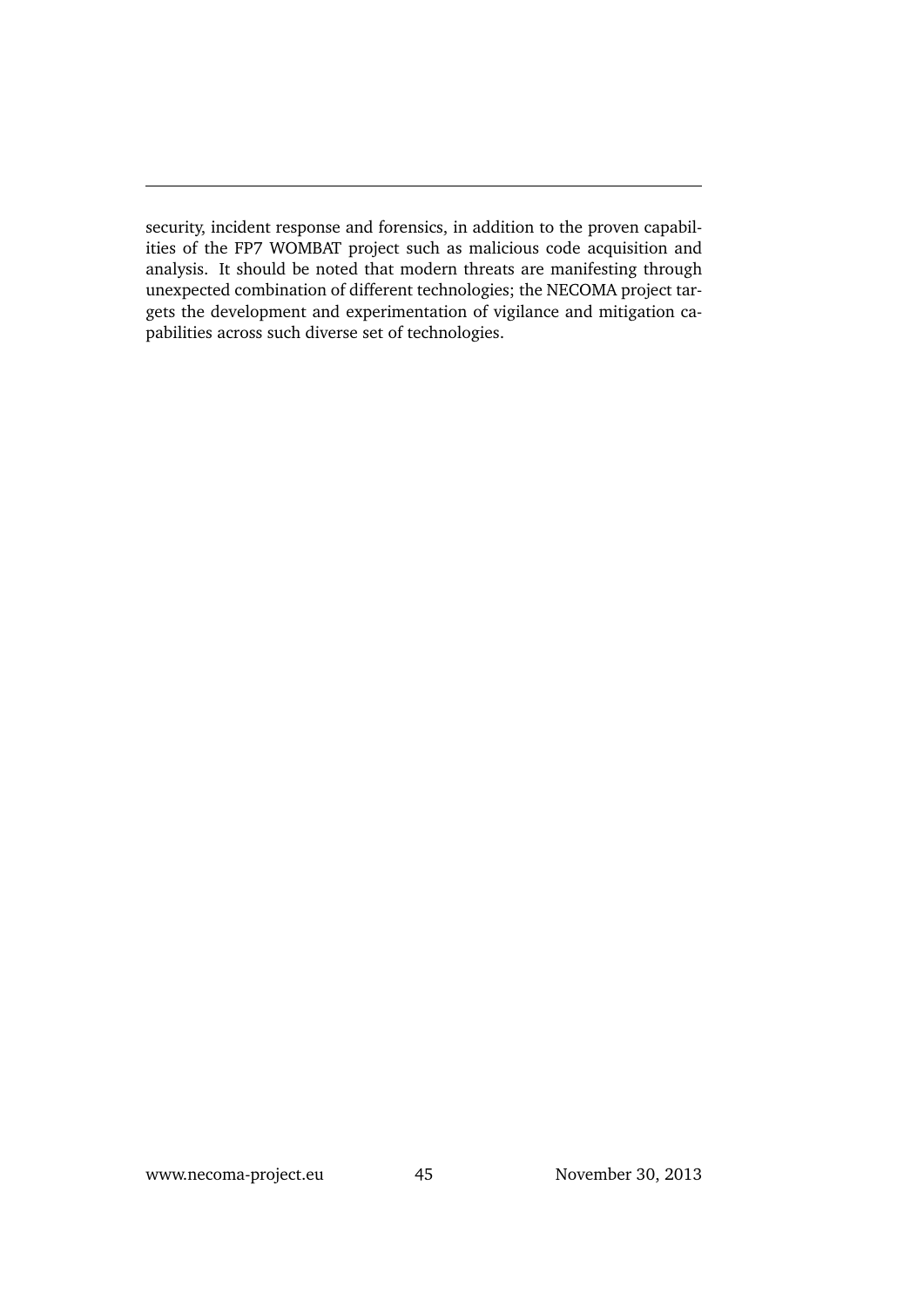security, incident response and forensics, in addition to the proven capabilities of the FP7 WOMBAT project such as malicious code acquisition and analysis. It should be noted that modern threats are manifesting through unexpected combination of different technologies; the NECOMA project targets the development and experimentation of vigilance and mitigation capabilities across such diverse set of technologies.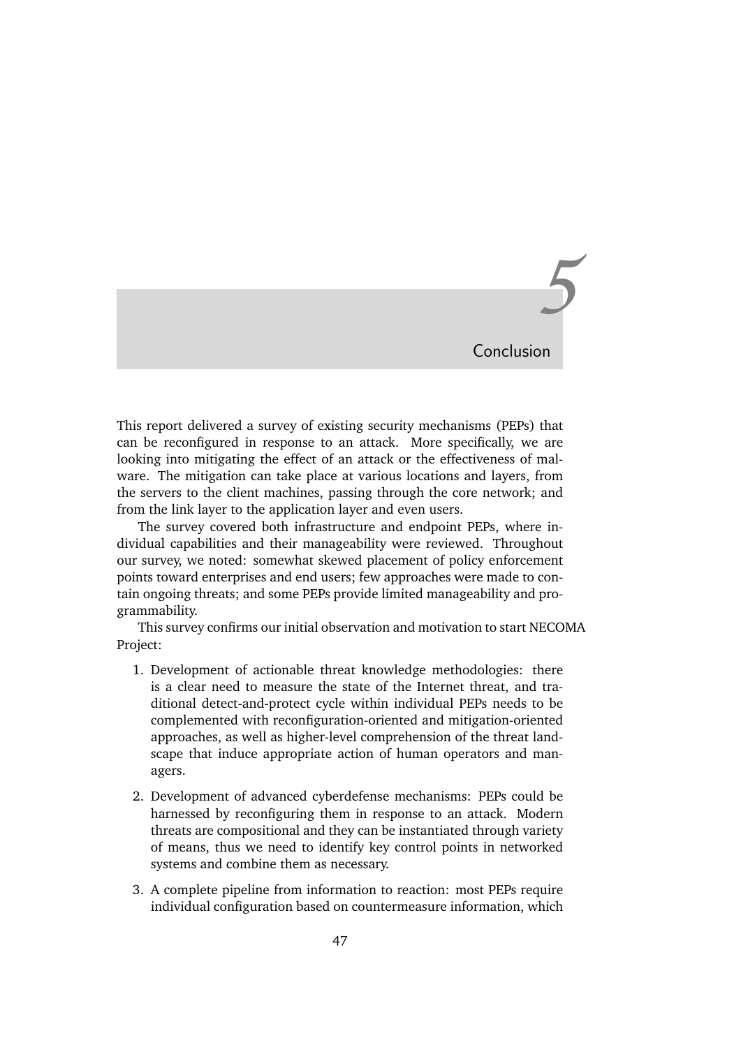# 5 Conclusion

This report delivered a survey of existing security mechanisms (PEPs) that can be reconfigured in response to an attack. More specifically, we are looking into mitigating the effect of an attack or the effectiveness of malware. The mitigation can take place at various locations and layers, from the servers to the client machines, passing through the core network; and from the link layer to the application layer and even users.

The survey covered both infrastructure and endpoint PEPs, where individual capabilities and their manageability were reviewed. Throughout our survey, we noted: somewhat skewed placement of policy enforcement points toward enterprises and end users; few approaches were made to contain ongoing threats; and some PEPs provide limited manageability and programmability.

This survey confirms our initial observation and motivation to start NECOMA Project:

1. Development of actionable threat knowledge methodologies: there is a clear need to measure the state of the Internet threat, and traditional detect-and-protect cycle within individual PEPs needs to be complemented with reconfiguration-oriented and mitigation-oriented approaches, as well as higher-level comprehension of the threat landscape that induce appropriate action of human operators and managers.

2. Development of advanced cyberdefense mechanisms: PEPs could be harnessed by reconfiguring them in response to an attack. Modern threats are compositional and they can be instantiated through variety of means, thus we need to identify key control points in networked systems and combine them as necessary.

3. A complete pipeline from information to reaction: most PEPs require individual configuration based on countermeasure information, which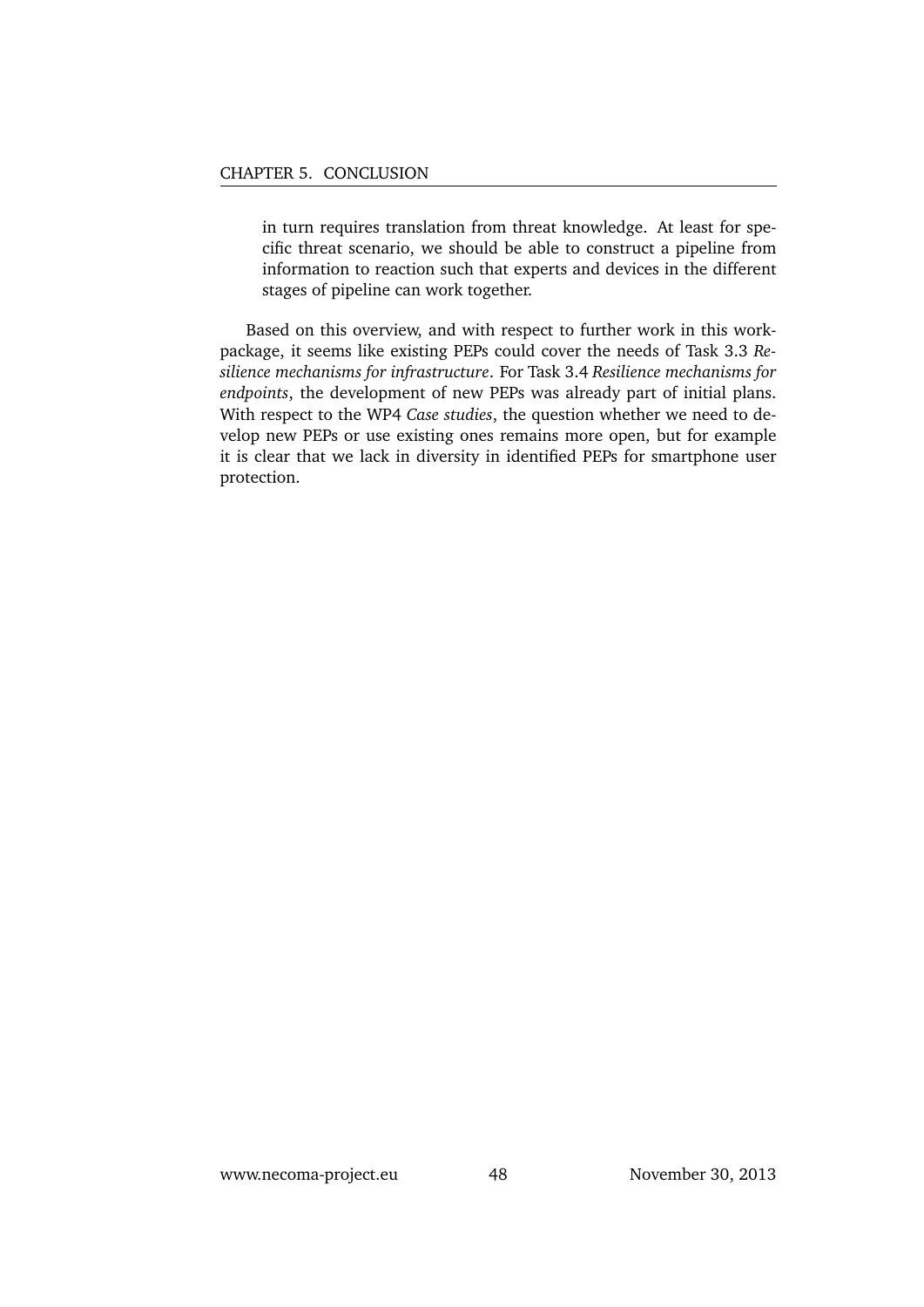in turn requires translation from threat knowledge. At least for specific threat scenario, we should be able to construct a pipeline from information to reaction such that experts and devices in the different stages of pipeline can work together.

Based on this overview, and with respect to further work in this work-package, it seems like existing PEPs could cover the needs of Task 3.3 *Resilience mechanisms for infrastructure*. For Task 3.4 *Resilience mechanisms for endpoints*, the development of new PEPs was already part of initial plans. With respect to the WP4 *Case studies*, the question whether we need to develop new PEPs or use existing ones remains more open, but for example it is clear that we lack in diversity in identified PEPs for smartphone user protection.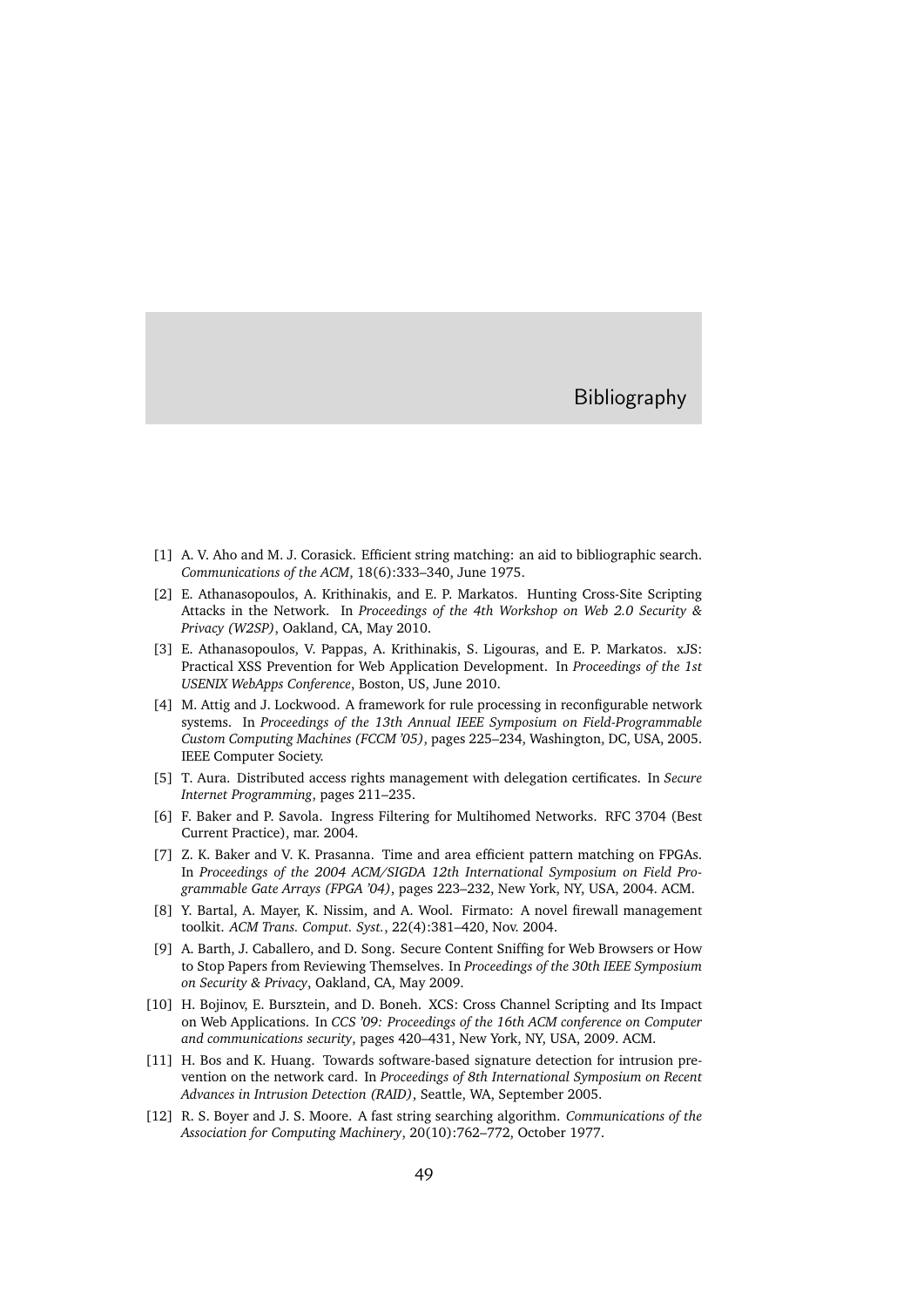# Bibliography

[1] A. V. Aho and M. J. Corasick. Efficient string matching: an aid to bibliographic search. *Communications of the ACM*, 18(6):333–340, June 1975.

[2] E. Athanasopoulos, A. Krithinakis, and E. P. Markatos. Hunting Cross-Site Scripting Attacks in the Network. In *Proceedings of the 4th Workshop on Web 2.0 Security & Privacy (W2SP)*, Oakland, CA, May 2010.

[3] E. Athanasopoulos, V. Pappas, A. Krithinakis, S. Ligouras, and E. P. Markatos. xJS: Practical XSS Prevention for Web Application Development. In *Proceedings of the 1st USENIX WebApps Conference*, Boston, US, June 2010.

[4] M. Attig and J. Lockwood. A framework for rule processing in reconfigurable network systems. In *Proceedings of the 13th Annual IEEE Symposium on Field-Programmable Custom Computing Machines (FCCM '05)*, pages 225–234, Washington, DC, USA, 2005. IEEE Computer Society.

[5] T. Aura. Distributed access rights management with delegation certificates. In *Secure Internet Programming*, pages 211–235.

[6] F. Baker and P. Savola. Ingress Filtering for Multihomed Networks. RFC 3704 (Best Current Practice), mar. 2004.

[7] Z. K. Baker and V. K. Prasanna. Time and area efficient pattern matching on FPGAs. In *Proceedings of the 2004 ACM/SIGDA 12th International Symposium on Field Programmable Gate Arrays (FPGA '04)*, pages 223–232, New York, NY, USA, 2004. ACM.

[8] Y. Bartal, A. Mayer, K. Nissim, and A. Wool. Firmato: A novel firewall management toolkit. *ACM Trans. Comput. Syst.*, 22(4):381–420, Nov. 2004.

[9] A. Barth, J. Caballero, and D. Song. Secure Content Sniffing for Web Browsers or How to Stop Papers from Reviewing Themselves. In *Proceedings of the 30th IEEE Symposium on Security & Privacy*, Oakland, CA, May 2009.

[10] H. Bojinov, E. Bursztein, and D. Boneh. XCS: Cross Channel Scripting and Its Impact on Web Applications. In *CCS '09: Proceedings of the 16th ACM conference on Computer and communications security*, pages 420–431, New York, NY, USA, 2009. ACM.

[11] H. Bos and K. Huang. Towards software-based signature detection for intrusion prevention on the network card. In *Proceedings of 8th International Symposium on Recent Advances in Intrusion Detection (RAID)*, Seattle, WA, September 2005.

[12] R. S. Boyer and J. S. Moore. A fast string searching algorithm. *Communications of the Association for Computing Machinery*, 20(10):762–772, October 1977.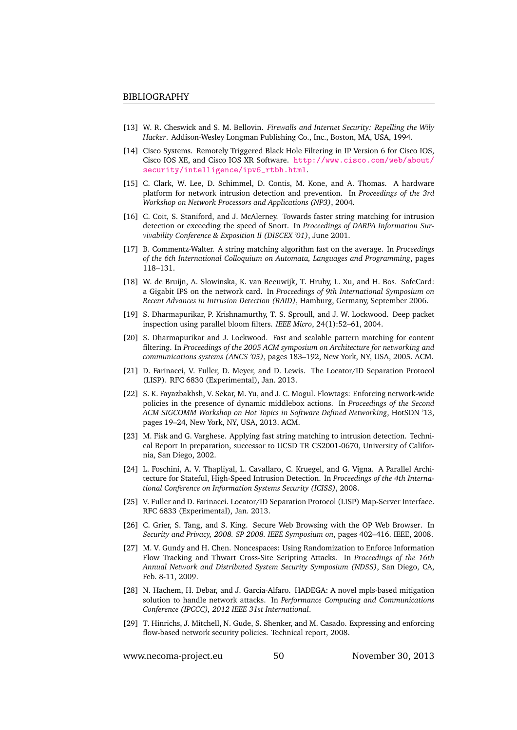[13] W. R. Cheswick and S. M. Bellovin. *Firewalls and Internet Security: Repelling the Wily Hacker*. Addison-Wesley Longman Publishing Co., Inc., Boston, MA, USA, 1994.

[14] Cisco Systems. Remotely Triggered Black Hole Filtering in IP Version 6 for Cisco IOS, Cisco IOS XE, and Cisco IOS XR Software. http://www.cisco.com/web/about/security/intelligence/ipv6_rtbh.html.

[15] C. Clark, W. Lee, D. Schimmel, D. Contis, M. Kone, and A. Thomas. A hardware platform for network intrusion detection and prevention. In *Proceedings of the 3rd Workshop on Network Processors and Applications (NP3)*, 2004.

[16] C. Coit, S. Staniford, and J. McAlerney. Towards faster string matching for intrusion detection or exceeding the speed of Snort. In *Proceedings of DARPA Information Survivability Conference & Exposition II (DISCEX '01)*, June 2001.

[17] B. Commentz-Walter. A string matching algorithm fast on the average. In *Proceedings of the 6th International Colloquium on Automata, Languages and Programming*, pages 118–131.

[18] W. de Bruijn, A. Slowinska, K. van Reeuwijk, T. Hruby, L. Xu, and H. Bos. SafeCard: a Gigabit IPS on the network card. In *Proceedings of 9th International Symposium on Recent Advances in Intrusion Detection (RAID)*, Hamburg, Germany, September 2006.

[19] S. Dharmapurikar, P. Krishnamurthy, T. S. Sproull, and J. W. Lockwood. Deep packet inspection using parallel bloom filters. *IEEE Micro*, 24(1):52–61, 2004.

[20] S. Dharmapurikar and J. Lockwood. Fast and scalable pattern matching for content filtering. In *Proceedings of the 2005 ACM symposium on Architecture for networking and communications systems (ANCS '05)*, pages 183–192, New York, NY, USA, 2005. ACM.

[21] D. Farinacci, V. Fuller, D. Meyer, and D. Lewis. The Locator/ID Separation Protocol (LISP). RFC 6830 (Experimental), Jan. 2013.

[22] S. K. Fayazbakhsh, V. Sekar, M. Yu, and J. C. Mogul. Flowtags: Enforcing network-wide policies in the presence of dynamic middlebox actions. In *Proceedings of the Second ACM SIGCOMM Workshop on Hot Topics in Software Defined Networking*, HotSDN '13, pages 19–24, New York, NY, USA, 2013. ACM.

[23] M. Fisk and G. Varghese. Applying fast string matching to intrusion detection. Technical Report In preparation, successor to UCSD TR CS2001-0670, University of California, San Diego, 2002.

[24] L. Foschini, A. V. Thapliyal, L. Cavallaro, C. Kruegel, and G. Vigna. A Parallel Architecture for Stateful, High-Speed Intrusion Detection. In *Proceedings of the 4th International Conference on Information Systems Security (ICISS)*, 2008.

[25] V. Fuller and D. Farinacci. Locator/ID Separation Protocol (LISP) Map-Server Interface. RFC 6833 (Experimental), Jan. 2013.

[26] C. Grier, S. Tang, and S. King. Secure Web Browsing with the OP Web Browser. In *Security and Privacy, 2008. SP 2008. IEEE Symposium on*, pages 402–416. IEEE, 2008.

[27] M. V. Gundy and H. Chen. Noncespaces: Using Randomization to Enforce Information Flow Tracking and Thwart Cross-Site Scripting Attacks. In *Proceedings of the 16th Annual Network and Distributed System Security Symposium (NDSS)*, San Diego, CA, Feb. 8-11, 2009.

[28] N. Hachem, H. Debar, and J. Garcia-Alfaro. HADEGA: A novel mpls-based mitigation solution to handle network attacks. In *Performance Computing and Communications Conference (IPCCC), 2012 IEEE 31st International*.

[29] T. Hinrichs, J. Mitchell, N. Gude, S. Shenker, and M. Casado. Expressing and enforcing flow-based network security policies. Technical report, 2008.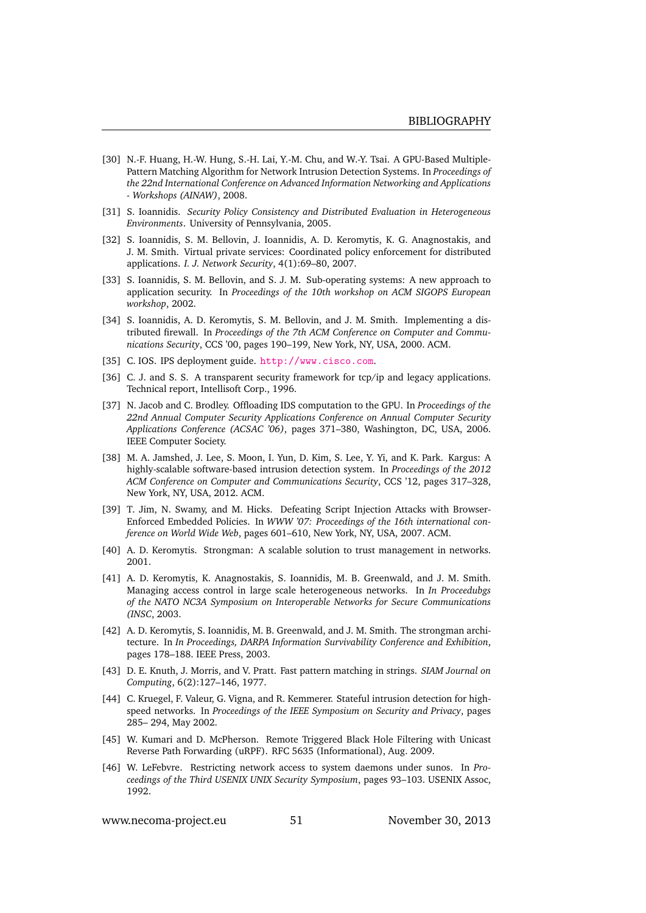[30] N.-F. Huang, H.-W. Hung, S.-H. Lai, Y.-M. Chu, and W.-Y. Tsai. A GPU-Based Multiple-Pattern Matching Algorithm for Network Intrusion Detection Systems. In *Proceedings of the 22nd International Conference on Advanced Information Networking and Applications - Workshops (AINAW)*, 2008.

[31] S. Ioannidis. *Security Policy Consistency and Distributed Evaluation in Heterogeneous Environments*. University of Pennsylvania, 2005.

[32] S. Ioannidis, S. M. Bellovin, J. Ioannidis, A. D. Keromytis, K. G. Anagnostakis, and J. M. Smith. Virtual private services: Coordinated policy enforcement for distributed applications. *I. J. Network Security*, 4(1):69–80, 2007.

[33] S. Ioannidis, S. M. Bellovin, and S. J. M. Sub-operating systems: A new approach to application security. In *Proceedings of the 10th workshop on ACM SIGOPS European workshop*, 2002.

[34] S. Ioannidis, A. D. Keromytis, S. M. Bellovin, and J. M. Smith. Implementing a distributed firewall. In *Proceedings of the 7th ACM Conference on Computer and Communications Security*, CCS '00, pages 190–199, New York, NY, USA, 2000. ACM.

[35] C. IOS. IPS deployment guide. http://www.cisco.com.

[36] C. J. and S. S. A transparent security framework for tcp/ip and legacy applications. Technical report, Intellisoft Corp., 1996.

[37] N. Jacob and C. Brodley. Offloading IDS computation to the GPU. In *Proceedings of the 22nd Annual Computer Security Applications Conference on Annual Computer Security Applications Conference (ACSAC '06)*, pages 371–380, Washington, DC, USA, 2006. IEEE Computer Society.

[38] M. A. Jamshed, J. Lee, S. Moon, I. Yun, D. Kim, S. Lee, Y. Yi, and K. Park. Kargus: A highly-scalable software-based intrusion detection system. In *Proceedings of the 2012 ACM Conference on Computer and Communications Security*, CCS '12, pages 317–328, New York, NY, USA, 2012. ACM.

[39] T. Jim, N. Swamy, and M. Hicks. Defeating Script Injection Attacks with Browser-Enforced Embedded Policies. In *WWW '07: Proceedings of the 16th international conference on World Wide Web*, pages 601–610, New York, NY, USA, 2007. ACM.

[40] A. D. Keromytis. Strongman: A scalable solution to trust management in networks. 2001.

[41] A. D. Keromytis, K. Anagnostakis, S. Ioannidis, M. B. Greenwald, and J. M. Smith. Managing access control in large scale heterogeneous networks. In *In Proceedubgs of the NATO NC3A Symposium on Interoperable Networks for Secure Communications (INSC*, 2003.

[42] A. D. Keromytis, S. Ioannidis, M. B. Greenwald, and J. M. Smith. The strongman architecture. In *In Proceedings, DARPA Information Survivability Conference and Exhibition*, pages 178–188. IEEE Press, 2003.

[43] D. E. Knuth, J. Morris, and V. Pratt. Fast pattern matching in strings. *SIAM Journal on Computing*, 6(2):127–146, 1977.

[44] C. Kruegel, F. Valeur, G. Vigna, and R. Kemmerer. Stateful intrusion detection for high-speed networks. In *Proceedings of the IEEE Symposium on Security and Privacy*, pages 285– 294, May 2002.

[45] W. Kumari and D. McPherson. Remote Triggered Black Hole Filtering with Unicast Reverse Path Forwarding (uRPF). RFC 5635 (Informational), Aug. 2009.

[46] W. LeFebvre. Restricting network access to system daemons under sunos. In *Proceedings of the Third USENIX UNIX Security Symposium*, pages 93–103. USENIX Assoc, 1992.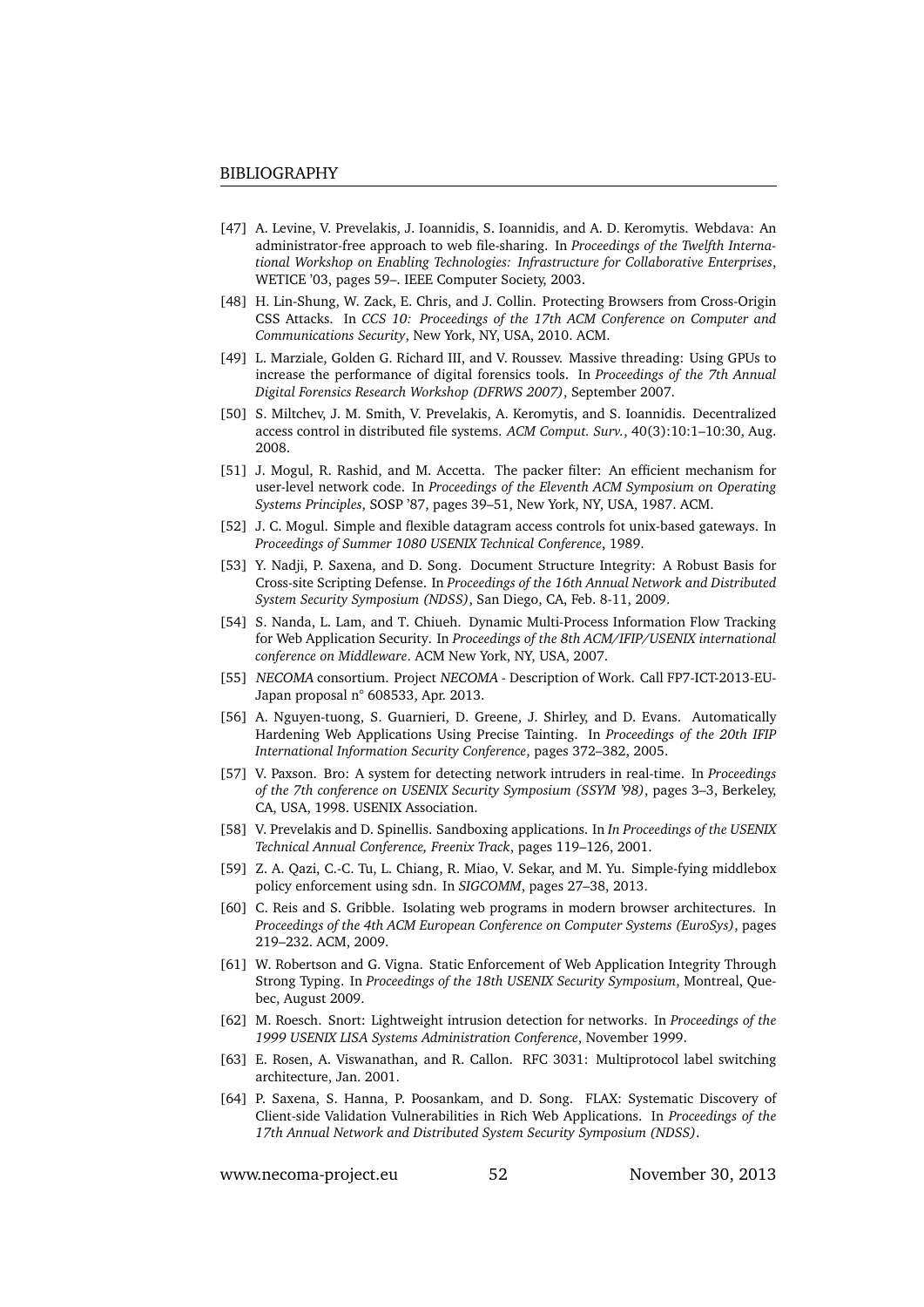[47] A. Levine, V. Prevelakis, J. Ioannidis, S. Ioannidis, and A. D. Keromytis. Webdava: An administrator-free approach to web file-sharing. In *Proceedings of the Twelfth International Workshop on Enabling Technologies: Infrastructure for Collaborative Enterprises*, WETICE '03, pages 59–. IEEE Computer Society, 2003.

[48] H. Lin-Shung, W. Zack, E. Chris, and J. Collin. Protecting Browsers from Cross-Origin CSS Attacks. In *CCS 10: Proceedings of the 17th ACM Conference on Computer and Communications Security*, New York, NY, USA, 2010. ACM.

[49] L. Marziale, Golden G. Richard III, and V. Roussev. Massive threading: Using GPUs to increase the performance of digital forensics tools. In *Proceedings of the 7th Annual Digital Forensics Research Workshop (DFRWS 2007)*, September 2007.

[50] S. Miltchev, J. M. Smith, V. Prevelakis, A. Keromytis, and S. Ioannidis. Decentralized access control in distributed file systems. *ACM Comput. Surv.*, 40(3):10:1–10:30, Aug. 2008.

[51] J. Mogul, R. Rashid, and M. Accetta. The packer filter: An efficient mechanism for user-level network code. In *Proceedings of the Eleventh ACM Symposium on Operating Systems Principles*, SOSP '87, pages 39–51, New York, NY, USA, 1987. ACM.

[52] J. C. Mogul. Simple and flexible datagram access controls fot unix-based gateways. In *Proceedings of Summer 1080 USENIX Technical Conference*, 1989.

[53] Y. Nadji, P. Saxena, and D. Song. Document Structure Integrity: A Robust Basis for Cross-site Scripting Defense. In *Proceedings of the 16th Annual Network and Distributed System Security Symposium (NDSS)*, San Diego, CA, Feb. 8-11, 2009.

[54] S. Nanda, L. Lam, and T. Chiueh. Dynamic Multi-Process Information Flow Tracking for Web Application Security. In *Proceedings of the 8th ACM/IFIP/USENIX international conference on Middleware*. ACM New York, NY, USA, 2007.

[55] *NECOMA* consortium. Project *NECOMA* - Description of Work. Call FP7-ICT-2013-EU-Japan proposal n° 608533, Apr. 2013.

[56] A. Nguyen-tuong, S. Guarnieri, D. Greene, J. Shirley, and D. Evans. Automatically Hardening Web Applications Using Precise Tainting. In *Proceedings of the 20th IFIP International Information Security Conference*, pages 372–382, 2005.

[57] V. Paxson. Bro: A system for detecting network intruders in real-time. In *Proceedings of the 7th conference on USENIX Security Symposium (SSYM '98)*, pages 3–3, Berkeley, CA, USA, 1998. USENIX Association.

[58] V. Prevelakis and D. Spinellis. Sandboxing applications. In *In Proceedings of the USENIX Technical Annual Conference, Freenix Track*, pages 119–126, 2001.

[59] Z. A. Qazi, C.-C. Tu, L. Chiang, R. Miao, V. Sekar, and M. Yu. Simple-fying middlebox policy enforcement using sdn. In *SIGCOMM*, pages 27–38, 2013.

[60] C. Reis and S. Gribble. Isolating web programs in modern browser architectures. In *Proceedings of the 4th ACM European Conference on Computer Systems (EuroSys)*, pages 219–232. ACM, 2009.

[61] W. Robertson and G. Vigna. Static Enforcement of Web Application Integrity Through Strong Typing. In *Proceedings of the 18th USENIX Security Symposium*, Montreal, Quebec, August 2009.

[62] M. Roesch. Snort: Lightweight intrusion detection for networks. In *Proceedings of the 1999 USENIX LISA Systems Administration Conference*, November 1999.

[63] E. Rosen, A. Viswanathan, and R. Callon. RFC 3031: Multiprotocol label switching architecture, Jan. 2001.

[64] P. Saxena, S. Hanna, P. Poosankam, and D. Song. FLAX: Systematic Discovery of Client-side Validation Vulnerabilities in Rich Web Applications. In *Proceedings of the 17th Annual Network and Distributed System Security Symposium (NDSS)*.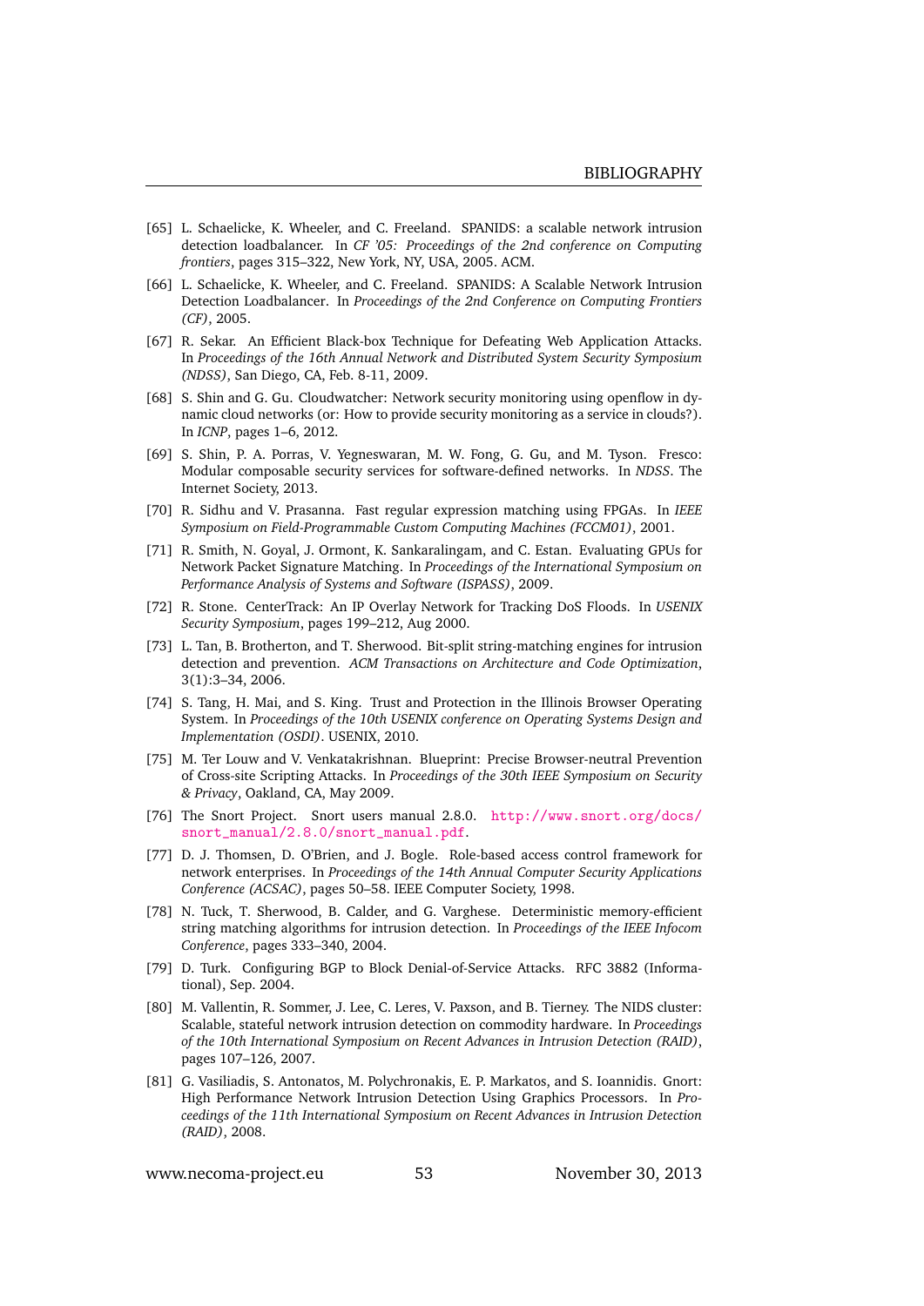[65] L. Schaelicke, K. Wheeler, and C. Freeland. SPANIDS: a scalable network intrusion detection loadbalancer. In *CF '05: Proceedings of the 2nd conference on Computing frontiers*, pages 315–322, New York, NY, USA, 2005. ACM.

[66] L. Schaelicke, K. Wheeler, and C. Freeland. SPANIDS: A Scalable Network Intrusion Detection Loadbalancer. In *Proceedings of the 2nd Conference on Computing Frontiers (CF)*, 2005.

[67] R. Sekar. An Efficient Black-box Technique for Defeating Web Application Attacks. In *Proceedings of the 16th Annual Network and Distributed System Security Symposium (NDSS)*, San Diego, CA, Feb. 8-11, 2009.

[68] S. Shin and G. Gu. Cloudwatcher: Network security monitoring using openflow in dynamic cloud networks (or: How to provide security monitoring as a service in clouds?). In *ICNP*, pages 1–6, 2012.

[69] S. Shin, P. A. Porras, V. Yegneswaran, M. W. Fong, G. Gu, and M. Tyson. Fresco: Modular composable security services for software-defined networks. In *NDSS*. The Internet Society, 2013.

[70] R. Sidhu and V. Prasanna. Fast regular expression matching using FPGAs. In *IEEE Symposium on Field-Programmable Custom Computing Machines (FCCM01)*, 2001.

[71] R. Smith, N. Goyal, J. Ormont, K. Sankaralingam, and C. Estan. Evaluating GPUs for Network Packet Signature Matching. In *Proceedings of the International Symposium on Performance Analysis of Systems and Software (ISPASS)*, 2009.

[72] R. Stone. CenterTrack: An IP Overlay Network for Tracking DoS Floods. In *USENIX Security Symposium*, pages 199–212, Aug 2000.

[73] L. Tan, B. Brotherton, and T. Sherwood. Bit-split string-matching engines for intrusion detection and prevention. *ACM Transactions on Architecture and Code Optimization*, 3(1):3–34, 2006.

[74] S. Tang, H. Mai, and S. King. Trust and Protection in the Illinois Browser Operating System. In *Proceedings of the 10th USENIX conference on Operating Systems Design and Implementation (OSDI)*. USENIX, 2010.

[75] M. Ter Louw and V. Venkatakrishnan. Blueprint: Precise Browser-neutral Prevention of Cross-site Scripting Attacks. In *Proceedings of the 30th IEEE Symposium on Security & Privacy*, Oakland, CA, May 2009.

[76] The Snort Project. Snort users manual 2.8.0. http://www.snort.org/docs/snort_manual/2.8.0/snort_manual.pdf.

[77] D. J. Thomsen, D. O'Brien, and J. Bogle. Role-based access control framework for network enterprises. In *Proceedings of the 14th Annual Computer Security Applications Conference (ACSAC)*, pages 50–58. IEEE Computer Society, 1998.

[78] N. Tuck, T. Sherwood, B. Calder, and G. Varghese. Deterministic memory-efficient string matching algorithms for intrusion detection. In *Proceedings of the IEEE Infocom Conference*, pages 333–340, 2004.

[79] D. Turk. Configuring BGP to Block Denial-of-Service Attacks. RFC 3882 (Informational), Sep. 2004.

[80] M. Vallentin, R. Sommer, J. Lee, C. Leres, V. Paxson, and B. Tierney. The NIDS cluster: Scalable, stateful network intrusion detection on commodity hardware. In *Proceedings of the 10th International Symposium on Recent Advances in Intrusion Detection (RAID)*, pages 107–126, 2007.

[81] G. Vasiliadis, S. Antonatos, M. Polychronakis, E. P. Markatos, and S. Ioannidis. Gnort: High Performance Network Intrusion Detection Using Graphics Processors. In *Proceedings of the 11th International Symposium on Recent Advances in Intrusion Detection (RAID)*, 2008.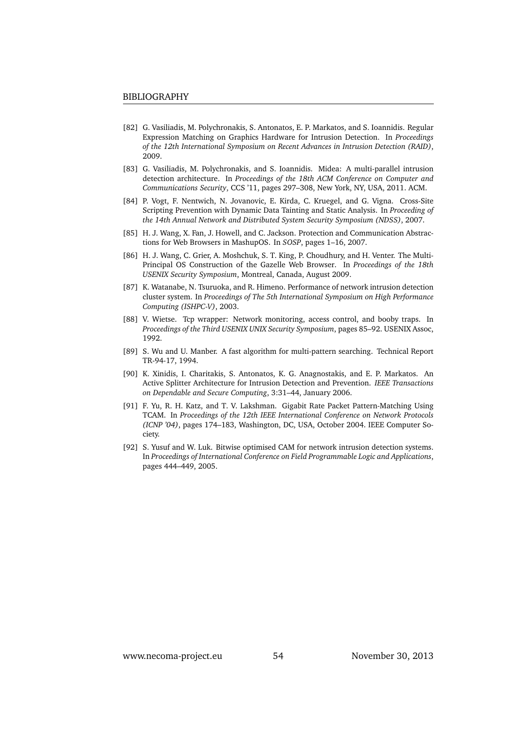- [82] G. Vasiliadis, M. Polychronakis, S. Antonatos, E. P. Markatos, and S. Ioannidis. Regular Expression Matching on Graphics Hardware for Intrusion Detection. In *Proceedings of the 12th International Symposium on Recent Advances in Intrusion Detection (RAID)*, 2009.

- [83] G. Vasiliadis, M. Polychronakis, and S. Ioannidis. Midea: A multi-parallel intrusion detection architecture. In *Proceedings of the 18th ACM Conference on Computer and Communications Security*, CCS '11, pages 297–308, New York, NY, USA, 2011. ACM.

- [84] P. Vogt, F. Nentwich, N. Jovanovic, E. Kirda, C. Kruegel, and G. Vigna. Cross-Site Scripting Prevention with Dynamic Data Tainting and Static Analysis. In *Proceeding of the 14th Annual Network and Distributed System Security Symposium (NDSS)*, 2007.

- [85] H. J. Wang, X. Fan, J. Howell, and C. Jackson. Protection and Communication Abstractions for Web Browsers in MashupOS. In *SOSP*, pages 1–16, 2007.

- [86] H. J. Wang, C. Grier, A. Moshchuk, S. T. King, P. Choudhury, and H. Venter. The Multi-Principal OS Construction of the Gazelle Web Browser. In *Proceedings of the 18th USENIX Security Symposium*, Montreal, Canada, August 2009.

- [87] K. Watanabe, N. Tsuruoka, and R. Himeno. Performance of network intrusion detection cluster system. In *Proceedings of The 5th International Symposium on High Performance Computing (ISHPC-V)*, 2003.

- [88] V. Wietse. Tcp wrapper: Network monitoring, access control, and booby traps. In *Proceedings of the Third USENIX UNIX Security Symposium*, pages 85–92. USENIX Assoc, 1992.

- [89] S. Wu and U. Manber. A fast algorithm for multi-pattern searching. Technical Report TR-94-17, 1994.

- [90] K. Xinidis, I. Charitakis, S. Antonatos, K. G. Anagnostakis, and E. P. Markatos. An Active Splitter Architecture for Intrusion Detection and Prevention. *IEEE Transactions on Dependable and Secure Computing*, 3:31–44, January 2006.

- [91] F. Yu, R. H. Katz, and T. V. Lakshman. Gigabit Rate Packet Pattern-Matching Using TCAM. In *Proceedings of the 12th IEEE International Conference on Network Protocols (ICNP '04)*, pages 174–183, Washington, DC, USA, October 2004. IEEE Computer Society.

- [92] S. Yusuf and W. Luk. Bitwise optimised CAM for network intrusion detection systems. In *Proceedings of International Conference on Field Programmable Logic and Applications*, pages 444–449, 2005.